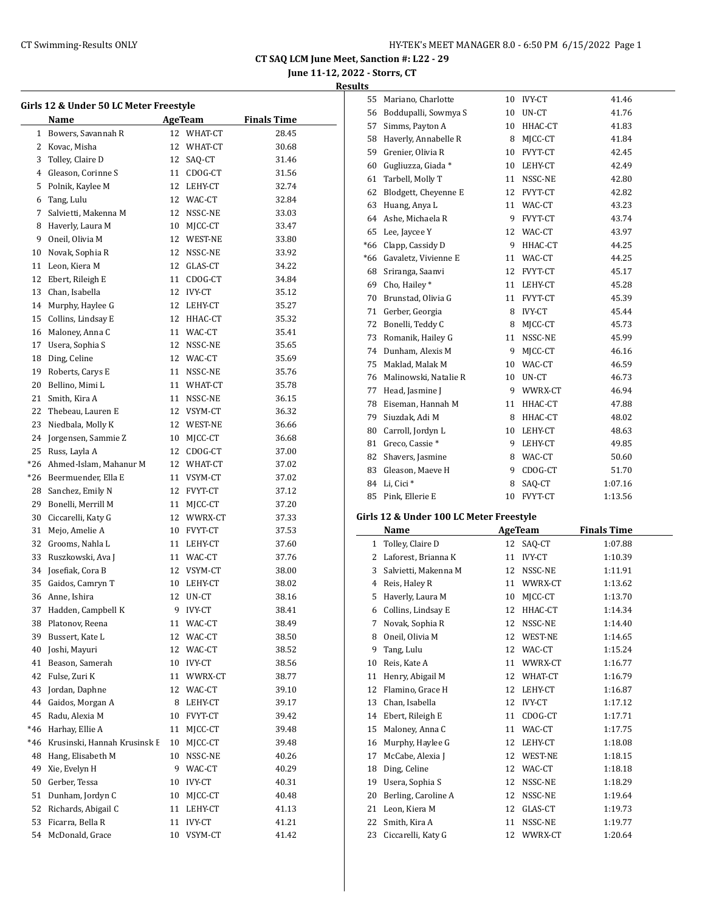**CT SAQ LCM June Meet, Sanction #: L22 - 29**

**June 11-12, 2022 - Storrs, CT**

**Results**

### Girls 12 & Under 50 LC Meter Freestyle

| | Name | Age | Team | Finals Time |
|---|---|---|---|---|
| 1 | Bowers, Savannah R | 12 | WHAT-CT | 28.45 |
| 2 | Kovac, Misha | 12 | WHAT-CT | 30.68 |
| 3 | Tolley, Claire D | 12 | SAQ-CT | 31.46 |
| 4 | Gleason, Corinne S | 11 | CDOG-CT | 31.56 |
| 5 | Polnik, Kaylee M | 12 | LEHY-CT | 32.74 |
| 6 | Tang, Lulu | 12 | WAC-CT | 32.84 |
| 7 | Salvietti, Makenna M | 12 | NSSC-NE | 33.03 |
| 8 | Haverly, Laura M | 10 | MJCC-CT | 33.47 |
| 9 | Oneil, Olivia M | 12 | WEST-NE | 33.80 |
| 10 | Novak, Sophia R | 12 | NSSC-NE | 33.92 |
| 11 | Leon, Kiera M | 12 | GLAS-CT | 34.22 |
| 12 | Ebert, Rileigh E | 11 | CDOG-CT | 34.84 |
| 13 | Chan, Isabella | 12 | IVY-CT | 35.12 |
| 14 | Murphy, Haylee G | 12 | LEHY-CT | 35.27 |
| 15 | Collins, Lindsay E | 12 | HHAC-CT | 35.32 |
| 16 | Maloney, Anna C | 11 | WAC-CT | 35.41 |
| 17 | Usera, Sophia S | 12 | NSSC-NE | 35.65 |
| 18 | Ding, Celine | 12 | WAC-CT | 35.69 |
| 19 | Roberts, Carys E | 11 | NSSC-NE | 35.76 |
| 20 | Bellino, Mimi L | 11 | WHAT-CT | 35.78 |
| 21 | Smith, Kira A | 11 | NSSC-NE | 36.15 |
| 22 | Thebeau, Lauren E | 12 | VSYM-CT | 36.32 |
| 23 | Niedbala, Molly K | 12 | WEST-NE | 36.66 |
| 24 | Jorgensen, Sammie Z | 10 | MJCC-CT | 36.68 |
| 25 | Russ, Layla A | 12 | CDOG-CT | 37.00 |
| *26 | Ahmed-Islam, Mahanur M | 12 | WHAT-CT | 37.02 |
| *26 | Beermuender, Ella E | 11 | VSYM-CT | 37.02 |
| 28 | Sanchez, Emily N | 12 | FVYT-CT | 37.12 |
| 29 | Bonelli, Merrill M | 11 | MJCC-CT | 37.20 |
| 30 | Ciccarelli, Katy G | 12 | WWRX-CT | 37.33 |
| 31 | Mejo, Amelie A | 10 | FVYT-CT | 37.53 |
| 32 | Grooms, Nahla L | 11 | LEHY-CT | 37.60 |
| 33 | Ruszkowski, Ava J | 11 | WAC-CT | 37.76 |
| 34 | Josefiak, Cora B | 12 | VSYM-CT | 38.00 |
| 35 | Gaidos, Camryn T | 10 | LEHY-CT | 38.02 |
| 36 | Anne, Ishira | 12 | UN-CT | 38.16 |
| 37 | Hadden, Campbell K | 9 | IVY-CT | 38.41 |
| 38 | Platonov, Reena | 11 | WAC-CT | 38.49 |
| 39 | Bussert, Kate L | 12 | WAC-CT | 38.50 |
| 40 | Joshi, Mayuri | 12 | WAC-CT | 38.52 |
| 41 | Beason, Samerah | 10 | IVY-CT | 38.56 |
| 42 | Fulse, Zuri K | 11 | WWRX-CT | 38.77 |
| 43 | Jordan, Daphne | 12 | WAC-CT | 39.10 |
| 44 | Gaidos, Morgan A | 8 | LEHY-CT | 39.17 |
| 45 | Radu, Alexia M | 10 | FVYT-CT | 39.42 |
| *46 | Harhay, Ellie A | 11 | MJCC-CT | 39.48 |
| *46 | Krusinski, Hannah Krusinsk E | 10 | MJCC-CT | 39.48 |
| 48 | Hang, Elisabeth M | 10 | NSSC-NE | 40.26 |
| 49 | Xie, Evelyn H | 9 | WAC-CT | 40.29 |
| 50 | Gerber, Tessa | 10 | IVY-CT | 40.31 |
| 51 | Dunham, Jordyn C | 10 | MJCC-CT | 40.48 |
| 52 | Richards, Abigail C | 11 | LEHY-CT | 41.13 |
| 53 | Ficarra, Bella R | 11 | IVY-CT | 41.21 |
| 54 | McDonald, Grace | 10 | VSYM-CT | 41.42 |
| 55 | Mariano, Charlotte | 10 | IVY-CT | 41.46 |
| 56 | Boddupalli, Sowmya S | 10 | UN-CT | 41.76 |
| 57 | Simms, Payton A | 10 | HHAC-CT | 41.83 |
| 58 | Haverly, Annabelle R | 8 | MJCC-CT | 41.84 |
| 59 | Grenier, Olivia R | 10 | FVYT-CT | 42.45 |
| 60 | Gugliuzza, Giada * | 10 | LEHY-CT | 42.49 |
| 61 | Tarbell, Molly T | 11 | NSSC-NE | 42.80 |
| 62 | Blodgett, Cheyenne E | 12 | FVYT-CT | 42.82 |
| 63 | Huang, Anya L | 11 | WAC-CT | 43.23 |
| 64 | Ashe, Michaela R | 9 | FVYT-CT | 43.74 |
| 65 | Lee, Jaycee Y | 12 | WAC-CT | 43.97 |
| *66 | Clapp, Cassidy D | 9 | HHAC-CT | 44.25 |
| *66 | Gavaletz, Vivienne E | 11 | WAC-CT | 44.25 |
| 68 | Sriranga, Saanvi | 12 | FVYT-CT | 45.17 |
| 69 | Cho, Hailey * | 11 | LEHY-CT | 45.28 |
| 70 | Brunstad, Olivia G | 11 | FVYT-CT | 45.39 |
| 71 | Gerber, Georgia | 8 | IVY-CT | 45.44 |
| 72 | Bonelli, Teddy C | 8 | MJCC-CT | 45.73 |
| 73 | Romanik, Hailey G | 11 | NSSC-NE | 45.99 |
| 74 | Dunham, Alexis M | 9 | MJCC-CT | 46.16 |
| 75 | Maklad, Malak M | 10 | WAC-CT | 46.59 |
| 76 | Malinowski, Natalie R | 10 | UN-CT | 46.73 |
| 77 | Head, Jasmine J | 9 | WWRX-CT | 46.94 |
| 78 | Eiseman, Hannah M | 11 | HHAC-CT | 47.88 |
| 79 | Siuzdak, Adi M | 8 | HHAC-CT | 48.02 |
| 80 | Carroll, Jordyn L | 10 | LEHY-CT | 48.63 |
| 81 | Greco, Cassie * | 9 | LEHY-CT | 49.85 |
| 82 | Shavers, Jasmine | 8 | WAC-CT | 50.60 |
| 83 | Gleason, Maeve H | 9 | CDOG-CT | 51.70 |
| 84 | Li, Cici * | 8 | SAQ-CT | 1:07.16 |
| 85 | Pink, Ellerie E | 10 | FVYT-CT | 1:13.56 |

### Girls 12 & Under 100 LC Meter Freestyle

| | Name | Age | Team | Finals Time |
|---|---|---|---|---|
| 1 | Tolley, Claire D | 12 | SAQ-CT | 1:07.88 |
| 2 | Laforest, Brianna K | 11 | IVY-CT | 1:10.39 |
| 3 | Salvietti, Makenna M | 12 | NSSC-NE | 1:11.91 |
| 4 | Reis, Haley R | 11 | WWRX-CT | 1:13.62 |
| 5 | Haverly, Laura M | 10 | MJCC-CT | 1:13.70 |
| 6 | Collins, Lindsay E | 12 | HHAC-CT | 1:14.34 |
| 7 | Novak, Sophia R | 12 | NSSC-NE | 1:14.40 |
| 8 | Oneil, Olivia M | 12 | WEST-NE | 1:14.65 |
| 9 | Tang, Lulu | 12 | WAC-CT | 1:15.24 |
| 10 | Reis, Kate A | 11 | WWRX-CT | 1:16.77 |
| 11 | Henry, Abigail M | 12 | WHAT-CT | 1:16.79 |
| 12 | Flamino, Grace H | 12 | LEHY-CT | 1:16.87 |
| 13 | Chan, Isabella | 12 | IVY-CT | 1:17.12 |
| 14 | Ebert, Rileigh E | 11 | CDOG-CT | 1:17.71 |
| 15 | Maloney, Anna C | 11 | WAC-CT | 1:17.75 |
| 16 | Murphy, Haylee G | 12 | LEHY-CT | 1:18.08 |
| 17 | McCabe, Alexia J | 12 | WEST-NE | 1:18.15 |
| 18 | Ding, Celine | 12 | WAC-CT | 1:18.18 |
| 19 | Usera, Sophia S | 12 | NSSC-NE | 1:18.29 |
| 20 | Berling, Caroline A | 12 | NSSC-NE | 1:19.64 |
| 21 | Leon, Kiera M | 12 | GLAS-CT | 1:19.73 |
| 22 | Smith, Kira A | 11 | NSSC-NE | 1:19.77 |
| 23 | Ciccarelli, Katy G | 12 | WWRX-CT | 1:20.64 |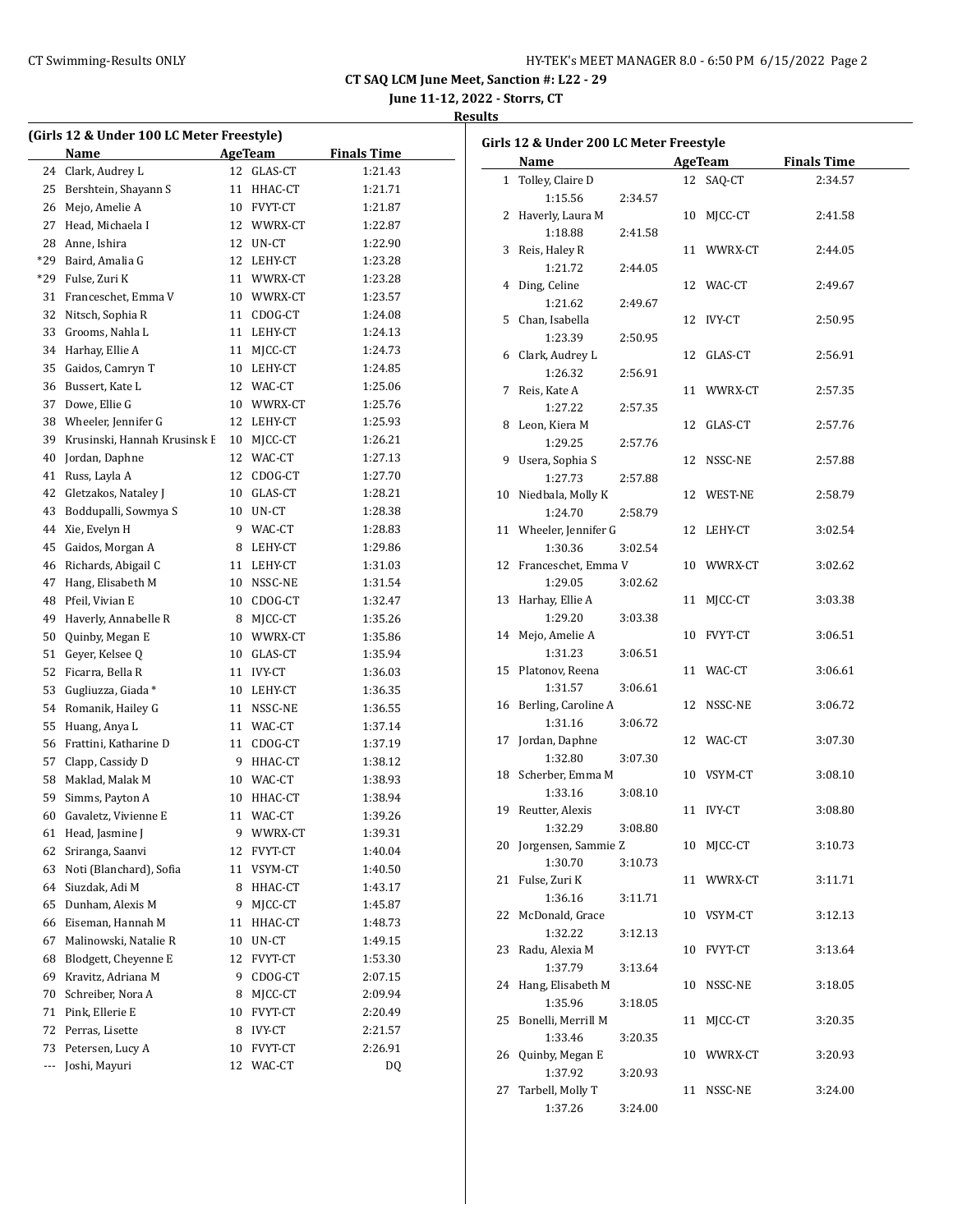CT SAQ LCM June Meet, Sanction #: L22 - 29

June 11-12, 2022 - Storrs, CT

**Results**

### (Girls 12 & Under 100 LC Meter Freestyle)

| | Name | Age | Team | Finals Time |
|---|---|---|---|---|
| 24 | Clark, Audrey L | 12 | GLAS-CT | 1:21.43 |
| 25 | Bershtein, Shayann S | 11 | HHAC-CT | 1:21.71 |
| 26 | Mejo, Amelie A | 10 | FVYT-CT | 1:21.87 |
| 27 | Head, Michaela I | 12 | WWRX-CT | 1:22.87 |
| 28 | Anne, Ishira | 12 | UN-CT | 1:22.90 |
| *29 | Baird, Amalia G | 12 | LEHY-CT | 1:23.28 |
| *29 | Fulse, Zuri K | 11 | WWRX-CT | 1:23.28 |
| 31 | Franceschet, Emma V | 10 | WWRX-CT | 1:23.57 |
| 32 | Nitsch, Sophia R | 11 | CDOG-CT | 1:24.08 |
| 33 | Grooms, Nahla L | 11 | LEHY-CT | 1:24.13 |
| 34 | Harhay, Ellie A | 11 | MJCC-CT | 1:24.73 |
| 35 | Gaidos, Camryn T | 10 | LEHY-CT | 1:24.85 |
| 36 | Bussert, Kate L | 12 | WAC-CT | 1:25.06 |
| 37 | Dowe, Ellie G | 10 | WWRX-CT | 1:25.76 |
| 38 | Wheeler, Jennifer G | 12 | LEHY-CT | 1:25.93 |
| 39 | Krusinski, Hannah Krusinsk E | 10 | MJCC-CT | 1:26.21 |
| 40 | Jordan, Daphne | 12 | WAC-CT | 1:27.13 |
| 41 | Russ, Layla A | 12 | CDOG-CT | 1:27.70 |
| 42 | Gletzakos, Nataley J | 10 | GLAS-CT | 1:28.21 |
| 43 | Boddupalli, Sowmya S | 10 | UN-CT | 1:28.38 |
| 44 | Xie, Evelyn H | 9 | WAC-CT | 1:28.83 |
| 45 | Gaidos, Morgan A | 8 | LEHY-CT | 1:29.86 |
| 46 | Richards, Abigail C | 11 | LEHY-CT | 1:31.03 |
| 47 | Hang, Elisabeth M | 10 | NSSC-NE | 1:31.54 |
| 48 | Pfeil, Vivian E | 10 | CDOG-CT | 1:32.47 |
| 49 | Haverly, Annabelle R | 8 | MJCC-CT | 1:35.26 |
| 50 | Quinby, Megan E | 10 | WWRX-CT | 1:35.86 |
| 51 | Geyer, Kelsee Q | 10 | GLAS-CT | 1:35.94 |
| 52 | Ficarra, Bella R | 11 | IVY-CT | 1:36.03 |
| 53 | Gugliuzza, Giada * | 10 | LEHY-CT | 1:36.35 |
| 54 | Romanik, Hailey G | 11 | NSSC-NE | 1:36.55 |
| 55 | Huang, Anya L | 11 | WAC-CT | 1:37.14 |
| 56 | Frattini, Katharine D | 11 | CDOG-CT | 1:37.19 |
| 57 | Clapp, Cassidy D | 9 | HHAC-CT | 1:38.12 |
| 58 | Maklad, Malak M | 10 | WAC-CT | 1:38.93 |
| 59 | Simms, Payton A | 10 | HHAC-CT | 1:38.94 |
| 60 | Gavaletz, Vivienne E | 11 | WAC-CT | 1:39.26 |
| 61 | Head, Jasmine J | 9 | WWRX-CT | 1:39.31 |
| 62 | Sriranga, Saanvi | 12 | FVYT-CT | 1:40.04 |
| 63 | Noti (Blanchard), Sofia | 11 | VSYM-CT | 1:40.50 |
| 64 | Siuzdak, Adi M | 8 | HHAC-CT | 1:43.17 |
| 65 | Dunham, Alexis M | 9 | MJCC-CT | 1:45.87 |
| 66 | Eiseman, Hannah M | 11 | HHAC-CT | 1:48.73 |
| 67 | Malinowski, Natalie R | 10 | UN-CT | 1:49.15 |
| 68 | Blodgett, Cheyenne E | 12 | FVYT-CT | 1:53.30 |
| 69 | Kravitz, Adriana M | 9 | CDOG-CT | 2:07.15 |
| 70 | Schreiber, Nora A | 8 | MJCC-CT | 2:09.94 |
| 71 | Pink, Ellerie E | 10 | FVYT-CT | 2:20.49 |
| 72 | Perras, Lisette | 8 | IVY-CT | 2:21.57 |
| 73 | Petersen, Lucy A | 10 | FVYT-CT | 2:26.91 |
| --- | Joshi, Mayuri | 12 | WAC-CT | DQ |

### Girls 12 & Under 200 LC Meter Freestyle

| | Name | Age | Team | Finals Time | Splits |
|---|---|---|---|---|---|
| 1 | Tolley, Claire D | 12 | SAQ-CT | 2:34.57 | 1:15.56, 2:34.57 |
| 2 | Haverly, Laura M | 10 | MJCC-CT | 2:41.58 | 1:18.88, 2:41.58 |
| 3 | Reis, Haley R | 11 | WWRX-CT | 2:44.05 | 1:21.72, 2:44.05 |
| 4 | Ding, Celine | 12 | WAC-CT | 2:49.67 | 1:21.62, 2:49.67 |
| 5 | Chan, Isabella | 12 | IVY-CT | 2:50.95 | 1:23.39, 2:50.95 |
| 6 | Clark, Audrey L | 12 | GLAS-CT | 2:56.91 | 1:26.32, 2:56.91 |
| 7 | Reis, Kate A | 11 | WWRX-CT | 2:57.35 | 1:27.22, 2:57.35 |
| 8 | Leon, Kiera M | 12 | GLAS-CT | 2:57.76 | 1:29.25, 2:57.76 |
| 9 | Usera, Sophia S | 12 | NSSC-NE | 2:57.88 | 1:27.73, 2:57.88 |
| 10 | Niedbala, Molly K | 12 | WEST-NE | 2:58.79 | 1:24.70, 2:58.79 |
| 11 | Wheeler, Jennifer G | 12 | LEHY-CT | 3:02.54 | 1:30.36, 3:02.54 |
| 12 | Franceschet, Emma V | 10 | WWRX-CT | 3:02.62 | 1:29.05, 3:02.62 |
| 13 | Harhay, Ellie A | 11 | MJCC-CT | 3:03.38 | 1:29.20, 3:03.38 |
| 14 | Mejo, Amelie A | 10 | FVYT-CT | 3:06.51 | 1:31.23, 3:06.51 |
| 15 | Platonov, Reena | 11 | WAC-CT | 3:06.61 | 1:31.57, 3:06.61 |
| 16 | Berling, Caroline A | 12 | NSSC-NE | 3:06.72 | 1:31.16, 3:06.72 |
| 17 | Jordan, Daphne | 12 | WAC-CT | 3:07.30 | 1:32.80, 3:07.30 |
| 18 | Scherber, Emma M | 10 | VSYM-CT | 3:08.10 | 1:33.16, 3:08.10 |
| 19 | Reutter, Alexis | 11 | IVY-CT | 3:08.80 | 1:32.29, 3:08.80 |
| 20 | Jorgensen, Sammie Z | 10 | MJCC-CT | 3:10.73 | 1:30.70, 3:10.73 |
| 21 | Fulse, Zuri K | 11 | WWRX-CT | 3:11.71 | 1:36.16, 3:11.71 |
| 22 | McDonald, Grace | 10 | VSYM-CT | 3:12.13 | 1:32.22, 3:12.13 |
| 23 | Radu, Alexia M | 10 | FVYT-CT | 3:13.64 | 1:37.79, 3:13.64 |
| 24 | Hang, Elisabeth M | 10 | NSSC-NE | 3:18.05 | 1:35.96, 3:18.05 |
| 25 | Bonelli, Merrill M | 11 | MJCC-CT | 3:20.35 | 1:33.46, 3:20.35 |
| 26 | Quinby, Megan E | 10 | WWRX-CT | 3:20.93 | 1:37.92, 3:20.93 |
| 27 | Tarbell, Molly T | 11 | NSSC-NE | 3:24.00 | 1:37.26, 3:24.00 |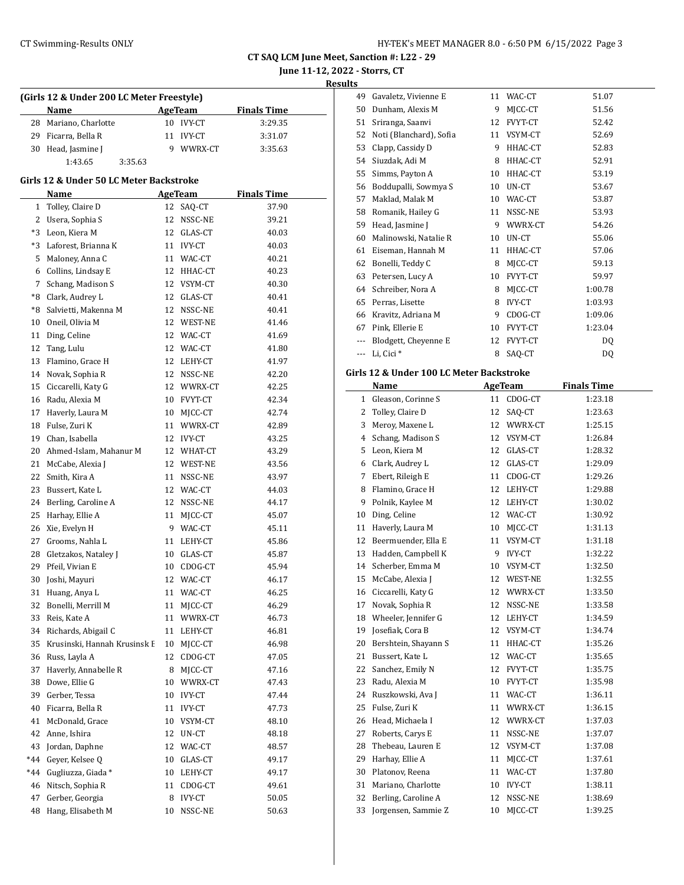**CT SAQ LCM June Meet, Sanction #: L22 - 29**

**June 11-12, 2022 - Storrs, CT**

**Results**

### (Girls 12 & Under 200 LC Meter Freestyle)

| | Name | Age | Team | Finals Time |
|---|---|---|---|---|
| 28 | Mariano, Charlotte | 10 | IVY-CT | 3:29.35 |
| 29 | Ficarra, Bella R | 11 | IVY-CT | 3:31.07 |
| 30 | Head, Jasmine J | 9 | WWRX-CT | 3:35.63 |
| | 1:43.65 | 3:35.63 | | |

### Girls 12 & Under 50 LC Meter Backstroke

| | Name | Age | Team | Finals Time |
|---|---|---|---|---|
| 1 | Tolley, Claire D | 12 | SAQ-CT | 37.90 |
| 2 | Usera, Sophia S | 12 | NSSC-NE | 39.21 |
| *3 | Leon, Kiera M | 12 | GLAS-CT | 40.03 |
| *3 | Laforest, Brianna K | 11 | IVY-CT | 40.03 |
| 5 | Maloney, Anna C | 11 | WAC-CT | 40.21 |
| 6 | Collins, Lindsay E | 12 | HHAC-CT | 40.23 |
| 7 | Schang, Madison S | 12 | VSYM-CT | 40.30 |
| *8 | Clark, Audrey L | 12 | GLAS-CT | 40.41 |
| *8 | Salvietti, Makenna M | 12 | NSSC-NE | 40.41 |
| 10 | Oneil, Olivia M | 12 | WEST-NE | 41.46 |
| 11 | Ding, Celine | 12 | WAC-CT | 41.69 |
| 12 | Tang, Lulu | 12 | WAC-CT | 41.80 |
| 13 | Flamino, Grace H | 12 | LEHY-CT | 41.97 |
| 14 | Novak, Sophia R | 12 | NSSC-NE | 42.20 |
| 15 | Ciccarelli, Katy G | 12 | WWRX-CT | 42.25 |
| 16 | Radu, Alexia M | 10 | FVYT-CT | 42.34 |
| 17 | Haverly, Laura M | 10 | MJCC-CT | 42.74 |
| 18 | Fulse, Zuri K | 11 | WWRX-CT | 42.89 |
| 19 | Chan, Isabella | 12 | IVY-CT | 43.25 |
| 20 | Ahmed-Islam, Mahanur M | 12 | WHAT-CT | 43.29 |
| 21 | McCabe, Alexia J | 12 | WEST-NE | 43.56 |
| 22 | Smith, Kira A | 11 | NSSC-NE | 43.97 |
| 23 | Bussert, Kate L | 12 | WAC-CT | 44.03 |
| 24 | Berling, Caroline A | 12 | NSSC-NE | 44.17 |
| 25 | Harhay, Ellie A | 11 | MJCC-CT | 45.07 |
| 26 | Xie, Evelyn H | 9 | WAC-CT | 45.11 |
| 27 | Grooms, Nahla L | 11 | LEHY-CT | 45.86 |
| 28 | Gletzakos, Nataley J | 10 | GLAS-CT | 45.87 |
| 29 | Pfeil, Vivian E | 10 | CDOG-CT | 45.94 |
| 30 | Joshi, Mayuri | 12 | WAC-CT | 46.17 |
| 31 | Huang, Anya L | 11 | WAC-CT | 46.25 |
| 32 | Bonelli, Merrill M | 11 | MJCC-CT | 46.29 |
| 33 | Reis, Kate A | 11 | WWRX-CT | 46.73 |
| 34 | Richards, Abigail C | 11 | LEHY-CT | 46.81 |
| 35 | Krusinski, Hannah Krusinsk E | 10 | MJCC-CT | 46.98 |
| 36 | Russ, Layla A | 12 | CDOG-CT | 47.05 |
| 37 | Haverly, Annabelle R | 8 | MJCC-CT | 47.16 |
| 38 | Dowe, Ellie G | 10 | WWRX-CT | 47.43 |
| 39 | Gerber, Tessa | 10 | IVY-CT | 47.44 |
| 40 | Ficarra, Bella R | 11 | IVY-CT | 47.73 |
| 41 | McDonald, Grace | 10 | VSYM-CT | 48.10 |
| 42 | Anne, Ishira | 12 | UN-CT | 48.18 |
| 43 | Jordan, Daphne | 12 | WAC-CT | 48.57 |
| *44 | Geyer, Kelsee Q | 10 | GLAS-CT | 49.17 |
| *44 | Gugliuzza, Giada * | 10 | LEHY-CT | 49.17 |
| 46 | Nitsch, Sophia R | 11 | CDOG-CT | 49.61 |
| 47 | Gerber, Georgia | 8 | IVY-CT | 50.05 |
| 48 | Hang, Elisabeth M | 10 | NSSC-NE | 50.63 |
| 49 | Gavaletz, Vivienne E | 11 | WAC-CT | 51.07 |
| 50 | Dunham, Alexis M | 9 | MJCC-CT | 51.56 |
| 51 | Sriranga, Saanvi | 12 | FVYT-CT | 52.42 |
| 52 | Noti (Blanchard), Sofia | 11 | VSYM-CT | 52.69 |
| 53 | Clapp, Cassidy D | 9 | HHAC-CT | 52.83 |
| 54 | Siuzdak, Adi M | 8 | HHAC-CT | 52.91 |
| 55 | Simms, Payton A | 10 | HHAC-CT | 53.19 |
| 56 | Boddupalli, Sowmya S | 10 | UN-CT | 53.67 |
| 57 | Maklad, Malak M | 10 | WAC-CT | 53.87 |
| 58 | Romanik, Hailey G | 11 | NSSC-NE | 53.93 |
| 59 | Head, Jasmine J | 9 | WWRX-CT | 54.26 |
| 60 | Malinowski, Natalie R | 10 | UN-CT | 55.06 |
| 61 | Eiseman, Hannah M | 11 | HHAC-CT | 57.06 |
| 62 | Bonelli, Teddy C | 8 | MJCC-CT | 59.13 |
| 63 | Petersen, Lucy A | 10 | FVYT-CT | 59.97 |
| 64 | Schreiber, Nora A | 8 | MJCC-CT | 1:00.78 |
| 65 | Perras, Lisette | 8 | IVY-CT | 1:03.93 |
| 66 | Kravitz, Adriana M | 9 | CDOG-CT | 1:09.06 |
| 67 | Pink, Ellerie E | 10 | FVYT-CT | 1:23.04 |
| --- | Blodgett, Cheyenne E | 12 | FVYT-CT | DQ |
| --- | Li, Cici * | 8 | SAQ-CT | DQ |

### Girls 12 & Under 100 LC Meter Backstroke

| | Name | Age | Team | Finals Time |
|---|---|---|---|---|
| 1 | Gleason, Corinne S | 11 | CDOG-CT | 1:23.18 |
| 2 | Tolley, Claire D | 12 | SAQ-CT | 1:23.63 |
| 3 | Meroy, Maxene L | 12 | WWRX-CT | 1:25.15 |
| 4 | Schang, Madison S | 12 | VSYM-CT | 1:26.84 |
| 5 | Leon, Kiera M | 12 | GLAS-CT | 1:28.32 |
| 6 | Clark, Audrey L | 12 | GLAS-CT | 1:29.09 |
| 7 | Ebert, Rileigh E | 11 | CDOG-CT | 1:29.26 |
| 8 | Flamino, Grace H | 12 | LEHY-CT | 1:29.88 |
| 9 | Polnik, Kaylee M | 12 | LEHY-CT | 1:30.02 |
| 10 | Ding, Celine | 12 | WAC-CT | 1:30.92 |
| 11 | Haverly, Laura M | 10 | MJCC-CT | 1:31.13 |
| 12 | Beermuender, Ella E | 11 | VSYM-CT | 1:31.18 |
| 13 | Hadden, Campbell K | 9 | IVY-CT | 1:32.22 |
| 14 | Scherber, Emma M | 10 | VSYM-CT | 1:32.50 |
| 15 | McCabe, Alexia J | 12 | WEST-NE | 1:32.55 |
| 16 | Ciccarelli, Katy G | 12 | WWRX-CT | 1:33.50 |
| 17 | Novak, Sophia R | 12 | NSSC-NE | 1:33.58 |
| 18 | Wheeler, Jennifer G | 12 | LEHY-CT | 1:34.59 |
| 19 | Josefiak, Cora B | 12 | VSYM-CT | 1:34.74 |
| 20 | Bershtein, Shayann S | 11 | HHAC-CT | 1:35.26 |
| 21 | Bussert, Kate L | 12 | WAC-CT | 1:35.65 |
| 22 | Sanchez, Emily N | 12 | FVYT-CT | 1:35.75 |
| 23 | Radu, Alexia M | 10 | FVYT-CT | 1:35.98 |
| 24 | Ruszkowski, Ava J | 11 | WAC-CT | 1:36.11 |
| 25 | Fulse, Zuri K | 11 | WWRX-CT | 1:36.15 |
| 26 | Head, Michaela I | 12 | WWRX-CT | 1:37.03 |
| 27 | Roberts, Carys E | 11 | NSSC-NE | 1:37.07 |
| 28 | Thebeau, Lauren E | 12 | VSYM-CT | 1:37.08 |
| 29 | Harhay, Ellie A | 11 | MJCC-CT | 1:37.61 |
| 30 | Platonov, Reena | 11 | WAC-CT | 1:37.80 |
| 31 | Mariano, Charlotte | 10 | IVY-CT | 1:38.11 |
| 32 | Berling, Caroline A | 12 | NSSC-NE | 1:38.69 |
| 33 | Jorgensen, Sammie Z | 10 | MJCC-CT | 1:39.25 |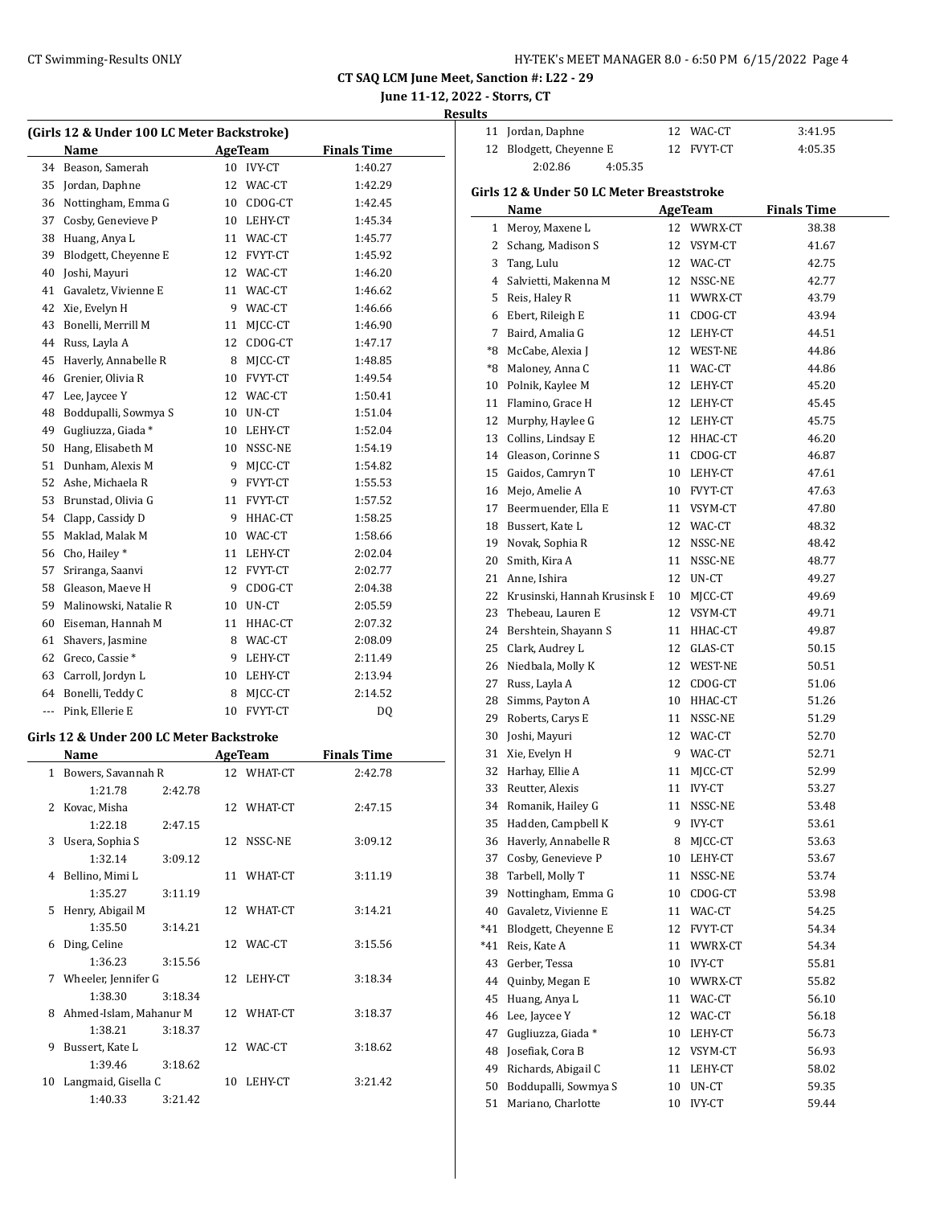**CT SAQ LCM June Meet, Sanction #: L22 - 29**

**June 11-12, 2022 - Storrs, CT**

**Results**

### (Girls 12 & Under 100 LC Meter Backstroke)

| | Name | Age | Team | Finals Time |
|---|---|---|---|---|
| 34 | Beason, Samerah | 10 | IVY-CT | 1:40.27 |
| 35 | Jordan, Daphne | 12 | WAC-CT | 1:42.29 |
| 36 | Nottingham, Emma G | 10 | CDOG-CT | 1:42.45 |
| 37 | Cosby, Genevieve P | 10 | LEHY-CT | 1:45.34 |
| 38 | Huang, Anya L | 11 | WAC-CT | 1:45.77 |
| 39 | Blodgett, Cheyenne E | 12 | FVYT-CT | 1:45.92 |
| 40 | Joshi, Mayuri | 12 | WAC-CT | 1:46.20 |
| 41 | Gavaletz, Vivienne E | 11 | WAC-CT | 1:46.62 |
| 42 | Xie, Evelyn H | 9 | WAC-CT | 1:46.66 |
| 43 | Bonelli, Merrill M | 11 | MJCC-CT | 1:46.90 |
| 44 | Russ, Layla A | 12 | CDOG-CT | 1:47.17 |
| 45 | Haverly, Annabelle R | 8 | MJCC-CT | 1:48.85 |
| 46 | Grenier, Olivia R | 10 | FVYT-CT | 1:49.54 |
| 47 | Lee, Jaycee Y | 12 | WAC-CT | 1:50.41 |
| 48 | Boddupalli, Sowmya S | 10 | UN-CT | 1:51.04 |
| 49 | Gugliuzza, Giada * | 10 | LEHY-CT | 1:52.04 |
| 50 | Hang, Elisabeth M | 10 | NSSC-NE | 1:54.19 |
| 51 | Dunham, Alexis M | 9 | MJCC-CT | 1:54.82 |
| 52 | Ashe, Michaela R | 9 | FVYT-CT | 1:55.53 |
| 53 | Brunstad, Olivia G | 11 | FVYT-CT | 1:57.52 |
| 54 | Clapp, Cassidy D | 9 | HHAC-CT | 1:58.25 |
| 55 | Maklad, Malak M | 10 | WAC-CT | 1:58.66 |
| 56 | Cho, Hailey * | 11 | LEHY-CT | 2:02.04 |
| 57 | Sriranga, Saanvi | 12 | FVYT-CT | 2:02.77 |
| 58 | Gleason, Maeve H | 9 | CDOG-CT | 2:04.38 |
| 59 | Malinowski, Natalie R | 10 | UN-CT | 2:05.59 |
| 60 | Eiseman, Hannah M | 11 | HHAC-CT | 2:07.32 |
| 61 | Shavers, Jasmine | 8 | WAC-CT | 2:08.09 |
| 62 | Greco, Cassie * | 9 | LEHY-CT | 2:11.49 |
| 63 | Carroll, Jordyn L | 10 | LEHY-CT | 2:13.94 |
| 64 | Bonelli, Teddy C | 8 | MJCC-CT | 2:14.52 |
| --- | Pink, Ellerie E | 10 | FVYT-CT | DQ |

### Girls 12 & Under 200 LC Meter Backstroke

| | Name | Age | Team | Finals Time |
|---|---|---|---|---|
| 1 | Bowers, Savannah R | 12 | WHAT-CT | 2:42.78 |
| | 1:21.78 2:42.78 | | | |
| 2 | Kovac, Misha | 12 | WHAT-CT | 2:47.15 |
| | 1:22.18 2:47.15 | | | |
| 3 | Usera, Sophia S | 12 | NSSC-NE | 3:09.12 |
| | 1:32.14 3:09.12 | | | |
| 4 | Bellino, Mimi L | 11 | WHAT-CT | 3:11.19 |
| | 1:35.27 3:11.19 | | | |
| 5 | Henry, Abigail M | 12 | WHAT-CT | 3:14.21 |
| | 1:35.50 3:14.21 | | | |
| 6 | Ding, Celine | 12 | WAC-CT | 3:15.56 |
| | 1:36.23 3:15.56 | | | |
| 7 | Wheeler, Jennifer G | 12 | LEHY-CT | 3:18.34 |
| | 1:38.30 3:18.34 | | | |
| 8 | Ahmed-Islam, Mahanur M | 12 | WHAT-CT | 3:18.37 |
| | 1:38.21 3:18.37 | | | |
| 9 | Bussert, Kate L | 12 | WAC-CT | 3:18.62 |
| | 1:39.46 3:18.62 | | | |
| 10 | Langmaid, Gisella C | 10 | LEHY-CT | 3:21.42 |
| | 1:40.33 3:21.42 | | | |
| 11 | Jordan, Daphne | 12 | WAC-CT | 3:41.95 |
| 12 | Blodgett, Cheyenne E | 12 | FVYT-CT | 4:05.35 |
| | 2:02.86 4:05.35 | | | |

### Girls 12 & Under 50 LC Meter Breaststroke

| | Name | Age | Team | Finals Time |
|---|---|---|---|---|
| 1 | Meroy, Maxene L | 12 | WWRX-CT | 38.38 |
| 2 | Schang, Madison S | 12 | VSYM-CT | 41.67 |
| 3 | Tang, Lulu | 12 | WAC-CT | 42.75 |
| 4 | Salvietti, Makenna M | 12 | NSSC-NE | 42.77 |
| 5 | Reis, Haley R | 11 | WWRX-CT | 43.79 |
| 6 | Ebert, Rileigh E | 11 | CDOG-CT | 43.94 |
| 7 | Baird, Amalia G | 12 | LEHY-CT | 44.51 |
| *8 | McCabe, Alexia J | 12 | WEST-NE | 44.86 |
| *8 | Maloney, Anna C | 11 | WAC-CT | 44.86 |
| 10 | Polnik, Kaylee M | 12 | LEHY-CT | 45.20 |
| 11 | Flamino, Grace H | 12 | LEHY-CT | 45.45 |
| 12 | Murphy, Haylee G | 12 | LEHY-CT | 45.75 |
| 13 | Collins, Lindsay E | 12 | HHAC-CT | 46.20 |
| 14 | Gleason, Corinne S | 11 | CDOG-CT | 46.87 |
| 15 | Gaidos, Camryn T | 10 | LEHY-CT | 47.61 |
| 16 | Mejo, Amelie A | 10 | FVYT-CT | 47.63 |
| 17 | Beermuender, Ella E | 11 | VSYM-CT | 47.80 |
| 18 | Bussert, Kate L | 12 | WAC-CT | 48.32 |
| 19 | Novak, Sophia R | 12 | NSSC-NE | 48.42 |
| 20 | Smith, Kira A | 11 | NSSC-NE | 48.77 |
| 21 | Anne, Ishira | 12 | UN-CT | 49.27 |
| 22 | Krusinski, Hannah Krusinsk E | 10 | MJCC-CT | 49.69 |
| 23 | Thebeau, Lauren E | 12 | VSYM-CT | 49.71 |
| 24 | Bershtein, Shayann S | 11 | HHAC-CT | 49.87 |
| 25 | Clark, Audrey L | 12 | GLAS-CT | 50.15 |
| 26 | Niedbala, Molly K | 12 | WEST-NE | 50.51 |
| 27 | Russ, Layla A | 12 | CDOG-CT | 51.06 |
| 28 | Simms, Payton A | 10 | HHAC-CT | 51.26 |
| 29 | Roberts, Carys E | 11 | NSSC-NE | 51.29 |
| 30 | Joshi, Mayuri | 12 | WAC-CT | 52.70 |
| 31 | Xie, Evelyn H | 9 | WAC-CT | 52.71 |
| 32 | Harhay, Ellie A | 11 | MJCC-CT | 52.99 |
| 33 | Reutter, Alexis | 11 | IVY-CT | 53.27 |
| 34 | Romanik, Hailey G | 11 | NSSC-NE | 53.48 |
| 35 | Hadden, Campbell K | 9 | IVY-CT | 53.61 |
| 36 | Haverly, Annabelle R | 8 | MJCC-CT | 53.63 |
| 37 | Cosby, Genevieve P | 10 | LEHY-CT | 53.67 |
| 38 | Tarbell, Molly T | 11 | NSSC-NE | 53.74 |
| 39 | Nottingham, Emma G | 10 | CDOG-CT | 53.98 |
| 40 | Gavaletz, Vivienne E | 11 | WAC-CT | 54.25 |
| *41 | Blodgett, Cheyenne E | 12 | FVYT-CT | 54.34 |
| *41 | Reis, Kate A | 11 | WWRX-CT | 54.34 |
| 43 | Gerber, Tessa | 10 | IVY-CT | 55.81 |
| 44 | Quinby, Megan E | 10 | WWRX-CT | 55.82 |
| 45 | Huang, Anya L | 11 | WAC-CT | 56.10 |
| 46 | Lee, Jaycee Y | 12 | WAC-CT | 56.18 |
| 47 | Gugliuzza, Giada * | 10 | LEHY-CT | 56.73 |
| 48 | Josefiak, Cora B | 12 | VSYM-CT | 56.93 |
| 49 | Richards, Abigail C | 11 | LEHY-CT | 58.02 |
| 50 | Boddupalli, Sowmya S | 10 | UN-CT | 59.35 |
| 51 | Mariano, Charlotte | 10 | IVY-CT | 59.44 |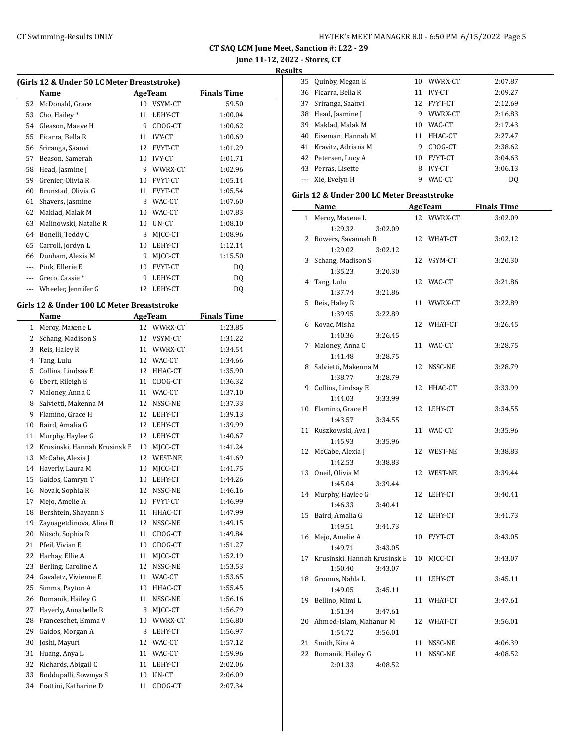# CT SAQ LCM June Meet, Sanction #: L22 - 29

**June 11-12, 2022 - Storrs, CT**

**Results**

### (Girls 12 & Under 50 LC Meter Breaststroke)

| | Name | Age | Team | Finals Time |
|---|---|---|---|---|
| 52 | McDonald, Grace | 10 | VSYM-CT | 59.50 |
| 53 | Cho, Hailey * | 11 | LEHY-CT | 1:00.04 |
| 54 | Gleason, Maeve H | 9 | CDOG-CT | 1:00.62 |
| 55 | Ficarra, Bella R | 11 | IVY-CT | 1:00.69 |
| 56 | Sriranga, Saanvi | 12 | FVYT-CT | 1:01.29 |
| 57 | Beason, Samerah | 10 | IVY-CT | 1:01.71 |
| 58 | Head, Jasmine J | 9 | WWRX-CT | 1:02.96 |
| 59 | Grenier, Olivia R | 10 | FVYT-CT | 1:05.14 |
| 60 | Brunstad, Olivia G | 11 | FVYT-CT | 1:05.54 |
| 61 | Shavers, Jasmine | 8 | WAC-CT | 1:07.60 |
| 62 | Maklad, Malak M | 10 | WAC-CT | 1:07.83 |
| 63 | Malinowski, Natalie R | 10 | UN-CT | 1:08.10 |
| 64 | Bonelli, Teddy C | 8 | MJCC-CT | 1:08.96 |
| 65 | Carroll, Jordyn L | 10 | LEHY-CT | 1:12.14 |
| 66 | Dunham, Alexis M | 9 | MJCC-CT | 1:15.50 |
| --- | Pink, Ellerie E | 10 | FVYT-CT | DQ |
| --- | Greco, Cassie * | 9 | LEHY-CT | DQ |
| --- | Wheeler, Jennifer G | 12 | LEHY-CT | DQ |

### Girls 12 & Under 100 LC Meter Breaststroke

| | Name | Age | Team | Finals Time |
|---|---|---|---|---|
| 1 | Meroy, Maxene L | 12 | WWRX-CT | 1:23.85 |
| 2 | Schang, Madison S | 12 | VSYM-CT | 1:31.22 |
| 3 | Reis, Haley R | 11 | WWRX-CT | 1:34.54 |
| 4 | Tang, Lulu | 12 | WAC-CT | 1:34.66 |
| 5 | Collins, Lindsay E | 12 | HHAC-CT | 1:35.90 |
| 6 | Ebert, Rileigh E | 11 | CDOG-CT | 1:36.32 |
| 7 | Maloney, Anna C | 11 | WAC-CT | 1:37.10 |
| 8 | Salvietti, Makenna M | 12 | NSSC-NE | 1:37.33 |
| 9 | Flamino, Grace H | 12 | LEHY-CT | 1:39.13 |
| 10 | Baird, Amalia G | 12 | LEHY-CT | 1:39.99 |
| 11 | Murphy, Haylee G | 12 | LEHY-CT | 1:40.67 |
| 12 | Krusinski, Hannah Krusinsk E | 10 | MJCC-CT | 1:41.24 |
| 13 | McCabe, Alexia J | 12 | WEST-NE | 1:41.69 |
| 14 | Haverly, Laura M | 10 | MJCC-CT | 1:41.75 |
| 15 | Gaidos, Camryn T | 10 | LEHY-CT | 1:44.26 |
| 16 | Novak, Sophia R | 12 | NSSC-NE | 1:46.16 |
| 17 | Mejo, Amelie A | 10 | FVYT-CT | 1:46.99 |
| 18 | Bershtein, Shayann S | 11 | HHAC-CT | 1:47.99 |
| 19 | Zaynagetdinova, Alina R | 12 | NSSC-NE | 1:49.15 |
| 20 | Nitsch, Sophia R | 11 | CDOG-CT | 1:49.84 |
| 21 | Pfeil, Vivian E | 10 | CDOG-CT | 1:51.27 |
| 22 | Harhay, Ellie A | 11 | MJCC-CT | 1:52.19 |
| 23 | Berling, Caroline A | 12 | NSSC-NE | 1:53.53 |
| 24 | Gavaletz, Vivienne E | 11 | WAC-CT | 1:53.65 |
| 25 | Simms, Payton A | 10 | HHAC-CT | 1:55.45 |
| 26 | Romanik, Hailey G | 11 | NSSC-NE | 1:56.16 |
| 27 | Haverly, Annabelle R | 8 | MJCC-CT | 1:56.79 |
| 28 | Franceschet, Emma V | 10 | WWRX-CT | 1:56.80 |
| 29 | Gaidos, Morgan A | 8 | LEHY-CT | 1:56.97 |
| 30 | Joshi, Mayuri | 12 | WAC-CT | 1:57.12 |
| 31 | Huang, Anya L | 11 | WAC-CT | 1:59.96 |
| 32 | Richards, Abigail C | 11 | LEHY-CT | 2:02.06 |
| 33 | Boddupalli, Sowmya S | 10 | UN-CT | 2:06.09 |
| 34 | Frattini, Katharine D | 11 | CDOG-CT | 2:07.34 |
| 35 | Quinby, Megan E | 10 | WWRX-CT | 2:07.87 |
| 36 | Ficarra, Bella R | 11 | IVY-CT | 2:09.27 |
| 37 | Sriranga, Saanvi | 12 | FVYT-CT | 2:12.69 |
| 38 | Head, Jasmine J | 9 | WWRX-CT | 2:16.83 |
| 39 | Maklad, Malak M | 10 | WAC-CT | 2:17.43 |
| 40 | Eiseman, Hannah M | 11 | HHAC-CT | 2:27.47 |
| 41 | Kravitz, Adriana M | 9 | CDOG-CT | 2:38.62 |
| 42 | Petersen, Lucy A | 10 | FVYT-CT | 3:04.63 |
| 43 | Perras, Lisette | 8 | IVY-CT | 3:06.13 |
| --- | Xie, Evelyn H | 9 | WAC-CT | DQ |

### Girls 12 & Under 200 LC Meter Breaststroke

| | Name | Age | Team | Finals Time | Splits |
|---|---|---|---|---|---|
| 1 | Meroy, Maxene L | 12 | WWRX-CT | 3:02.09 | 1:29.32, 3:02.09 |
| 2 | Bowers, Savannah R | 12 | WHAT-CT | 3:02.12 | 1:29.02, 3:02.12 |
| 3 | Schang, Madison S | 12 | VSYM-CT | 3:20.30 | 1:35.23, 3:20.30 |
| 4 | Tang, Lulu | 12 | WAC-CT | 3:21.86 | 1:37.74, 3:21.86 |
| 5 | Reis, Haley R | 11 | WWRX-CT | 3:22.89 | 1:39.95, 3:22.89 |
| 6 | Kovac, Misha | 12 | WHAT-CT | 3:26.45 | 1:40.36, 3:26.45 |
| 7 | Maloney, Anna C | 11 | WAC-CT | 3:28.75 | 1:41.48, 3:28.75 |
| 8 | Salvietti, Makenna M | 12 | NSSC-NE | 3:28.79 | 1:38.77, 3:28.79 |
| 9 | Collins, Lindsay E | 12 | HHAC-CT | 3:33.99 | 1:44.03, 3:33.99 |
| 10 | Flamino, Grace H | 12 | LEHY-CT | 3:34.55 | 1:43.57, 3:34.55 |
| 11 | Ruszkowski, Ava J | 11 | WAC-CT | 3:35.96 | 1:45.93, 3:35.96 |
| 12 | McCabe, Alexia J | 12 | WEST-NE | 3:38.83 | 1:42.53, 3:38.83 |
| 13 | Oneil, Olivia M | 12 | WEST-NE | 3:39.44 | 1:45.04, 3:39.44 |
| 14 | Murphy, Haylee G | 12 | LEHY-CT | 3:40.41 | 1:46.33, 3:40.41 |
| 15 | Baird, Amalia G | 12 | LEHY-CT | 3:41.73 | 1:49.51, 3:41.73 |
| 16 | Mejo, Amelie A | 10 | FVYT-CT | 3:43.05 | 1:49.71, 3:43.05 |
| 17 | Krusinski, Hannah Krusinsk E | 10 | MJCC-CT | 3:43.07 | 1:50.40, 3:43.07 |
| 18 | Grooms, Nahla L | 11 | LEHY-CT | 3:45.11 | 1:49.05, 3:45.11 |
| 19 | Bellino, Mimi L | 11 | WHAT-CT | 3:47.61 | 1:51.34, 3:47.61 |
| 20 | Ahmed-Islam, Mahanur M | 12 | WHAT-CT | 3:56.01 | 1:54.72, 3:56.01 |
| 21 | Smith, Kira A | 11 | NSSC-NE | 4:06.39 | |
| 22 | Romanik, Hailey G | 11 | NSSC-NE | 4:08.52 | 2:01.33, 4:08.52 |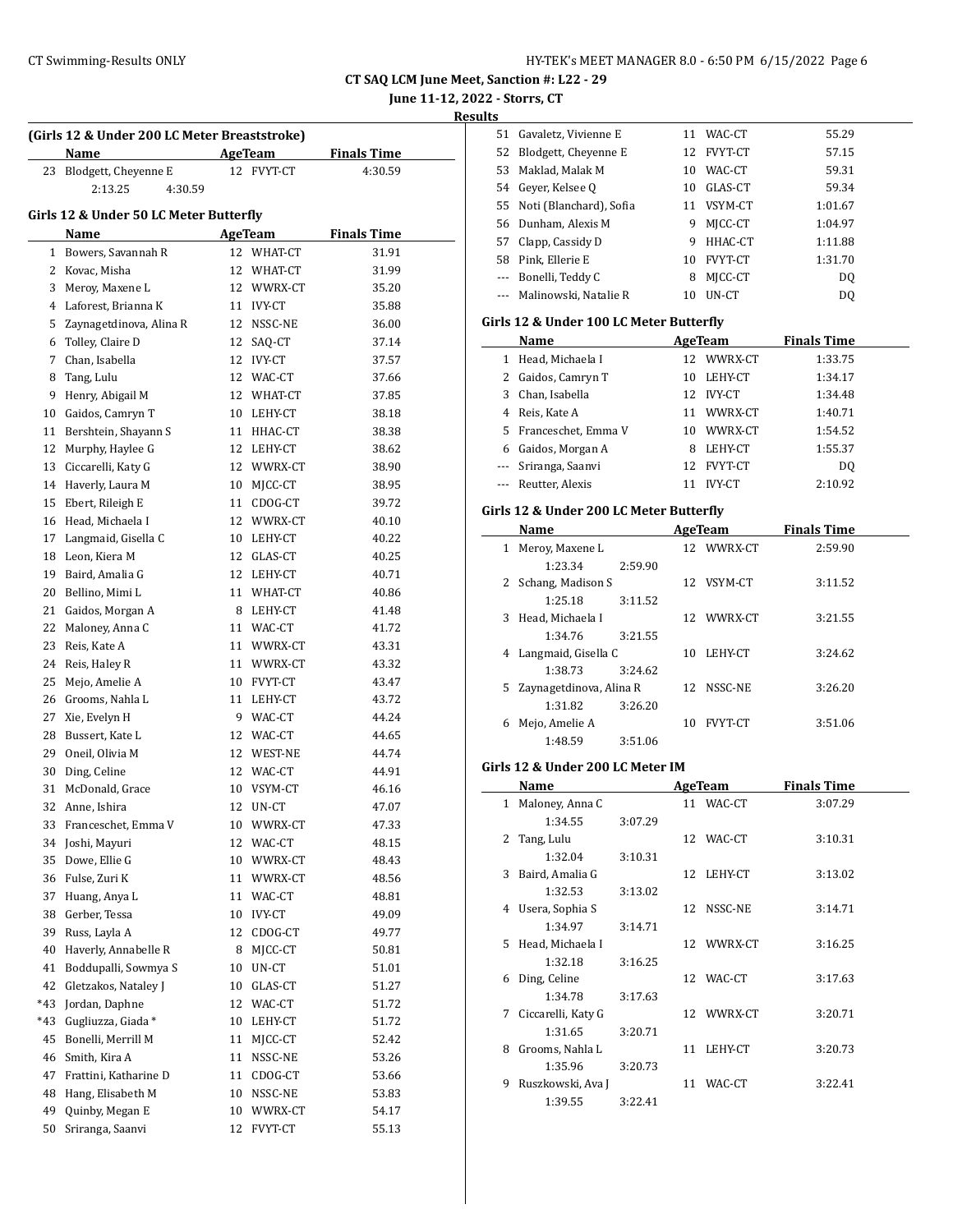## CT SAQ LCM June Meet, Sanction #: L22 - 29

**June 11-12, 2022 - Storrs, CT**

**Results**

### (Girls 12 & Under 200 LC Meter Breaststroke)

| | Name | Age | Team | Finals Time |
|---|---|---|---|---|
| 23 | Blodgett, Cheyenne E | 12 | FVYT-CT | 4:30.59 |
| | 2:13.25 4:30.59 | | | |

### Girls 12 & Under 50 LC Meter Butterfly

| | Name | Age | Team | Finals Time |
|---|---|---|---|---|
| 1 | Bowers, Savannah R | 12 | WHAT-CT | 31.91 |
| 2 | Kovac, Misha | 12 | WHAT-CT | 31.99 |
| 3 | Meroy, Maxene L | 12 | WWRX-CT | 35.20 |
| 4 | Laforest, Brianna K | 11 | IVY-CT | 35.88 |
| 5 | Zaynagetdinova, Alina R | 12 | NSSC-NE | 36.00 |
| 6 | Tolley, Claire D | 12 | SAQ-CT | 37.14 |
| 7 | Chan, Isabella | 12 | IVY-CT | 37.57 |
| 8 | Tang, Lulu | 12 | WAC-CT | 37.66 |
| 9 | Henry, Abigail M | 12 | WHAT-CT | 37.85 |
| 10 | Gaidos, Camryn T | 10 | LEHY-CT | 38.18 |
| 11 | Bershtein, Shayann S | 11 | HHAC-CT | 38.38 |
| 12 | Murphy, Haylee G | 12 | LEHY-CT | 38.62 |
| 13 | Ciccarelli, Katy G | 12 | WWRX-CT | 38.90 |
| 14 | Haverly, Laura M | 10 | MJCC-CT | 38.95 |
| 15 | Ebert, Rileigh E | 11 | CDOG-CT | 39.72 |
| 16 | Head, Michaela I | 12 | WWRX-CT | 40.10 |
| 17 | Langmaid, Gisella C | 10 | LEHY-CT | 40.22 |
| 18 | Leon, Kiera M | 12 | GLAS-CT | 40.25 |
| 19 | Baird, Amalia G | 12 | LEHY-CT | 40.71 |
| 20 | Bellino, Mimi L | 11 | WHAT-CT | 40.86 |
| 21 | Gaidos, Morgan A | 8 | LEHY-CT | 41.48 |
| 22 | Maloney, Anna C | 11 | WAC-CT | 41.72 |
| 23 | Reis, Kate A | 11 | WWRX-CT | 43.31 |
| 24 | Reis, Haley R | 11 | WWRX-CT | 43.32 |
| 25 | Mejo, Amelie A | 10 | FVYT-CT | 43.47 |
| 26 | Grooms, Nahla L | 11 | LEHY-CT | 43.72 |
| 27 | Xie, Evelyn H | 9 | WAC-CT | 44.24 |
| 28 | Bussert, Kate L | 12 | WAC-CT | 44.65 |
| 29 | Oneil, Olivia M | 12 | WEST-NE | 44.74 |
| 30 | Ding, Celine | 12 | WAC-CT | 44.91 |
| 31 | McDonald, Grace | 10 | VSYM-CT | 46.16 |
| 32 | Anne, Ishira | 12 | UN-CT | 47.07 |
| 33 | Franceschet, Emma V | 10 | WWRX-CT | 47.33 |
| 34 | Joshi, Mayuri | 12 | WAC-CT | 48.15 |
| 35 | Dowe, Ellie G | 10 | WWRX-CT | 48.43 |
| 36 | Fulse, Zuri K | 11 | WWRX-CT | 48.56 |
| 37 | Huang, Anya L | 11 | WAC-CT | 48.81 |
| 38 | Gerber, Tessa | 10 | IVY-CT | 49.09 |
| 39 | Russ, Layla A | 12 | CDOG-CT | 49.77 |
| 40 | Haverly, Annabelle R | 8 | MJCC-CT | 50.81 |
| 41 | Boddupalli, Sowmya S | 10 | UN-CT | 51.01 |
| 42 | Gletzakos, Nataley J | 10 | GLAS-CT | 51.27 |
| *43 | Jordan, Daphne | 12 | WAC-CT | 51.72 |
| *43 | Gugliuzza, Giada * | 10 | LEHY-CT | 51.72 |
| 45 | Bonelli, Merrill M | 11 | MJCC-CT | 52.42 |
| 46 | Smith, Kira A | 11 | NSSC-NE | 53.26 |
| 47 | Frattini, Katharine D | 11 | CDOG-CT | 53.66 |
| 48 | Hang, Elisabeth M | 10 | NSSC-NE | 53.83 |
| 49 | Quinby, Megan E | 10 | WWRX-CT | 54.17 |
| 50 | Sriranga, Saanvi | 12 | FVYT-CT | 55.13 |
| 51 | Gavaletz, Vivienne E | 11 | WAC-CT | 55.29 |
| 52 | Blodgett, Cheyenne E | 12 | FVYT-CT | 57.15 |
| 53 | Maklad, Malak M | 10 | WAC-CT | 59.31 |
| 54 | Geyer, Kelsee Q | 10 | GLAS-CT | 59.34 |
| 55 | Noti (Blanchard), Sofia | 11 | VSYM-CT | 1:01.67 |
| 56 | Dunham, Alexis M | 9 | MJCC-CT | 1:04.97 |
| 57 | Clapp, Cassidy D | 9 | HHAC-CT | 1:11.88 |
| 58 | Pink, Ellerie E | 10 | FVYT-CT | 1:31.70 |
| --- | Bonelli, Teddy C | 8 | MJCC-CT | DQ |
| --- | Malinowski, Natalie R | 10 | UN-CT | DQ |

### Girls 12 & Under 100 LC Meter Butterfly

| | Name | Age | Team | Finals Time |
|---|---|---|---|---|
| 1 | Head, Michaela I | 12 | WWRX-CT | 1:33.75 |
| 2 | Gaidos, Camryn T | 10 | LEHY-CT | 1:34.17 |
| 3 | Chan, Isabella | 12 | IVY-CT | 1:34.48 |
| 4 | Reis, Kate A | 11 | WWRX-CT | 1:40.71 |
| 5 | Franceschet, Emma V | 10 | WWRX-CT | 1:54.52 |
| 6 | Gaidos, Morgan A | 8 | LEHY-CT | 1:55.37 |
| --- | Sriranga, Saanvi | 12 | FVYT-CT | DQ |
| --- | Reutter, Alexis | 11 | IVY-CT | 2:10.92 |

### Girls 12 & Under 200 LC Meter Butterfly

| | Name | Age | Team | Finals Time |
|---|---|---|---|---|
| 1 | Meroy, Maxene L | 12 | WWRX-CT | 2:59.90 |
| | 1:23.34 2:59.90 | | | |
| 2 | Schang, Madison S | 12 | VSYM-CT | 3:11.52 |
| | 1:25.18 3:11.52 | | | |
| 3 | Head, Michaela I | 12 | WWRX-CT | 3:21.55 |
| | 1:34.76 3:21.55 | | | |
| 4 | Langmaid, Gisella C | 10 | LEHY-CT | 3:24.62 |
| | 1:38.73 3:24.62 | | | |
| 5 | Zaynagetdinova, Alina R | 12 | NSSC-NE | 3:26.20 |
| | 1:31.82 3:26.20 | | | |
| 6 | Mejo, Amelie A | 10 | FVYT-CT | 3:51.06 |
| | 1:48.59 3:51.06 | | | |

### Girls 12 & Under 200 LC Meter IM

| | Name | Age | Team | Finals Time |
|---|---|---|---|---|
| 1 | Maloney, Anna C | 11 | WAC-CT | 3:07.29 |
| | 1:34.55 3:07.29 | | | |
| 2 | Tang, Lulu | 12 | WAC-CT | 3:10.31 |
| | 1:32.04 3:10.31 | | | |
| 3 | Baird, Amalia G | 12 | LEHY-CT | 3:13.02 |
| | 1:32.53 3:13.02 | | | |
| 4 | Usera, Sophia S | 12 | NSSC-NE | 3:14.71 |
| | 1:34.97 3:14.71 | | | |
| 5 | Head, Michaela I | 12 | WWRX-CT | 3:16.25 |
| | 1:32.18 3:16.25 | | | |
| 6 | Ding, Celine | 12 | WAC-CT | 3:17.63 |
| | 1:34.78 3:17.63 | | | |
| 7 | Ciccarelli, Katy G | 12 | WWRX-CT | 3:20.71 |
| | 1:31.65 3:20.71 | | | |
| 8 | Grooms, Nahla L | 11 | LEHY-CT | 3:20.73 |
| | 1:35.96 3:20.73 | | | |
| 9 | Ruszkowski, Ava J | 11 | WAC-CT | 3:22.41 |
| | 1:39.55 3:22.41 | | | |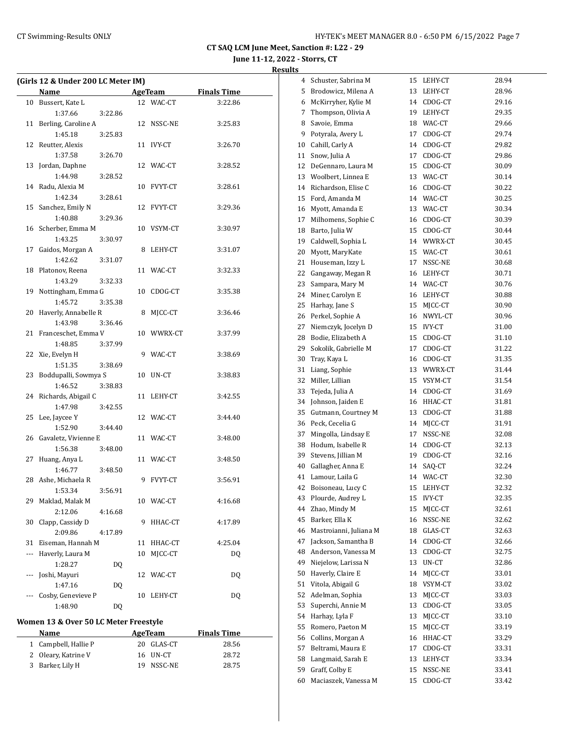# CT SAQ LCM June Meet, Sanction #: L22 - 29

**June 11-12, 2022 - Storrs, CT**

**Results**

### (Girls 12 & Under 200 LC Meter IM)

| | Name | Age | Team | Finals Time |
|---|---|---|---|---|
| 10 | Bussert, Kate L | 12 | WAC-CT | 3:22.86 |
| | 1:37.66 3:22.86 | | | |
| 11 | Berling, Caroline A | 12 | NSSC-NE | 3:25.83 |
| | 1:45.18 3:25.83 | | | |
| 12 | Reutter, Alexis | 11 | IVY-CT | 3:26.70 |
| | 1:37.58 3:26.70 | | | |
| 13 | Jordan, Daphne | 12 | WAC-CT | 3:28.52 |
| | 1:44.98 3:28.52 | | | |
| 14 | Radu, Alexia M | 10 | FVYT-CT | 3:28.61 |
| | 1:42.34 3:28.61 | | | |
| 15 | Sanchez, Emily N | 12 | FVYT-CT | 3:29.36 |
| | 1:40.88 3:29.36 | | | |
| 16 | Scherber, Emma M | 10 | VSYM-CT | 3:30.97 |
| | 1:43.25 3:30.97 | | | |
| 17 | Gaidos, Morgan A | 8 | LEHY-CT | 3:31.07 |
| | 1:42.62 3:31.07 | | | |
| 18 | Platonov, Reena | 11 | WAC-CT | 3:32.33 |
| | 1:43.29 3:32.33 | | | |
| 19 | Nottingham, Emma G | 10 | CDOG-CT | 3:35.38 |
| | 1:45.72 3:35.38 | | | |
| 20 | Haverly, Annabelle R | 8 | MJCC-CT | 3:36.46 |
| | 1:43.98 3:36.46 | | | |
| 21 | Franceschet, Emma V | 10 | WWRX-CT | 3:37.99 |
| | 1:48.85 3:37.99 | | | |
| 22 | Xie, Evelyn H | 9 | WAC-CT | 3:38.69 |
| | 1:51.35 3:38.69 | | | |
| 23 | Boddupalli, Sowmya S | 10 | UN-CT | 3:38.83 |
| | 1:46.52 3:38.83 | | | |
| 24 | Richards, Abigail C | 11 | LEHY-CT | 3:42.55 |
| | 1:47.98 3:42.55 | | | |
| 25 | Lee, Jaycee Y | 12 | WAC-CT | 3:44.40 |
| | 1:52.90 3:44.40 | | | |
| 26 | Gavaletz, Vivienne E | 11 | WAC-CT | 3:48.00 |
| | 1:56.38 3:48.00 | | | |
| 27 | Huang, Anya L | 11 | WAC-CT | 3:48.50 |
| | 1:46.77 3:48.50 | | | |
| 28 | Ashe, Michaela R | 9 | FVYT-CT | 3:56.91 |
| | 1:53.34 3:56.91 | | | |
| 29 | Maklad, Malak M | 10 | WAC-CT | 4:16.68 |
| | 2:12.06 4:16.68 | | | |
| 30 | Clapp, Cassidy D | 9 | HHAC-CT | 4:17.89 |
| | 2:09.86 4:17.89 | | | |
| 31 | Eiseman, Hannah M | 11 | HHAC-CT | 4:25.04 |
| --- | Haverly, Laura M | 10 | MJCC-CT | DQ |
| | 1:28.27 DQ | | | |
| --- | Joshi, Mayuri | 12 | WAC-CT | DQ |
| | 1:47.16 DQ | | | |
| --- | Cosby, Genevieve P | 10 | LEHY-CT | DQ |
| | 1:48.90 DQ | | | |

### Women 13 & Over 50 LC Meter Freestyle

| | Name | Age | Team | Finals Time |
|---|---|---|---|---|
| 1 | Campbell, Hallie P | 20 | GLAS-CT | 28.56 |
| 2 | Oleary, Katrine V | 16 | UN-CT | 28.72 |
| 3 | Barker, Lily H | 19 | NSSC-NE | 28.75 |
| 4 | Schuster, Sabrina M | 15 | LEHY-CT | 28.94 |
| 5 | Brodowicz, Milena A | 13 | LEHY-CT | 28.96 |
| 6 | McKirryher, Kylie M | 14 | CDOG-CT | 29.16 |
| 7 | Thompson, Olivia A | 19 | LEHY-CT | 29.35 |
| 8 | Savoie, Emma | 18 | WAC-CT | 29.66 |
| 9 | Potyrala, Avery L | 17 | CDOG-CT | 29.74 |
| 10 | Cahill, Carly A | 14 | CDOG-CT | 29.82 |
| 11 | Snow, Julia A | 17 | CDOG-CT | 29.86 |
| 12 | DeGennaro, Laura M | 15 | CDOG-CT | 30.09 |
| 13 | Woolbert, Linnea E | 13 | WAC-CT | 30.14 |
| 14 | Richardson, Elise C | 16 | CDOG-CT | 30.22 |
| 15 | Ford, Amanda M | 14 | WAC-CT | 30.25 |
| 16 | Myott, Amanda E | 13 | WAC-CT | 30.34 |
| 17 | Milhomens, Sophie C | 16 | CDOG-CT | 30.39 |
| 18 | Barto, Julia W | 15 | CDOG-CT | 30.44 |
| 19 | Caldwell, Sophia L | 14 | WWRX-CT | 30.45 |
| 20 | Myott, MaryKate | 15 | WAC-CT | 30.61 |
| 21 | Houseman, Izzy L | 17 | NSSC-NE | 30.68 |
| 22 | Gangaway, Megan R | 16 | LEHY-CT | 30.71 |
| 23 | Sampara, Mary M | 14 | WAC-CT | 30.76 |
| 24 | Miner, Carolyn E | 16 | LEHY-CT | 30.88 |
| 25 | Harhay, Jane S | 15 | MJCC-CT | 30.90 |
| 26 | Perkel, Sophie A | 16 | NWYL-CT | 30.96 |
| 27 | Niemczyk, Jocelyn D | 15 | IVY-CT | 31.00 |
| 28 | Bodie, Elizabeth A | 15 | CDOG-CT | 31.10 |
| 29 | Sokolik, Gabrielle M | 17 | CDOG-CT | 31.22 |
| 30 | Tray, Kaya L | 16 | CDOG-CT | 31.35 |
| 31 | Liang, Sophie | 13 | WWRX-CT | 31.44 |
| 32 | Miller, Lillian | 15 | VSYM-CT | 31.54 |
| 33 | Tejeda, Julia A | 14 | CDOG-CT | 31.69 |
| 34 | Johnson, Jaiden E | 16 | HHAC-CT | 31.81 |
| 35 | Gutmann, Courtney M | 13 | CDOG-CT | 31.88 |
| 36 | Peck, Cecelia G | 14 | MJCC-CT | 31.91 |
| 37 | Mingolla, Lindsay E | 17 | NSSC-NE | 32.08 |
| 38 | Hodum, Isabelle R | 14 | CDOG-CT | 32.13 |
| 39 | Stevens, Jillian M | 19 | CDOG-CT | 32.16 |
| 40 | Gallagher, Anna E | 14 | SAQ-CT | 32.24 |
| 41 | Lamour, Laila G | 14 | WAC-CT | 32.30 |
| 42 | Boisoneau, Lucy C | 15 | LEHY-CT | 32.32 |
| 43 | Plourde, Audrey L | 15 | IVY-CT | 32.35 |
| 44 | Zhao, Mindy M | 15 | MJCC-CT | 32.61 |
| 45 | Barker, Ella K | 16 | NSSC-NE | 32.62 |
| 46 | Mastroianni, Juliana M | 18 | GLAS-CT | 32.63 |
| 47 | Jackson, Samantha B | 14 | CDOG-CT | 32.66 |
| 48 | Anderson, Vanessa M | 13 | CDOG-CT | 32.75 |
| 49 | Niejelow, Larissa N | 13 | UN-CT | 32.86 |
| 50 | Haverly, Claire E | 14 | MJCC-CT | 33.01 |
| 51 | Vitola, Abigail G | 18 | VSYM-CT | 33.02 |
| 52 | Adelman, Sophia | 13 | MJCC-CT | 33.03 |
| 53 | Superchi, Annie M | 13 | CDOG-CT | 33.05 |
| 54 | Harhay, Lyla F | 13 | MJCC-CT | 33.10 |
| 55 | Romero, Paeton M | 15 | MJCC-CT | 33.19 |
| 56 | Collins, Morgan A | 16 | HHAC-CT | 33.29 |
| 57 | Beltrami, Maura E | 17 | CDOG-CT | 33.31 |
| 58 | Langmaid, Sarah E | 13 | LEHY-CT | 33.34 |
| 59 | Graff, Colby E | 15 | NSSC-NE | 33.41 |
| 60 | Maciaszek, Vanessa M | 15 | CDOG-CT | 33.42 |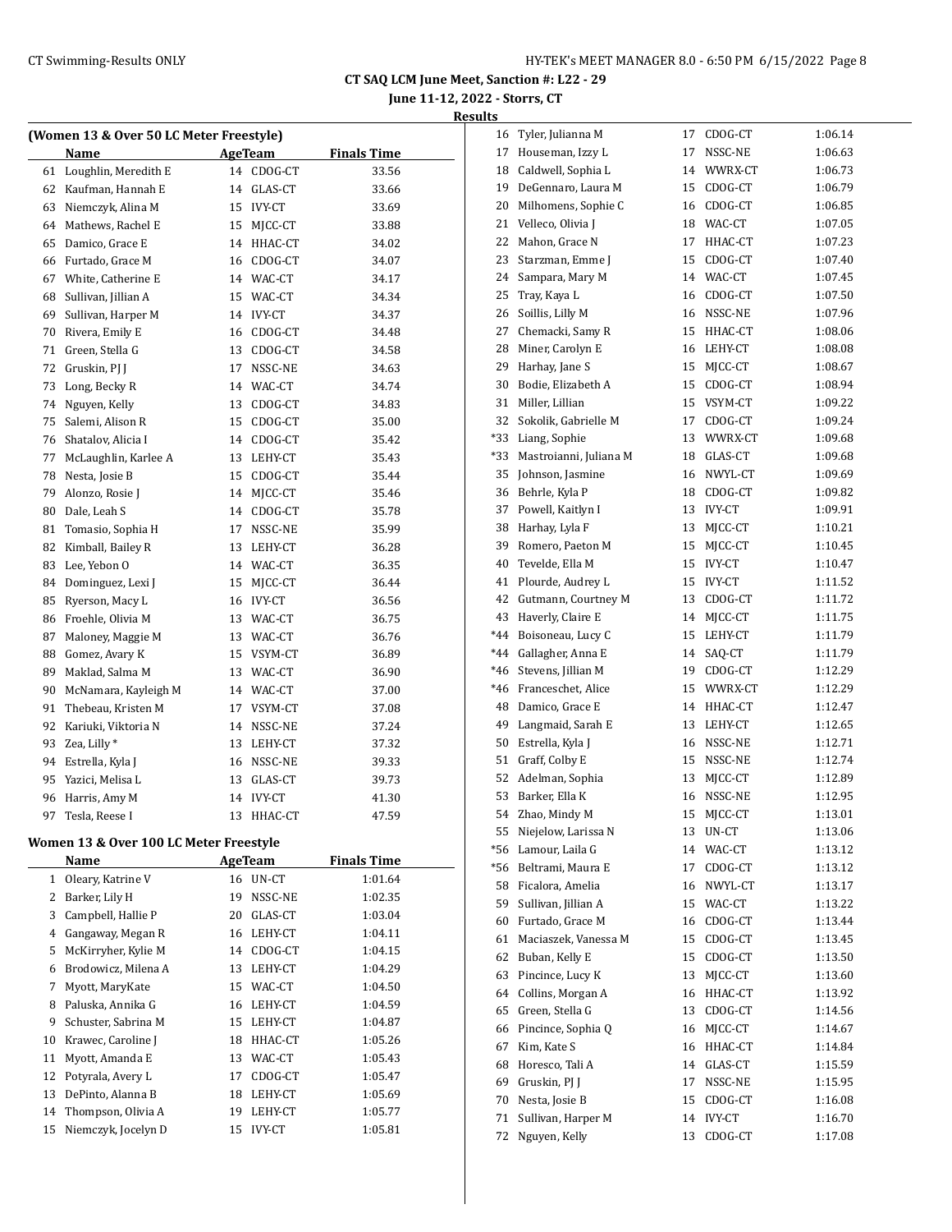**CT SAQ LCM June Meet, Sanction #: L22 - 29**

**June 11-12, 2022 - Storrs, CT**

**Results**

### (Women 13 & Over 50 LC Meter Freestyle)

| | Name | Age | Team | Finals Time |
|---|---|---|---|---|
| 61 | Loughlin, Meredith E | 14 | CDOG-CT | 33.56 |
| 62 | Kaufman, Hannah E | 14 | GLAS-CT | 33.66 |
| 63 | Niemczyk, Alina M | 15 | IVY-CT | 33.69 |
| 64 | Mathews, Rachel E | 15 | MJCC-CT | 33.88 |
| 65 | Damico, Grace E | 14 | HHAC-CT | 34.02 |
| 66 | Furtado, Grace M | 16 | CDOG-CT | 34.07 |
| 67 | White, Catherine E | 14 | WAC-CT | 34.17 |
| 68 | Sullivan, Jillian A | 15 | WAC-CT | 34.34 |
| 69 | Sullivan, Harper M | 14 | IVY-CT | 34.37 |
| 70 | Rivera, Emily E | 16 | CDOG-CT | 34.48 |
| 71 | Green, Stella G | 13 | CDOG-CT | 34.58 |
| 72 | Gruskin, PJ J | 17 | NSSC-NE | 34.63 |
| 73 | Long, Becky R | 14 | WAC-CT | 34.74 |
| 74 | Nguyen, Kelly | 13 | CDOG-CT | 34.83 |
| 75 | Salemi, Alison R | 15 | CDOG-CT | 35.00 |
| 76 | Shatalov, Alicia I | 14 | CDOG-CT | 35.42 |
| 77 | McLaughlin, Karlee A | 13 | LEHY-CT | 35.43 |
| 78 | Nesta, Josie B | 15 | CDOG-CT | 35.44 |
| 79 | Alonzo, Rosie J | 14 | MJCC-CT | 35.46 |
| 80 | Dale, Leah S | 14 | CDOG-CT | 35.78 |
| 81 | Tomasio, Sophia H | 17 | NSSC-NE | 35.99 |
| 82 | Kimball, Bailey R | 13 | LEHY-CT | 36.28 |
| 83 | Lee, Yebon O | 14 | WAC-CT | 36.35 |
| 84 | Dominguez, Lexi J | 15 | MJCC-CT | 36.44 |
| 85 | Ryerson, Macy L | 16 | IVY-CT | 36.56 |
| 86 | Froehle, Olivia M | 13 | WAC-CT | 36.75 |
| 87 | Maloney, Maggie M | 13 | WAC-CT | 36.76 |
| 88 | Gomez, Avary K | 15 | VSYM-CT | 36.89 |
| 89 | Maklad, Salma M | 13 | WAC-CT | 36.90 |
| 90 | McNamara, Kayleigh M | 14 | WAC-CT | 37.00 |
| 91 | Thebeau, Kristen M | 17 | VSYM-CT | 37.08 |
| 92 | Kariuki, Viktoria N | 14 | NSSC-NE | 37.24 |
| 93 | Zea, Lilly * | 13 | LEHY-CT | 37.32 |
| 94 | Estrella, Kyla J | 16 | NSSC-NE | 39.33 |
| 95 | Yazici, Melisa L | 13 | GLAS-CT | 39.73 |
| 96 | Harris, Amy M | 14 | IVY-CT | 41.30 |
| 97 | Tesla, Reese I | 13 | HHAC-CT | 47.59 |

### Women 13 & Over 100 LC Meter Freestyle

| | Name | Age | Team | Finals Time |
|---|---|---|---|---|
| 1 | Oleary, Katrine V | 16 | UN-CT | 1:01.64 |
| 2 | Barker, Lily H | 19 | NSSC-NE | 1:02.35 |
| 3 | Campbell, Hallie P | 20 | GLAS-CT | 1:03.04 |
| 4 | Gangaway, Megan R | 16 | LEHY-CT | 1:04.11 |
| 5 | McKirryher, Kylie M | 14 | CDOG-CT | 1:04.15 |
| 6 | Brodowicz, Milena A | 13 | LEHY-CT | 1:04.29 |
| 7 | Myott, MaryKate | 15 | WAC-CT | 1:04.50 |
| 8 | Paluska, Annika G | 16 | LEHY-CT | 1:04.59 |
| 9 | Schuster, Sabrina M | 15 | LEHY-CT | 1:04.87 |
| 10 | Krawec, Caroline J | 18 | HHAC-CT | 1:05.26 |
| 11 | Myott, Amanda E | 13 | WAC-CT | 1:05.43 |
| 12 | Potyrala, Avery L | 17 | CDOG-CT | 1:05.47 |
| 13 | DePinto, Alanna B | 18 | LEHY-CT | 1:05.69 |
| 14 | Thompson, Olivia A | 19 | LEHY-CT | 1:05.77 |
| 15 | Niemczyk, Jocelyn D | 15 | IVY-CT | 1:05.81 |
| 16 | Tyler, Julianna M | 17 | CDOG-CT | 1:06.14 |
| 17 | Houseman, Izzy L | 17 | NSSC-NE | 1:06.63 |
| 18 | Caldwell, Sophia L | 14 | WWRX-CT | 1:06.73 |
| 19 | DeGennaro, Laura M | 15 | CDOG-CT | 1:06.79 |
| 20 | Milhomens, Sophie C | 16 | CDOG-CT | 1:06.85 |
| 21 | Velleco, Olivia J | 18 | WAC-CT | 1:07.05 |
| 22 | Mahon, Grace N | 17 | HHAC-CT | 1:07.23 |
| 23 | Starzman, Emme J | 15 | CDOG-CT | 1:07.40 |
| 24 | Sampara, Mary M | 14 | WAC-CT | 1:07.45 |
| 25 | Tray, Kaya L | 16 | CDOG-CT | 1:07.50 |
| 26 | Soillis, Lilly M | 16 | NSSC-NE | 1:07.96 |
| 27 | Chemacki, Samy R | 15 | HHAC-CT | 1:08.06 |
| 28 | Miner, Carolyn E | 16 | LEHY-CT | 1:08.08 |
| 29 | Harhay, Jane S | 15 | MJCC-CT | 1:08.67 |
| 30 | Bodie, Elizabeth A | 15 | CDOG-CT | 1:08.94 |
| 31 | Miller, Lillian | 15 | VSYM-CT | 1:09.22 |
| 32 | Sokolik, Gabrielle M | 17 | CDOG-CT | 1:09.24 |
| *33 | Liang, Sophie | 13 | WWRX-CT | 1:09.68 |
| *33 | Mastroianni, Juliana M | 18 | GLAS-CT | 1:09.68 |
| 35 | Johnson, Jasmine | 16 | NWYL-CT | 1:09.69 |
| 36 | Behrle, Kyla P | 18 | CDOG-CT | 1:09.82 |
| 37 | Powell, Kaitlyn I | 13 | IVY-CT | 1:09.91 |
| 38 | Harhay, Lyla F | 13 | MJCC-CT | 1:10.21 |
| 39 | Romero, Paeton M | 15 | MJCC-CT | 1:10.45 |
| 40 | Tevelde, Ella M | 15 | IVY-CT | 1:10.47 |
| 41 | Plourde, Audrey L | 15 | IVY-CT | 1:11.52 |
| 42 | Gutmann, Courtney M | 13 | CDOG-CT | 1:11.72 |
| 43 | Haverly, Claire E | 14 | MJCC-CT | 1:11.75 |
| *44 | Boisoneau, Lucy C | 15 | LEHY-CT | 1:11.79 |
| *44 | Gallagher, Anna E | 14 | SAQ-CT | 1:11.79 |
| *46 | Stevens, Jillian M | 19 | CDOG-CT | 1:12.29 |
| *46 | Franceschet, Alice | 15 | WWRX-CT | 1:12.29 |
| 48 | Damico, Grace E | 14 | HHAC-CT | 1:12.47 |
| 49 | Langmaid, Sarah E | 13 | LEHY-CT | 1:12.65 |
| 50 | Estrella, Kyla J | 16 | NSSC-NE | 1:12.71 |
| 51 | Graff, Colby E | 15 | NSSC-NE | 1:12.74 |
| 52 | Adelman, Sophia | 13 | MJCC-CT | 1:12.89 |
| 53 | Barker, Ella K | 16 | NSSC-NE | 1:12.95 |
| 54 | Zhao, Mindy M | 15 | MJCC-CT | 1:13.01 |
| 55 | Niejelow, Larissa N | 13 | UN-CT | 1:13.06 |
| *56 | Lamour, Laila G | 14 | WAC-CT | 1:13.12 |
| *56 | Beltrami, Maura E | 17 | CDOG-CT | 1:13.12 |
| 58 | Ficalora, Amelia | 16 | NWYL-CT | 1:13.17 |
| 59 | Sullivan, Jillian A | 15 | WAC-CT | 1:13.22 |
| 60 | Furtado, Grace M | 16 | CDOG-CT | 1:13.44 |
| 61 | Maciaszek, Vanessa M | 15 | CDOG-CT | 1:13.45 |
| 62 | Buban, Kelly E | 15 | CDOG-CT | 1:13.50 |
| 63 | Pincince, Lucy K | 13 | MJCC-CT | 1:13.60 |
| 64 | Collins, Morgan A | 16 | HHAC-CT | 1:13.92 |
| 65 | Green, Stella G | 13 | CDOG-CT | 1:14.56 |
| 66 | Pincince, Sophia Q | 16 | MJCC-CT | 1:14.67 |
| 67 | Kim, Kate S | 16 | HHAC-CT | 1:14.84 |
| 68 | Horesco, Tali A | 14 | GLAS-CT | 1:15.59 |
| 69 | Gruskin, PJ J | 17 | NSSC-NE | 1:15.95 |
| 70 | Nesta, Josie B | 15 | CDOG-CT | 1:16.08 |
| 71 | Sullivan, Harper M | 14 | IVY-CT | 1:16.70 |
| 72 | Nguyen, Kelly | 13 | CDOG-CT | 1:17.08 |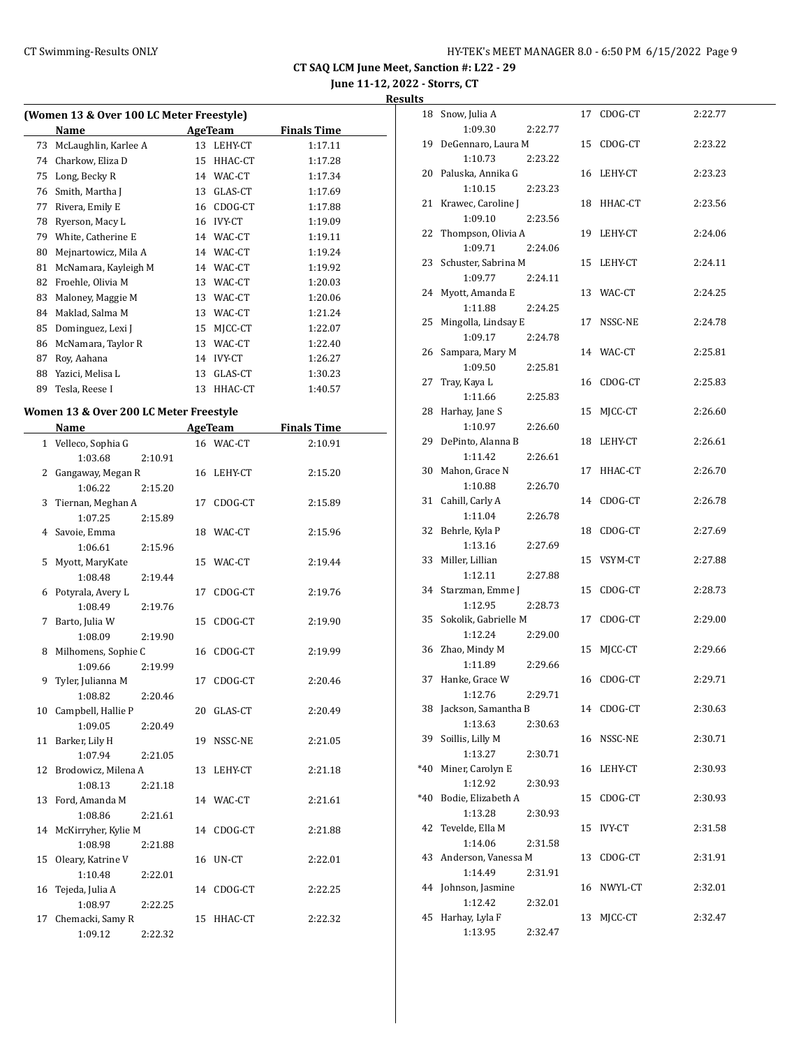**CT SAQ LCM June Meet, Sanction #: L22 - 29**

**June 11-12, 2022 - Storrs, CT**

**Results**

### (Women 13 & Over 100 LC Meter Freestyle)

| | Name | Age | Team | Finals Time |
|---|---|---|---|---|
| 73 | McLaughlin, Karlee A | 13 | LEHY-CT | 1:17.11 |
| 74 | Charkow, Eliza D | 15 | HHAC-CT | 1:17.28 |
| 75 | Long, Becky R | 14 | WAC-CT | 1:17.34 |
| 76 | Smith, Martha J | 13 | GLAS-CT | 1:17.69 |
| 77 | Rivera, Emily E | 16 | CDOG-CT | 1:17.88 |
| 78 | Ryerson, Macy L | 16 | IVY-CT | 1:19.09 |
| 79 | White, Catherine E | 14 | WAC-CT | 1:19.11 |
| 80 | Mejnartowicz, Mila A | 14 | WAC-CT | 1:19.24 |
| 81 | McNamara, Kayleigh M | 14 | WAC-CT | 1:19.92 |
| 82 | Froehle, Olivia M | 13 | WAC-CT | 1:20.03 |
| 83 | Maloney, Maggie M | 13 | WAC-CT | 1:20.06 |
| 84 | Maklad, Salma M | 13 | WAC-CT | 1:21.24 |
| 85 | Dominguez, Lexi J | 15 | MJCC-CT | 1:22.07 |
| 86 | McNamara, Taylor R | 13 | WAC-CT | 1:22.40 |
| 87 | Roy, Aahana | 14 | IVY-CT | 1:26.27 |
| 88 | Yazici, Melisa L | 13 | GLAS-CT | 1:30.23 |
| 89 | Tesla, Reese I | 13 | HHAC-CT | 1:40.57 |

### Women 13 & Over 200 LC Meter Freestyle

| | Name | Age | Team | Finals Time | Splits |
|---|---|---|---|---|---|
| 1 | Velleco, Sophia G | 16 | WAC-CT | 2:10.91 | 1:03.68 2:10.91 |
| 2 | Gangaway, Megan R | 16 | LEHY-CT | 2:15.20 | 1:06.22 2:15.20 |
| 3 | Tiernan, Meghan A | 17 | CDOG-CT | 2:15.89 | 1:07.25 2:15.89 |
| 4 | Savoie, Emma | 18 | WAC-CT | 2:15.96 | 1:06.61 2:15.96 |
| 5 | Myott, MaryKate | 15 | WAC-CT | 2:19.44 | 1:08.48 2:19.44 |
| 6 | Potyrala, Avery L | 17 | CDOG-CT | 2:19.76 | 1:08.49 2:19.76 |
| 7 | Barto, Julia W | 15 | CDOG-CT | 2:19.90 | 1:08.09 2:19.90 |
| 8 | Milhomens, Sophie C | 16 | CDOG-CT | 2:19.99 | 1:09.66 2:19.99 |
| 9 | Tyler, Julianna M | 17 | CDOG-CT | 2:20.46 | 1:08.82 2:20.46 |
| 10 | Campbell, Hallie P | 20 | GLAS-CT | 2:20.49 | 1:09.05 2:20.49 |
| 11 | Barker, Lily H | 19 | NSSC-NE | 2:21.05 | 1:07.94 2:21.05 |
| 12 | Brodowicz, Milena A | 13 | LEHY-CT | 2:21.18 | 1:08.13 2:21.18 |
| 13 | Ford, Amanda M | 14 | WAC-CT | 2:21.61 | 1:08.86 2:21.61 |
| 14 | McKirryher, Kylie M | 14 | CDOG-CT | 2:21.88 | 1:08.98 2:21.88 |
| 15 | Oleary, Katrine V | 16 | UN-CT | 2:22.01 | 1:10.48 2:22.01 |
| 16 | Tejeda, Julia A | 14 | CDOG-CT | 2:22.25 | 1:08.97 2:22.25 |
| 17 | Chemacki, Samy R | 15 | HHAC-CT | 2:22.32 | 1:09.12 2:22.32 |
| 18 | Snow, Julia A | 17 | CDOG-CT | 2:22.77 | 1:09.30 2:22.77 |
| 19 | DeGennaro, Laura M | 15 | CDOG-CT | 2:23.22 | 1:10.73 2:23.22 |
| 20 | Paluska, Annika G | 16 | LEHY-CT | 2:23.23 | 1:10.15 2:23.23 |
| 21 | Krawec, Caroline J | 18 | HHAC-CT | 2:23.56 | 1:09.10 2:23.56 |
| 22 | Thompson, Olivia A | 19 | LEHY-CT | 2:24.06 | 1:09.71 2:24.06 |
| 23 | Schuster, Sabrina M | 15 | LEHY-CT | 2:24.11 | 1:09.77 2:24.11 |
| 24 | Myott, Amanda E | 13 | WAC-CT | 2:24.25 | 1:11.88 2:24.25 |
| 25 | Mingolla, Lindsay E | 17 | NSSC-NE | 2:24.78 | 1:09.17 2:24.78 |
| 26 | Sampara, Mary M | 14 | WAC-CT | 2:25.81 | 1:09.50 2:25.81 |
| 27 | Tray, Kaya L | 16 | CDOG-CT | 2:25.83 | 1:11.66 2:25.83 |
| 28 | Harhay, Jane S | 15 | MJCC-CT | 2:26.60 | 1:10.97 2:26.60 |
| 29 | DePinto, Alanna B | 18 | LEHY-CT | 2:26.61 | 1:11.42 2:26.61 |
| 30 | Mahon, Grace N | 17 | HHAC-CT | 2:26.70 | 1:10.88 2:26.70 |
| 31 | Cahill, Carly A | 14 | CDOG-CT | 2:26.78 | 1:11.04 2:26.78 |
| 32 | Behrle, Kyla P | 18 | CDOG-CT | 2:27.69 | 1:13.16 2:27.69 |
| 33 | Miller, Lillian | 15 | VSYM-CT | 2:27.88 | 1:12.11 2:27.88 |
| 34 | Starzman, Emme J | 15 | CDOG-CT | 2:28.73 | 1:12.95 2:28.73 |
| 35 | Sokolik, Gabrielle M | 17 | CDOG-CT | 2:29.00 | 1:12.24 2:29.00 |
| 36 | Zhao, Mindy M | 15 | MJCC-CT | 2:29.66 | 1:11.89 2:29.66 |
| 37 | Hanke, Grace W | 16 | CDOG-CT | 2:29.71 | 1:12.76 2:29.71 |
| 38 | Jackson, Samantha B | 14 | CDOG-CT | 2:30.63 | 1:13.63 2:30.63 |
| 39 | Soillis, Lilly M | 16 | NSSC-NE | 2:30.71 | 1:13.27 2:30.71 |
| *40 | Miner, Carolyn E | 16 | LEHY-CT | 2:30.93 | 1:12.92 2:30.93 |
| *40 | Bodie, Elizabeth A | 15 | CDOG-CT | 2:30.93 | 1:13.28 2:30.93 |
| 42 | Tevelde, Ella M | 15 | IVY-CT | 2:31.58 | 1:14.06 2:31.58 |
| 43 | Anderson, Vanessa M | 13 | CDOG-CT | 2:31.91 | 1:14.49 2:31.91 |
| 44 | Johnson, Jasmine | 16 | NWYL-CT | 2:32.01 | 1:12.42 2:32.01 |
| 45 | Harhay, Lyla F | 13 | MJCC-CT | 2:32.47 | 1:13.95 2:32.47 |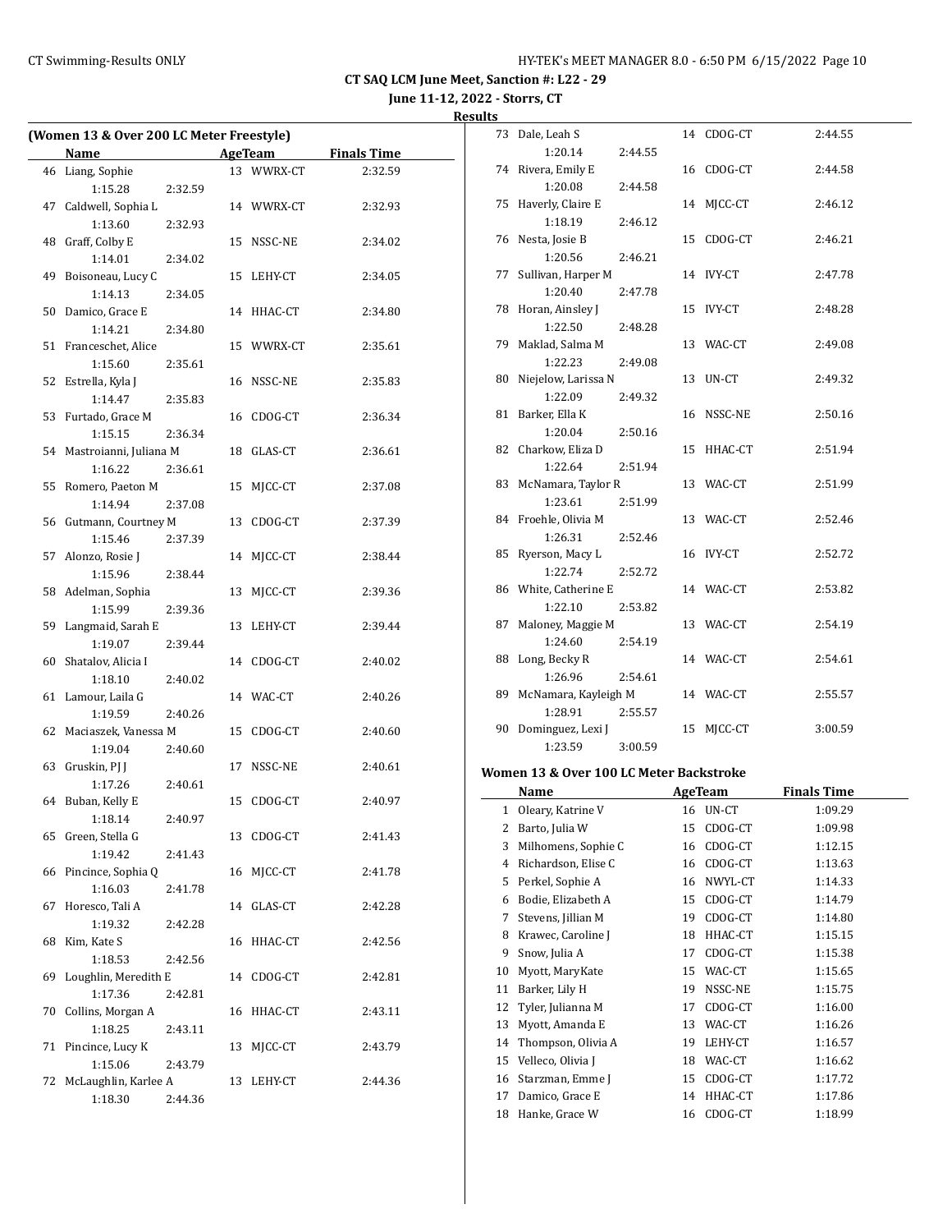# CT SAQ LCM June Meet, Sanction #: L22 - 29

**June 11-12, 2022 - Storrs, CT**

**Results**

## (Women 13 & Over 200 LC Meter Freestyle)

| | Name | Age | Team | Split 50 | Split 100 | Finals Time |
|---|---|---|---|---|---|---|
| 46 | Liang, Sophie | 13 | WWRX-CT | 1:15.28 | 2:32.59 | 2:32.59 |
| 47 | Caldwell, Sophia L | 14 | WWRX-CT | 1:13.60 | 2:32.93 | 2:32.93 |
| 48 | Graff, Colby E | 15 | NSSC-NE | 1:14.01 | 2:34.02 | 2:34.02 |
| 49 | Boisoneau, Lucy C | 15 | LEHY-CT | 1:14.13 | 2:34.05 | 2:34.05 |
| 50 | Damico, Grace E | 14 | HHAC-CT | 1:14.21 | 2:34.80 | 2:34.80 |
| 51 | Franceschet, Alice | 15 | WWRX-CT | 1:15.60 | 2:35.61 | 2:35.61 |
| 52 | Estrella, Kyla J | 16 | NSSC-NE | 1:14.47 | 2:35.83 | 2:35.83 |
| 53 | Furtado, Grace M | 16 | CDOG-CT | 1:15.15 | 2:36.34 | 2:36.34 |
| 54 | Mastroianni, Juliana M | 18 | GLAS-CT | 1:16.22 | 2:36.61 | 2:36.61 |
| 55 | Romero, Paeton M | 15 | MJCC-CT | 1:14.94 | 2:37.08 | 2:37.08 |
| 56 | Gutmann, Courtney M | 13 | CDOG-CT | 1:15.46 | 2:37.39 | 2:37.39 |
| 57 | Alonzo, Rosie J | 14 | MJCC-CT | 1:15.96 | 2:38.44 | 2:38.44 |
| 58 | Adelman, Sophia | 13 | MJCC-CT | 1:15.99 | 2:39.36 | 2:39.36 |
| 59 | Langmaid, Sarah E | 13 | LEHY-CT | 1:19.07 | 2:39.44 | 2:39.44 |
| 60 | Shatalov, Alicia I | 14 | CDOG-CT | 1:18.10 | 2:40.02 | 2:40.02 |
| 61 | Lamour, Laila G | 14 | WAC-CT | 1:19.59 | 2:40.26 | 2:40.26 |
| 62 | Maciaszek, Vanessa M | 15 | CDOG-CT | 1:19.04 | 2:40.60 | 2:40.60 |
| 63 | Gruskin, PJ J | 17 | NSSC-NE | 1:17.26 | 2:40.61 | 2:40.61 |
| 64 | Buban, Kelly E | 15 | CDOG-CT | 1:18.14 | 2:40.97 | 2:40.97 |
| 65 | Green, Stella G | 13 | CDOG-CT | 1:19.42 | 2:41.43 | 2:41.43 |
| 66 | Pincince, Sophia Q | 16 | MJCC-CT | 1:16.03 | 2:41.78 | 2:41.78 |
| 67 | Horesco, Tali A | 14 | GLAS-CT | 1:19.32 | 2:42.28 | 2:42.28 |
| 68 | Kim, Kate S | 16 | HHAC-CT | 1:18.53 | 2:42.56 | 2:42.56 |
| 69 | Loughlin, Meredith E | 14 | CDOG-CT | 1:17.36 | 2:42.81 | 2:42.81 |
| 70 | Collins, Morgan A | 16 | HHAC-CT | 1:18.25 | 2:43.11 | 2:43.11 |
| 71 | Pincince, Lucy K | 13 | MJCC-CT | 1:15.06 | 2:43.79 | 2:43.79 |
| 72 | McLaughlin, Karlee A | 13 | LEHY-CT | 1:18.30 | 2:44.36 | 2:44.36 |
| 73 | Dale, Leah S | 14 | CDOG-CT | 1:20.14 | 2:44.55 | 2:44.55 |
| 74 | Rivera, Emily E | 16 | CDOG-CT | 1:20.08 | 2:44.58 | 2:44.58 |
| 75 | Haverly, Claire E | 14 | MJCC-CT | 1:18.19 | 2:46.12 | 2:46.12 |
| 76 | Nesta, Josie B | 15 | CDOG-CT | 1:20.56 | 2:46.21 | 2:46.21 |
| 77 | Sullivan, Harper M | 14 | IVY-CT | 1:20.40 | 2:47.78 | 2:47.78 |
| 78 | Horan, Ainsley J | 15 | IVY-CT | 1:22.50 | 2:48.28 | 2:48.28 |
| 79 | Maklad, Salma M | 13 | WAC-CT | 1:22.23 | 2:49.08 | 2:49.08 |
| 80 | Niejelow, Larissa N | 13 | UN-CT | 1:22.09 | 2:49.32 | 2:49.32 |
| 81 | Barker, Ella K | 16 | NSSC-NE | 1:20.04 | 2:50.16 | 2:50.16 |
| 82 | Charkow, Eliza D | 15 | HHAC-CT | 1:22.64 | 2:51.94 | 2:51.94 |
| 83 | McNamara, Taylor R | 13 | WAC-CT | 1:23.61 | 2:51.99 | 2:51.99 |
| 84 | Froehle, Olivia M | 13 | WAC-CT | 1:26.31 | 2:52.46 | 2:52.46 |
| 85 | Ryerson, Macy L | 16 | IVY-CT | 1:22.74 | 2:52.72 | 2:52.72 |
| 86 | White, Catherine E | 14 | WAC-CT | 1:22.10 | 2:53.82 | 2:53.82 |
| 87 | Maloney, Maggie M | 13 | WAC-CT | 1:24.60 | 2:54.19 | 2:54.19 |
| 88 | Long, Becky R | 14 | WAC-CT | 1:26.96 | 2:54.61 | 2:54.61 |
| 89 | McNamara, Kayleigh M | 14 | WAC-CT | 1:28.91 | 2:55.57 | 2:55.57 |
| 90 | Dominguez, Lexi J | 15 | MJCC-CT | 1:23.59 | 3:00.59 | 3:00.59 |

## Women 13 & Over 100 LC Meter Backstroke

| | Name | Age | Team | Finals Time |
|---|---|---|---|---|
| 1 | Oleary, Katrine V | 16 | UN-CT | 1:09.29 |
| 2 | Barto, Julia W | 15 | CDOG-CT | 1:09.98 |
| 3 | Milhomens, Sophie C | 16 | CDOG-CT | 1:12.15 |
| 4 | Richardson, Elise C | 16 | CDOG-CT | 1:13.63 |
| 5 | Perkel, Sophie A | 16 | NWYL-CT | 1:14.33 |
| 6 | Bodie, Elizabeth A | 15 | CDOG-CT | 1:14.79 |
| 7 | Stevens, Jillian M | 19 | CDOG-CT | 1:14.80 |
| 8 | Krawec, Caroline J | 18 | HHAC-CT | 1:15.15 |
| 9 | Snow, Julia A | 17 | CDOG-CT | 1:15.38 |
| 10 | Myott, MaryKate | 15 | WAC-CT | 1:15.65 |
| 11 | Barker, Lily H | 19 | NSSC-NE | 1:15.75 |
| 12 | Tyler, Julianna M | 17 | CDOG-CT | 1:16.00 |
| 13 | Myott, Amanda E | 13 | WAC-CT | 1:16.26 |
| 14 | Thompson, Olivia A | 19 | LEHY-CT | 1:16.57 |
| 15 | Velleco, Olivia J | 18 | WAC-CT | 1:16.62 |
| 16 | Starzman, Emme J | 15 | CDOG-CT | 1:17.72 |
| 17 | Damico, Grace E | 14 | HHAC-CT | 1:17.86 |
| 18 | Hanke, Grace W | 16 | CDOG-CT | 1:18.99 |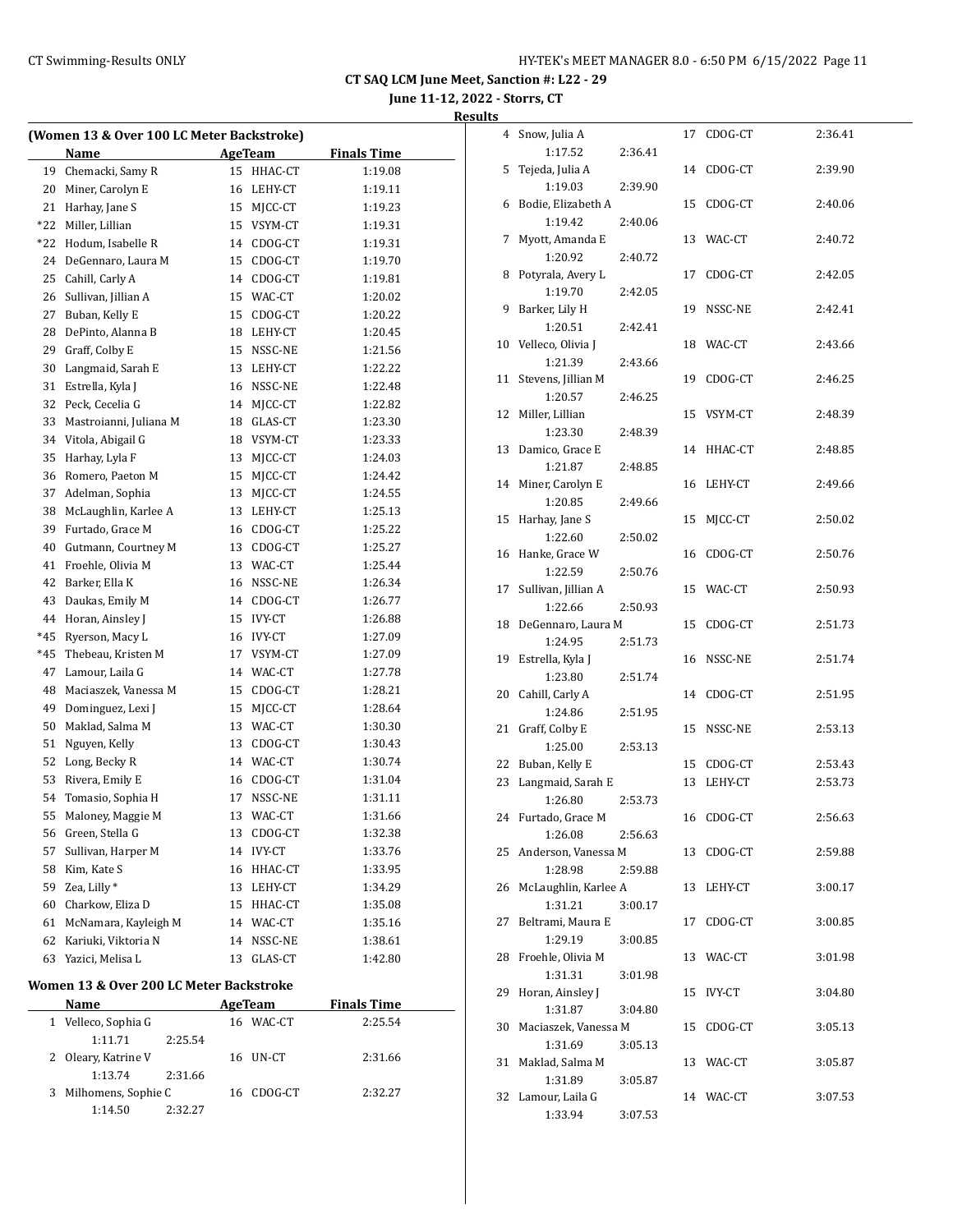**CT SAQ LCM June Meet, Sanction #: L22 - 29**

**June 11-12, 2022 - Storrs, CT**

**Results**

## (Women 13 & Over 100 LC Meter Backstroke)

| | Name | Age | Team | Finals Time |
|---|---|---|---|---|
| 19 | Chemacki, Samy R | 15 | HHAC-CT | 1:19.08 |
| 20 | Miner, Carolyn E | 16 | LEHY-CT | 1:19.11 |
| 21 | Harhay, Jane S | 15 | MJCC-CT | 1:19.23 |
| *22 | Miller, Lillian | 15 | VSYM-CT | 1:19.31 |
| *22 | Hodum, Isabelle R | 14 | CDOG-CT | 1:19.31 |
| 24 | DeGennaro, Laura M | 15 | CDOG-CT | 1:19.70 |
| 25 | Cahill, Carly A | 14 | CDOG-CT | 1:19.81 |
| 26 | Sullivan, Jillian A | 15 | WAC-CT | 1:20.02 |
| 27 | Buban, Kelly E | 15 | CDOG-CT | 1:20.22 |
| 28 | DePinto, Alanna B | 18 | LEHY-CT | 1:20.45 |
| 29 | Graff, Colby E | 15 | NSSC-NE | 1:21.56 |
| 30 | Langmaid, Sarah E | 13 | LEHY-CT | 1:22.22 |
| 31 | Estrella, Kyla J | 16 | NSSC-NE | 1:22.48 |
| 32 | Peck, Cecelia G | 14 | MJCC-CT | 1:22.82 |
| 33 | Mastroianni, Juliana M | 18 | GLAS-CT | 1:23.30 |
| 34 | Vitola, Abigail G | 18 | VSYM-CT | 1:23.33 |
| 35 | Harhay, Lyla F | 13 | MJCC-CT | 1:24.03 |
| 36 | Romero, Paeton M | 15 | MJCC-CT | 1:24.42 |
| 37 | Adelman, Sophia | 13 | MJCC-CT | 1:24.55 |
| 38 | McLaughlin, Karlee A | 13 | LEHY-CT | 1:25.13 |
| 39 | Furtado, Grace M | 16 | CDOG-CT | 1:25.22 |
| 40 | Gutmann, Courtney M | 13 | CDOG-CT | 1:25.27 |
| 41 | Froehle, Olivia M | 13 | WAC-CT | 1:25.44 |
| 42 | Barker, Ella K | 16 | NSSC-NE | 1:26.34 |
| 43 | Daukas, Emily M | 14 | CDOG-CT | 1:26.77 |
| 44 | Horan, Ainsley J | 15 | IVY-CT | 1:26.88 |
| *45 | Ryerson, Macy L | 16 | IVY-CT | 1:27.09 |
| *45 | Thebeau, Kristen M | 17 | VSYM-CT | 1:27.09 |
| 47 | Lamour, Laila G | 14 | WAC-CT | 1:27.78 |
| 48 | Maciaszek, Vanessa M | 15 | CDOG-CT | 1:28.21 |
| 49 | Dominguez, Lexi J | 15 | MJCC-CT | 1:28.64 |
| 50 | Maklad, Salma M | 13 | WAC-CT | 1:30.30 |
| 51 | Nguyen, Kelly | 13 | CDOG-CT | 1:30.43 |
| 52 | Long, Becky R | 14 | WAC-CT | 1:30.74 |
| 53 | Rivera, Emily E | 16 | CDOG-CT | 1:31.04 |
| 54 | Tomasio, Sophia H | 17 | NSSC-NE | 1:31.11 |
| 55 | Maloney, Maggie M | 13 | WAC-CT | 1:31.66 |
| 56 | Green, Stella G | 13 | CDOG-CT | 1:32.38 |
| 57 | Sullivan, Harper M | 14 | IVY-CT | 1:33.76 |
| 58 | Kim, Kate S | 16 | HHAC-CT | 1:33.95 |
| 59 | Zea, Lilly * | 13 | LEHY-CT | 1:34.29 |
| 60 | Charkow, Eliza D | 15 | HHAC-CT | 1:35.08 |
| 61 | McNamara, Kayleigh M | 14 | WAC-CT | 1:35.16 |
| 62 | Kariuki, Viktoria N | 14 | NSSC-NE | 1:38.61 |
| 63 | Yazici, Melisa L | 13 | GLAS-CT | 1:42.80 |

## Women 13 & Over 200 LC Meter Backstroke

| | Name | Age | Team | Finals Time | Splits |
|---|---|---|---|---|---|
| 1 | Velleco, Sophia G | 16 | WAC-CT | 2:25.54 | 1:11.71, 2:25.54 |
| 2 | Oleary, Katrine V | 16 | UN-CT | 2:31.66 | 1:13.74, 2:31.66 |
| 3 | Milhomens, Sophie C | 16 | CDOG-CT | 2:32.27 | 1:14.50, 2:32.27 |
| 4 | Snow, Julia A | 17 | CDOG-CT | 2:36.41 | 1:17.52, 2:36.41 |
| 5 | Tejeda, Julia A | 14 | CDOG-CT | 2:39.90 | 1:19.03, 2:39.90 |
| 6 | Bodie, Elizabeth A | 15 | CDOG-CT | 2:40.06 | 1:19.42, 2:40.06 |
| 7 | Myott, Amanda E | 13 | WAC-CT | 2:40.72 | 1:20.92, 2:40.72 |
| 8 | Potyrala, Avery L | 17 | CDOG-CT | 2:42.05 | 1:19.70, 2:42.05 |
| 9 | Barker, Lily H | 19 | NSSC-NE | 2:42.41 | 1:20.51, 2:42.41 |
| 10 | Velleco, Olivia J | 18 | WAC-CT | 2:43.66 | 1:21.39, 2:43.66 |
| 11 | Stevens, Jillian M | 19 | CDOG-CT | 2:46.25 | 1:20.57, 2:46.25 |
| 12 | Miller, Lillian | 15 | VSYM-CT | 2:48.39 | 1:23.30, 2:48.39 |
| 13 | Damico, Grace E | 14 | HHAC-CT | 2:48.85 | 1:21.87, 2:48.85 |
| 14 | Miner, Carolyn E | 16 | LEHY-CT | 2:49.66 | 1:20.85, 2:49.66 |
| 15 | Harhay, Jane S | 15 | MJCC-CT | 2:50.02 | 1:22.60, 2:50.02 |
| 16 | Hanke, Grace W | 16 | CDOG-CT | 2:50.76 | 1:22.59, 2:50.76 |
| 17 | Sullivan, Jillian A | 15 | WAC-CT | 2:50.93 | 1:22.66, 2:50.93 |
| 18 | DeGennaro, Laura M | 15 | CDOG-CT | 2:51.73 | 1:24.95, 2:51.73 |
| 19 | Estrella, Kyla J | 16 | NSSC-NE | 2:51.74 | 1:23.80, 2:51.74 |
| 20 | Cahill, Carly A | 14 | CDOG-CT | 2:51.95 | 1:24.86, 2:51.95 |
| 21 | Graff, Colby E | 15 | NSSC-NE | 2:53.13 | 1:25.00, 2:53.13 |
| 22 | Buban, Kelly E | 15 | CDOG-CT | 2:53.43 | |
| 23 | Langmaid, Sarah E | 13 | LEHY-CT | 2:53.73 | 1:26.80, 2:53.73 |
| 24 | Furtado, Grace M | 16 | CDOG-CT | 2:56.63 | 1:26.08, 2:56.63 |
| 25 | Anderson, Vanessa M | 13 | CDOG-CT | 2:59.88 | 1:28.98, 2:59.88 |
| 26 | McLaughlin, Karlee A | 13 | LEHY-CT | 3:00.17 | 1:31.21, 3:00.17 |
| 27 | Beltrami, Maura E | 17 | CDOG-CT | 3:00.85 | 1:29.19, 3:00.85 |
| 28 | Froehle, Olivia M | 13 | WAC-CT | 3:01.98 | 1:31.31, 3:01.98 |
| 29 | Horan, Ainsley J | 15 | IVY-CT | 3:04.80 | 1:31.87, 3:04.80 |
| 30 | Maciaszek, Vanessa M | 15 | CDOG-CT | 3:05.13 | 1:31.69, 3:05.13 |
| 31 | Maklad, Salma M | 13 | WAC-CT | 3:05.87 | 1:31.89, 3:05.87 |
| 32 | Lamour, Laila G | 14 | WAC-CT | 3:07.53 | 1:33.94, 3:07.53 |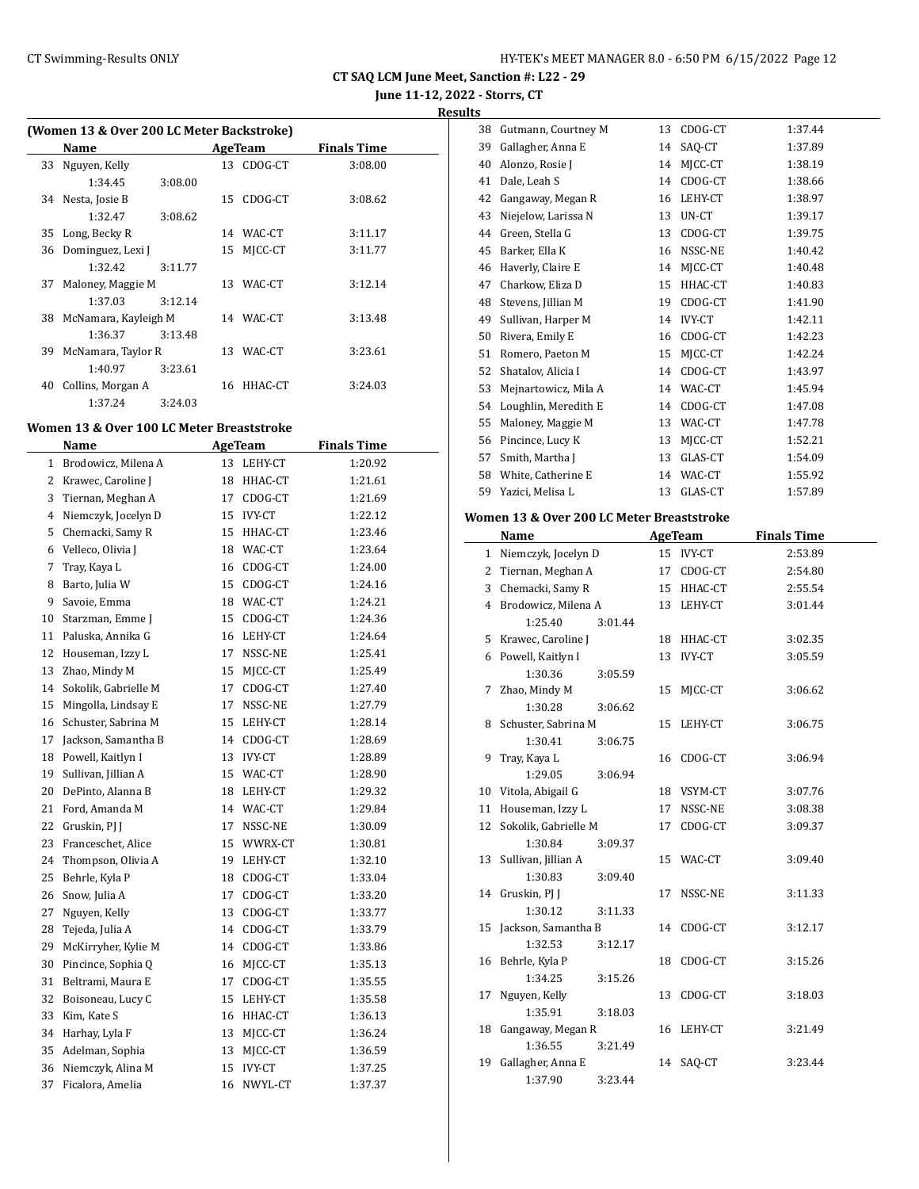# CT SAQ LCM June Meet, Sanction #: L22 - 29

June 11-12, 2022 - Storrs, CT

## Results

### (Women 13 & Over 200 LC Meter Backstroke)

| | Name | Age | Team | Finals Time |
|---|---|---|---|---|
| 33 | Nguyen, Kelly | 13 | CDOG-CT | 3:08.00 |
| | 1:34.45 3:08.00 | | | |
| 34 | Nesta, Josie B | 15 | CDOG-CT | 3:08.62 |
| | 1:32.47 3:08.62 | | | |
| 35 | Long, Becky R | 14 | WAC-CT | 3:11.17 |
| 36 | Dominguez, Lexi J | 15 | MJCC-CT | 3:11.77 |
| | 1:32.42 3:11.77 | | | |
| 37 | Maloney, Maggie M | 13 | WAC-CT | 3:12.14 |
| | 1:37.03 3:12.14 | | | |
| 38 | McNamara, Kayleigh M | 14 | WAC-CT | 3:13.48 |
| | 1:36.37 3:13.48 | | | |
| 39 | McNamara, Taylor R | 13 | WAC-CT | 3:23.61 |
| | 1:40.97 3:23.61 | | | |
| 40 | Collins, Morgan A | 16 | HHAC-CT | 3:24.03 |
| | 1:37.24 3:24.03 | | | |

### Women 13 & Over 100 LC Meter Breaststroke

| | Name | Age | Team | Finals Time |
|---|---|---|---|---|
| 1 | Brodowicz, Milena A | 13 | LEHY-CT | 1:20.92 |
| 2 | Krawec, Caroline J | 18 | HHAC-CT | 1:21.61 |
| 3 | Tiernan, Meghan A | 17 | CDOG-CT | 1:21.69 |
| 4 | Niemczyk, Jocelyn D | 15 | IVY-CT | 1:22.12 |
| 5 | Chemacki, Samy R | 15 | HHAC-CT | 1:23.46 |
| 6 | Velleco, Olivia J | 18 | WAC-CT | 1:23.64 |
| 7 | Tray, Kaya L | 16 | CDOG-CT | 1:24.00 |
| 8 | Barto, Julia W | 15 | CDOG-CT | 1:24.16 |
| 9 | Savoie, Emma | 18 | WAC-CT | 1:24.21 |
| 10 | Starzman, Emme J | 15 | CDOG-CT | 1:24.36 |
| 11 | Paluska, Annika G | 16 | LEHY-CT | 1:24.64 |
| 12 | Houseman, Izzy L | 17 | NSSC-NE | 1:25.41 |
| 13 | Zhao, Mindy M | 15 | MJCC-CT | 1:25.49 |
| 14 | Sokolik, Gabrielle M | 17 | CDOG-CT | 1:27.40 |
| 15 | Mingolla, Lindsay E | 17 | NSSC-NE | 1:27.79 |
| 16 | Schuster, Sabrina M | 15 | LEHY-CT | 1:28.14 |
| 17 | Jackson, Samantha B | 14 | CDOG-CT | 1:28.69 |
| 18 | Powell, Kaitlyn I | 13 | IVY-CT | 1:28.89 |
| 19 | Sullivan, Jillian A | 15 | WAC-CT | 1:28.90 |
| 20 | DePinto, Alanna B | 18 | LEHY-CT | 1:29.32 |
| 21 | Ford, Amanda M | 14 | WAC-CT | 1:29.84 |
| 22 | Gruskin, PJ J | 17 | NSSC-NE | 1:30.09 |
| 23 | Franceschet, Alice | 15 | WWRX-CT | 1:30.81 |
| 24 | Thompson, Olivia A | 19 | LEHY-CT | 1:32.10 |
| 25 | Behrle, Kyla P | 18 | CDOG-CT | 1:33.04 |
| 26 | Snow, Julia A | 17 | CDOG-CT | 1:33.20 |
| 27 | Nguyen, Kelly | 13 | CDOG-CT | 1:33.77 |
| 28 | Tejeda, Julia A | 14 | CDOG-CT | 1:33.79 |
| 29 | McKirryher, Kylie M | 14 | CDOG-CT | 1:33.86 |
| 30 | Pincince, Sophia Q | 16 | MJCC-CT | 1:35.13 |
| 31 | Beltrami, Maura E | 17 | CDOG-CT | 1:35.55 |
| 32 | Boisoneau, Lucy C | 15 | LEHY-CT | 1:35.58 |
| 33 | Kim, Kate S | 16 | HHAC-CT | 1:36.13 |
| 34 | Harhay, Lyla F | 13 | MJCC-CT | 1:36.24 |
| 35 | Adelman, Sophia | 13 | MJCC-CT | 1:36.59 |
| 36 | Niemczyk, Alina M | 15 | IVY-CT | 1:37.25 |
| 37 | Ficalora, Amelia | 16 | NWYL-CT | 1:37.37 |
| 38 | Gutmann, Courtney M | 13 | CDOG-CT | 1:37.44 |
| 39 | Gallagher, Anna E | 14 | SAQ-CT | 1:37.89 |
| 40 | Alonzo, Rosie J | 14 | MJCC-CT | 1:38.19 |
| 41 | Dale, Leah S | 14 | CDOG-CT | 1:38.66 |
| 42 | Gangaway, Megan R | 16 | LEHY-CT | 1:38.97 |
| 43 | Niejelow, Larissa N | 13 | UN-CT | 1:39.17 |
| 44 | Green, Stella G | 13 | CDOG-CT | 1:39.75 |
| 45 | Barker, Ella K | 16 | NSSC-NE | 1:40.42 |
| 46 | Haverly, Claire E | 14 | MJCC-CT | 1:40.48 |
| 47 | Charkow, Eliza D | 15 | HHAC-CT | 1:40.83 |
| 48 | Stevens, Jillian M | 19 | CDOG-CT | 1:41.90 |
| 49 | Sullivan, Harper M | 14 | IVY-CT | 1:42.11 |
| 50 | Rivera, Emily E | 16 | CDOG-CT | 1:42.23 |
| 51 | Romero, Paeton M | 15 | MJCC-CT | 1:42.24 |
| 52 | Shatalov, Alicia I | 14 | CDOG-CT | 1:43.97 |
| 53 | Mejnartowicz, Mila A | 14 | WAC-CT | 1:45.94 |
| 54 | Loughlin, Meredith E | 14 | CDOG-CT | 1:47.08 |
| 55 | Maloney, Maggie M | 13 | WAC-CT | 1:47.78 |
| 56 | Pincince, Lucy K | 13 | MJCC-CT | 1:52.21 |
| 57 | Smith, Martha J | 13 | GLAS-CT | 1:54.09 |
| 58 | White, Catherine E | 14 | WAC-CT | 1:55.92 |
| 59 | Yazici, Melisa L | 13 | GLAS-CT | 1:57.89 |

### Women 13 & Over 200 LC Meter Breaststroke

| | Name | Age | Team | Finals Time |
|---|---|---|---|---|
| 1 | Niemczyk, Jocelyn D | 15 | IVY-CT | 2:53.89 |
| 2 | Tiernan, Meghan A | 17 | CDOG-CT | 2:54.80 |
| 3 | Chemacki, Samy R | 15 | HHAC-CT | 2:55.54 |
| 4 | Brodowicz, Milena A | 13 | LEHY-CT | 3:01.44 |
| | 1:25.40 3:01.44 | | | |
| 5 | Krawec, Caroline J | 18 | HHAC-CT | 3:02.35 |
| 6 | Powell, Kaitlyn I | 13 | IVY-CT | 3:05.59 |
| | 1:30.36 3:05.59 | | | |
| 7 | Zhao, Mindy M | 15 | MJCC-CT | 3:06.62 |
| | 1:30.28 3:06.62 | | | |
| 8 | Schuster, Sabrina M | 15 | LEHY-CT | 3:06.75 |
| | 1:30.41 3:06.75 | | | |
| 9 | Tray, Kaya L | 16 | CDOG-CT | 3:06.94 |
| | 1:29.05 3:06.94 | | | |
| 10 | Vitola, Abigail G | 18 | VSYM-CT | 3:07.76 |
| 11 | Houseman, Izzy L | 17 | NSSC-NE | 3:08.38 |
| 12 | Sokolik, Gabrielle M | 17 | CDOG-CT | 3:09.37 |
| | 1:30.84 3:09.37 | | | |
| 13 | Sullivan, Jillian A | 15 | WAC-CT | 3:09.40 |
| | 1:30.83 3:09.40 | | | |
| 14 | Gruskin, PJ J | 17 | NSSC-NE | 3:11.33 |
| | 1:30.12 3:11.33 | | | |
| 15 | Jackson, Samantha B | 14 | CDOG-CT | 3:12.17 |
| | 1:32.53 3:12.17 | | | |
| 16 | Behrle, Kyla P | 18 | CDOG-CT | 3:15.26 |
| | 1:34.25 3:15.26 | | | |
| 17 | Nguyen, Kelly | 13 | CDOG-CT | 3:18.03 |
| | 1:35.91 3:18.03 | | | |
| 18 | Gangaway, Megan R | 16 | LEHY-CT | 3:21.49 |
| | 1:36.55 3:21.49 | | | |
| 19 | Gallagher, Anna E | 14 | SAQ-CT | 3:23.44 |
| | 1:37.90 3:23.44 | | | |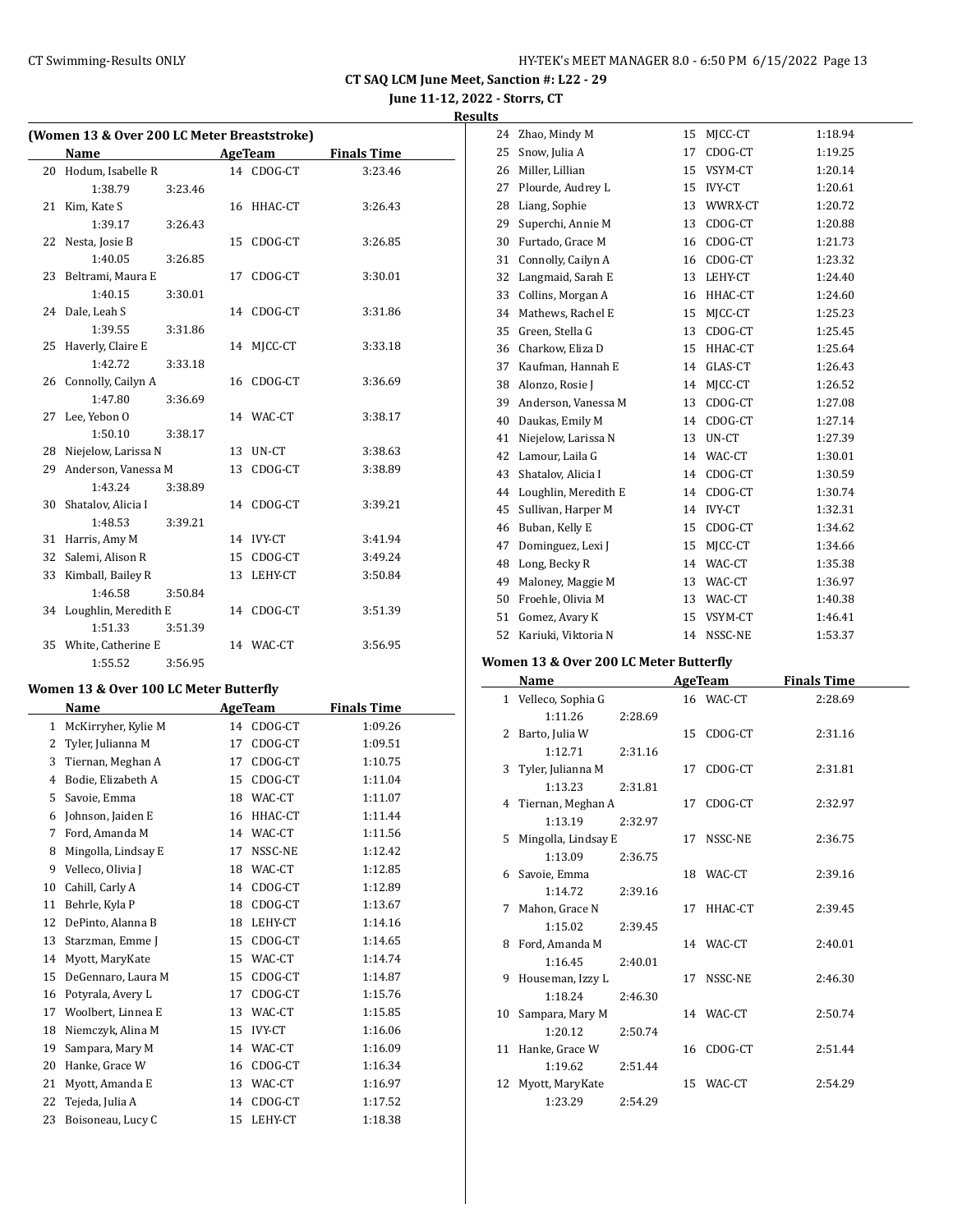CT SAQ LCM June Meet, Sanction #: L22 - 29

June 11-12, 2022 - Storrs, CT

Results

### (Women 13 & Over 200 LC Meter Breaststroke)

| | Name | Age | Team | Finals Time |
|---|---|---|---|---|
| 20 | Hodum, Isabelle R | 14 | CDOG-CT | 3:23.46 |
| | 1:38.79 3:23.46 | | | |
| 21 | Kim, Kate S | 16 | HHAC-CT | 3:26.43 |
| | 1:39.17 3:26.43 | | | |
| 22 | Nesta, Josie B | 15 | CDOG-CT | 3:26.85 |
| | 1:40.05 3:26.85 | | | |
| 23 | Beltrami, Maura E | 17 | CDOG-CT | 3:30.01 |
| | 1:40.15 3:30.01 | | | |
| 24 | Dale, Leah S | 14 | CDOG-CT | 3:31.86 |
| | 1:39.55 3:31.86 | | | |
| 25 | Haverly, Claire E | 14 | MJCC-CT | 3:33.18 |
| | 1:42.72 3:33.18 | | | |
| 26 | Connolly, Cailyn A | 16 | CDOG-CT | 3:36.69 |
| | 1:47.80 3:36.69 | | | |
| 27 | Lee, Yebon O | 14 | WAC-CT | 3:38.17 |
| | 1:50.10 3:38.17 | | | |
| 28 | Niejelow, Larissa N | 13 | UN-CT | 3:38.63 |
| 29 | Anderson, Vanessa M | 13 | CDOG-CT | 3:38.89 |
| | 1:43.24 3:38.89 | | | |
| 30 | Shatalov, Alicia I | 14 | CDOG-CT | 3:39.21 |
| | 1:48.53 3:39.21 | | | |
| 31 | Harris, Amy M | 14 | IVY-CT | 3:41.94 |
| 32 | Salemi, Alison R | 15 | CDOG-CT | 3:49.24 |
| 33 | Kimball, Bailey R | 13 | LEHY-CT | 3:50.84 |
| | 1:46.58 3:50.84 | | | |
| 34 | Loughlin, Meredith E | 14 | CDOG-CT | 3:51.39 |
| | 1:51.33 3:51.39 | | | |
| 35 | White, Catherine E | 14 | WAC-CT | 3:56.95 |
| | 1:55.52 3:56.95 | | | |

### Women 13 & Over 100 LC Meter Butterfly

| | Name | Age | Team | Finals Time |
|---|---|---|---|---|
| 1 | McKirryher, Kylie M | 14 | CDOG-CT | 1:09.26 |
| 2 | Tyler, Julianna M | 17 | CDOG-CT | 1:09.51 |
| 3 | Tiernan, Meghan A | 17 | CDOG-CT | 1:10.75 |
| 4 | Bodie, Elizabeth A | 15 | CDOG-CT | 1:11.04 |
| 5 | Savoie, Emma | 18 | WAC-CT | 1:11.07 |
| 6 | Johnson, Jaiden E | 16 | HHAC-CT | 1:11.44 |
| 7 | Ford, Amanda M | 14 | WAC-CT | 1:11.56 |
| 8 | Mingolla, Lindsay E | 17 | NSSC-NE | 1:12.42 |
| 9 | Velleco, Olivia J | 18 | WAC-CT | 1:12.85 |
| 10 | Cahill, Carly A | 14 | CDOG-CT | 1:12.89 |
| 11 | Behrle, Kyla P | 18 | CDOG-CT | 1:13.67 |
| 12 | DePinto, Alanna B | 18 | LEHY-CT | 1:14.16 |
| 13 | Starzman, Emme J | 15 | CDOG-CT | 1:14.65 |
| 14 | Myott, MaryKate | 15 | WAC-CT | 1:14.74 |
| 15 | DeGennaro, Laura M | 15 | CDOG-CT | 1:14.87 |
| 16 | Potyrala, Avery L | 17 | CDOG-CT | 1:15.76 |
| 17 | Woolbert, Linnea E | 13 | WAC-CT | 1:15.85 |
| 18 | Niemczyk, Alina M | 15 | IVY-CT | 1:16.06 |
| 19 | Sampara, Mary M | 14 | WAC-CT | 1:16.09 |
| 20 | Hanke, Grace W | 16 | CDOG-CT | 1:16.34 |
| 21 | Myott, Amanda E | 13 | WAC-CT | 1:16.97 |
| 22 | Tejeda, Julia A | 14 | CDOG-CT | 1:17.52 |
| 23 | Boisoneau, Lucy C | 15 | LEHY-CT | 1:18.38 |
| 24 | Zhao, Mindy M | 15 | MJCC-CT | 1:18.94 |
| 25 | Snow, Julia A | 17 | CDOG-CT | 1:19.25 |
| 26 | Miller, Lillian | 15 | VSYM-CT | 1:20.14 |
| 27 | Plourde, Audrey L | 15 | IVY-CT | 1:20.61 |
| 28 | Liang, Sophie | 13 | WWRX-CT | 1:20.72 |
| 29 | Superchi, Annie M | 13 | CDOG-CT | 1:20.88 |
| 30 | Furtado, Grace M | 16 | CDOG-CT | 1:21.73 |
| 31 | Connolly, Cailyn A | 16 | CDOG-CT | 1:23.32 |
| 32 | Langmaid, Sarah E | 13 | LEHY-CT | 1:24.40 |
| 33 | Collins, Morgan A | 16 | HHAC-CT | 1:24.60 |
| 34 | Mathews, Rachel E | 15 | MJCC-CT | 1:25.23 |
| 35 | Green, Stella G | 13 | CDOG-CT | 1:25.45 |
| 36 | Charkow, Eliza D | 15 | HHAC-CT | 1:25.64 |
| 37 | Kaufman, Hannah E | 14 | GLAS-CT | 1:26.43 |
| 38 | Alonzo, Rosie J | 14 | MJCC-CT | 1:26.52 |
| 39 | Anderson, Vanessa M | 13 | CDOG-CT | 1:27.08 |
| 40 | Daukas, Emily M | 14 | CDOG-CT | 1:27.14 |
| 41 | Niejelow, Larissa N | 13 | UN-CT | 1:27.39 |
| 42 | Lamour, Laila G | 14 | WAC-CT | 1:30.01 |
| 43 | Shatalov, Alicia I | 14 | CDOG-CT | 1:30.59 |
| 44 | Loughlin, Meredith E | 14 | CDOG-CT | 1:30.74 |
| 45 | Sullivan, Harper M | 14 | IVY-CT | 1:32.31 |
| 46 | Buban, Kelly E | 15 | CDOG-CT | 1:34.62 |
| 47 | Dominguez, Lexi J | 15 | MJCC-CT | 1:34.66 |
| 48 | Long, Becky R | 14 | WAC-CT | 1:35.38 |
| 49 | Maloney, Maggie M | 13 | WAC-CT | 1:36.97 |
| 50 | Froehle, Olivia M | 13 | WAC-CT | 1:40.38 |
| 51 | Gomez, Avary K | 15 | VSYM-CT | 1:46.41 |
| 52 | Kariuki, Viktoria N | 14 | NSSC-NE | 1:53.37 |

### Women 13 & Over 200 LC Meter Butterfly

| | Name | Age | Team | Finals Time |
|---|---|---|---|---|
| 1 | Velleco, Sophia G | 16 | WAC-CT | 2:28.69 |
| | 1:11.26 2:28.69 | | | |
| 2 | Barto, Julia W | 15 | CDOG-CT | 2:31.16 |
| | 1:12.71 2:31.16 | | | |
| 3 | Tyler, Julianna M | 17 | CDOG-CT | 2:31.81 |
| | 1:13.23 2:31.81 | | | |
| 4 | Tiernan, Meghan A | 17 | CDOG-CT | 2:32.97 |
| | 1:13.19 2:32.97 | | | |
| 5 | Mingolla, Lindsay E | 17 | NSSC-NE | 2:36.75 |
| | 1:13.09 2:36.75 | | | |
| 6 | Savoie, Emma | 18 | WAC-CT | 2:39.16 |
| | 1:14.72 2:39.16 | | | |
| 7 | Mahon, Grace N | 17 | HHAC-CT | 2:39.45 |
| | 1:15.02 2:39.45 | | | |
| 8 | Ford, Amanda M | 14 | WAC-CT | 2:40.01 |
| | 1:16.45 2:40.01 | | | |
| 9 | Houseman, Izzy L | 17 | NSSC-NE | 2:46.30 |
| | 1:18.24 2:46.30 | | | |
| 10 | Sampara, Mary M | 14 | WAC-CT | 2:50.74 |
| | 1:20.12 2:50.74 | | | |
| 11 | Hanke, Grace W | 16 | CDOG-CT | 2:51.44 |
| | 1:19.62 2:51.44 | | | |
| 12 | Myott, MaryKate | 15 | WAC-CT | 2:54.29 |
| | 1:23.29 2:54.29 | | | |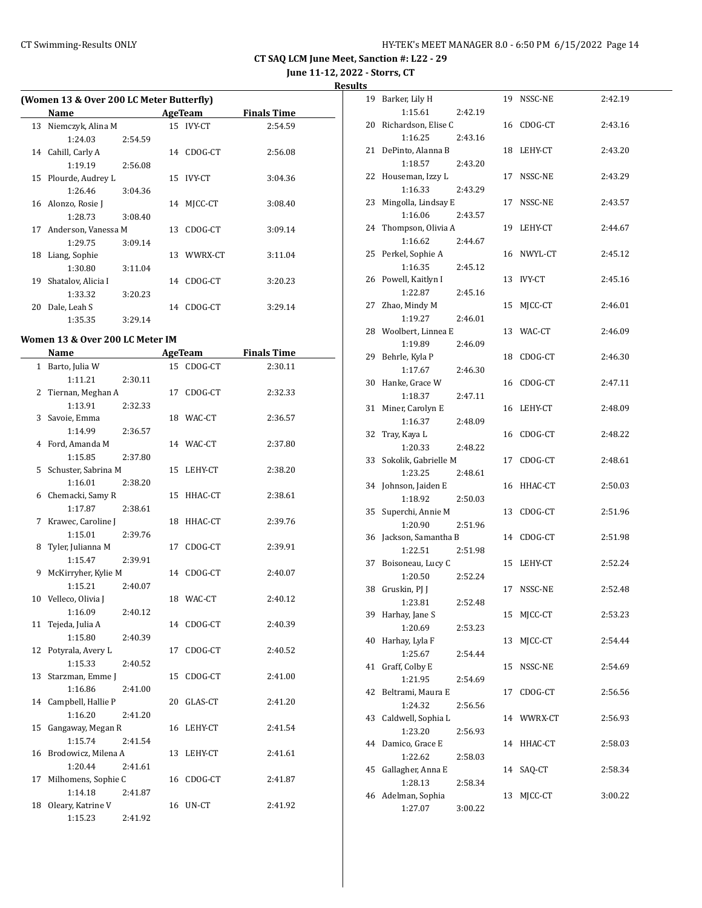**CT SAQ LCM June Meet, Sanction #: L22 - 29**

**June 11-12, 2022 - Storrs, CT**

**Results**

### (Women 13 & Over 200 LC Meter Butterfly)

| | Name | AgeTeam | | Finals Time |
|---|---|---|---|---|
| 13 | Niemczyk, Alina M | 15 | IVY-CT | 2:54.59 |
| | 1:24.03 2:54.59 | | | |
| 14 | Cahill, Carly A | 14 | CDOG-CT | 2:56.08 |
| | 1:19.19 2:56.08 | | | |
| 15 | Plourde, Audrey L | 15 | IVY-CT | 3:04.36 |
| | 1:26.46 3:04.36 | | | |
| 16 | Alonzo, Rosie J | 14 | MJCC-CT | 3:08.40 |
| | 1:28.73 3:08.40 | | | |
| 17 | Anderson, Vanessa M | 13 | CDOG-CT | 3:09.14 |
| | 1:29.75 3:09.14 | | | |
| 18 | Liang, Sophie | 13 | WWRX-CT | 3:11.04 |
| | 1:30.80 3:11.04 | | | |
| 19 | Shatalov, Alicia I | 14 | CDOG-CT | 3:20.23 |
| | 1:33.32 3:20.23 | | | |
| 20 | Dale, Leah S | 14 | CDOG-CT | 3:29.14 |
| | 1:35.35 3:29.14 | | | |

### Women 13 & Over 200 LC Meter IM

| | Name | AgeTeam | | Finals Time |
|---|---|---|---|---|
| 1 | Barto, Julia W | 15 | CDOG-CT | 2:30.11 |
| | 1:11.21 2:30.11 | | | |
| 2 | Tiernan, Meghan A | 17 | CDOG-CT | 2:32.33 |
| | 1:13.91 2:32.33 | | | |
| 3 | Savoie, Emma | 18 | WAC-CT | 2:36.57 |
| | 1:14.99 2:36.57 | | | |
| 4 | Ford, Amanda M | 14 | WAC-CT | 2:37.80 |
| | 1:15.85 2:37.80 | | | |
| 5 | Schuster, Sabrina M | 15 | LEHY-CT | 2:38.20 |
| | 1:16.01 2:38.20 | | | |
| 6 | Chemacki, Samy R | 15 | HHAC-CT | 2:38.61 |
| | 1:17.87 2:38.61 | | | |
| 7 | Krawec, Caroline J | 18 | HHAC-CT | 2:39.76 |
| | 1:15.01 2:39.76 | | | |
| 8 | Tyler, Julianna M | 17 | CDOG-CT | 2:39.91 |
| | 1:15.47 2:39.91 | | | |
| 9 | McKirryher, Kylie M | 14 | CDOG-CT | 2:40.07 |
| | 1:15.21 2:40.07 | | | |
| 10 | Velleco, Olivia J | 18 | WAC-CT | 2:40.12 |
| | 1:16.09 2:40.12 | | | |
| 11 | Tejeda, Julia A | 14 | CDOG-CT | 2:40.39 |
| | 1:15.80 2:40.39 | | | |
| 12 | Potyrala, Avery L | 17 | CDOG-CT | 2:40.52 |
| | 1:15.33 2:40.52 | | | |
| 13 | Starzman, Emme J | 15 | CDOG-CT | 2:41.00 |
| | 1:16.86 2:41.00 | | | |
| 14 | Campbell, Hallie P | 20 | GLAS-CT | 2:41.20 |
| | 1:16.20 2:41.20 | | | |
| 15 | Gangaway, Megan R | 16 | LEHY-CT | 2:41.54 |
| | 1:15.74 2:41.54 | | | |
| 16 | Brodowicz, Milena A | 13 | LEHY-CT | 2:41.61 |
| | 1:20.44 2:41.61 | | | |
| 17 | Milhomens, Sophie C | 16 | CDOG-CT | 2:41.87 |
| | 1:14.18 2:41.87 | | | |
| 18 | Oleary, Katrine V | 16 | UN-CT | 2:41.92 |
| | 1:15.23 2:41.92 | | | |
| 19 | Barker, Lily H | 19 | NSSC-NE | 2:42.19 |
| | 1:15.61 2:42.19 | | | |
| 20 | Richardson, Elise C | 16 | CDOG-CT | 2:43.16 |
| | 1:16.25 2:43.16 | | | |
| 21 | DePinto, Alanna B | 18 | LEHY-CT | 2:43.20 |
| | 1:18.57 2:43.20 | | | |
| 22 | Houseman, Izzy L | 17 | NSSC-NE | 2:43.29 |
| | 1:16.33 2:43.29 | | | |
| 23 | Mingolla, Lindsay E | 17 | NSSC-NE | 2:43.57 |
| | 1:16.06 2:43.57 | | | |
| 24 | Thompson, Olivia A | 19 | LEHY-CT | 2:44.67 |
| | 1:16.62 2:44.67 | | | |
| 25 | Perkel, Sophie A | 16 | NWYL-CT | 2:45.12 |
| | 1:16.35 2:45.12 | | | |
| 26 | Powell, Kaitlyn I | 13 | IVY-CT | 2:45.16 |
| | 1:22.87 2:45.16 | | | |
| 27 | Zhao, Mindy M | 15 | MJCC-CT | 2:46.01 |
| | 1:19.27 2:46.01 | | | |
| 28 | Woolbert, Linnea E | 13 | WAC-CT | 2:46.09 |
| | 1:19.89 2:46.09 | | | |
| 29 | Behrle, Kyla P | 18 | CDOG-CT | 2:46.30 |
| | 1:17.67 2:46.30 | | | |
| 30 | Hanke, Grace W | 16 | CDOG-CT | 2:47.11 |
| | 1:18.37 2:47.11 | | | |
| 31 | Miner, Carolyn E | 16 | LEHY-CT | 2:48.09 |
| | 1:16.37 2:48.09 | | | |
| 32 | Tray, Kaya L | 16 | CDOG-CT | 2:48.22 |
| | 1:20.33 2:48.22 | | | |
| 33 | Sokolik, Gabrielle M | 17 | CDOG-CT | 2:48.61 |
| | 1:23.25 2:48.61 | | | |
| 34 | Johnson, Jaiden E | 16 | HHAC-CT | 2:50.03 |
| | 1:18.92 2:50.03 | | | |
| 35 | Superchi, Annie M | 13 | CDOG-CT | 2:51.96 |
| | 1:20.90 2:51.96 | | | |
| 36 | Jackson, Samantha B | 14 | CDOG-CT | 2:51.98 |
| | 1:22.51 2:51.98 | | | |
| 37 | Boisoneau, Lucy C | 15 | LEHY-CT | 2:52.24 |
| | 1:20.50 2:52.24 | | | |
| 38 | Gruskin, PJ J | 17 | NSSC-NE | 2:52.48 |
| | 1:23.81 2:52.48 | | | |
| 39 | Harhay, Jane S | 15 | MJCC-CT | 2:53.23 |
| | 1:20.69 2:53.23 | | | |
| 40 | Harhay, Lyla F | 13 | MJCC-CT | 2:54.44 |
| | 1:25.67 2:54.44 | | | |
| 41 | Graff, Colby E | 15 | NSSC-NE | 2:54.69 |
| | 1:21.95 2:54.69 | | | |
| 42 | Beltrami, Maura E | 17 | CDOG-CT | 2:56.56 |
| | 1:24.32 2:56.56 | | | |
| 43 | Caldwell, Sophia L | 14 | WWRX-CT | 2:56.93 |
| | 1:23.20 2:56.93 | | | |
| 44 | Damico, Grace E | 14 | HHAC-CT | 2:58.03 |
| | 1:22.62 2:58.03 | | | |
| 45 | Gallagher, Anna E | 14 | SAQ-CT | 2:58.34 |
| | 1:28.13 2:58.34 | | | |
| 46 | Adelman, Sophia | 13 | MJCC-CT | 3:00.22 |
| | 1:27.07 3:00.22 | | | |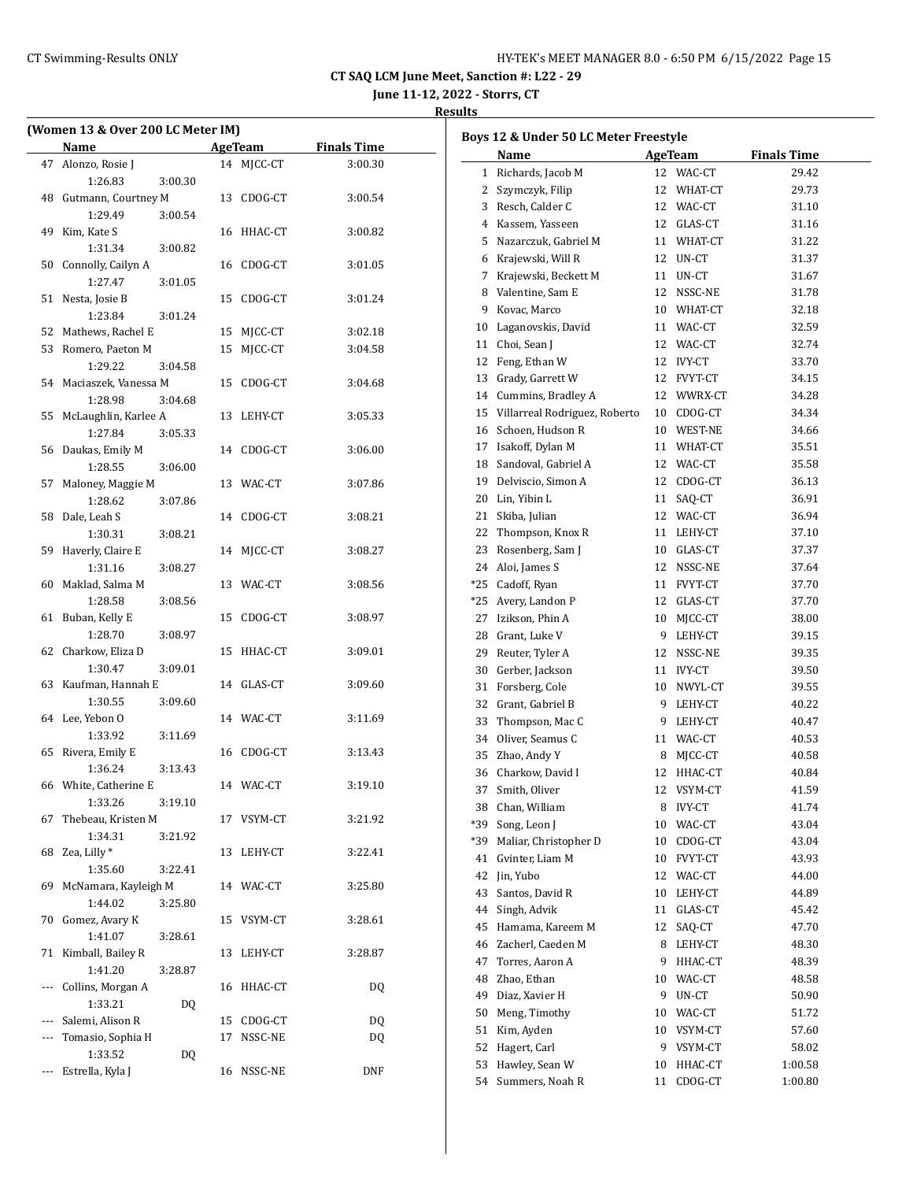# CT SAQ LCM June Meet, Sanction #: L22 - 29

**June 11-12, 2022 - Storrs, CT**

**Results**

## (Women 13 & Over 200 LC Meter IM)

| | Name | Age | Team | Finals Time |
|---|---|---|---|---|
| 47 | Alonzo, Rosie J | 14 | MJCC-CT | 3:00.30 |
| | 1:26.83 3:00.30 | | | |
| 48 | Gutmann, Courtney M | 13 | CDOG-CT | 3:00.54 |
| | 1:29.49 3:00.54 | | | |
| 49 | Kim, Kate S | 16 | HHAC-CT | 3:00.82 |
| | 1:31.34 3:00.82 | | | |
| 50 | Connolly, Cailyn A | 16 | CDOG-CT | 3:01.05 |
| | 1:27.47 3:01.05 | | | |
| 51 | Nesta, Josie B | 15 | CDOG-CT | 3:01.24 |
| | 1:23.84 3:01.24 | | | |
| 52 | Mathews, Rachel E | 15 | MJCC-CT | 3:02.18 |
| 53 | Romero, Paeton M | 15 | MJCC-CT | 3:04.58 |
| | 1:29.22 3:04.58 | | | |
| 54 | Maciaszek, Vanessa M | 15 | CDOG-CT | 3:04.68 |
| | 1:28.98 3:04.68 | | | |
| 55 | McLaughlin, Karlee A | 13 | LEHY-CT | 3:05.33 |
| | 1:27.84 3:05.33 | | | |
| 56 | Daukas, Emily M | 14 | CDOG-CT | 3:06.00 |
| | 1:28.55 3:06.00 | | | |
| 57 | Maloney, Maggie M | 13 | WAC-CT | 3:07.86 |
| | 1:28.62 3:07.86 | | | |
| 58 | Dale, Leah S | 14 | CDOG-CT | 3:08.21 |
| | 1:30.31 3:08.21 | | | |
| 59 | Haverly, Claire E | 14 | MJCC-CT | 3:08.27 |
| | 1:31.16 3:08.27 | | | |
| 60 | Maklad, Salma M | 13 | WAC-CT | 3:08.56 |
| | 1:28.58 3:08.56 | | | |
| 61 | Buban, Kelly E | 15 | CDOG-CT | 3:08.97 |
| | 1:28.70 3:08.97 | | | |
| 62 | Charkow, Eliza D | 15 | HHAC-CT | 3:09.01 |
| | 1:30.47 3:09.01 | | | |
| 63 | Kaufman, Hannah E | 14 | GLAS-CT | 3:09.60 |
| | 1:30.55 3:09.60 | | | |
| 64 | Lee, Yebon O | 14 | WAC-CT | 3:11.69 |
| | 1:33.92 3:11.69 | | | |
| 65 | Rivera, Emily E | 16 | CDOG-CT | 3:13.43 |
| | 1:36.24 3:13.43 | | | |
| 66 | White, Catherine E | 14 | WAC-CT | 3:19.10 |
| | 1:33.26 3:19.10 | | | |
| 67 | Thebeau, Kristen M | 17 | VSYM-CT | 3:21.92 |
| | 1:34.31 3:21.92 | | | |
| 68 | Zea, Lilly * | 13 | LEHY-CT | 3:22.41 |
| | 1:35.60 3:22.41 | | | |
| 69 | McNamara, Kayleigh M | 14 | WAC-CT | 3:25.80 |
| | 1:44.02 3:25.80 | | | |
| 70 | Gomez, Avary K | 15 | VSYM-CT | 3:28.61 |
| | 1:41.07 3:28.61 | | | |
| 71 | Kimball, Bailey R | 13 | LEHY-CT | 3:28.87 |
| | 1:41.20 3:28.87 | | | |
| --- | Collins, Morgan A | 16 | HHAC-CT | DQ |
| | 1:33.21 DQ | | | |
| --- | Salemi, Alison R | 15 | CDOG-CT | DQ |
| --- | Tomasio, Sophia H | 17 | NSSC-NE | DQ |
| | 1:33.52 DQ | | | |
| --- | Estrella, Kyla J | 16 | NSSC-NE | DNF |

## Boys 12 & Under 50 LC Meter Freestyle

| | Name | Age | Team | Finals Time |
|---|---|---|---|---|
| 1 | Richards, Jacob M | 12 | WAC-CT | 29.42 |
| 2 | Szymczyk, Filip | 12 | WHAT-CT | 29.73 |
| 3 | Resch, Calder C | 12 | WAC-CT | 31.10 |
| 4 | Kassem, Yasseen | 12 | GLAS-CT | 31.16 |
| 5 | Nazarczuk, Gabriel M | 11 | WHAT-CT | 31.22 |
| 6 | Krajewski, Will R | 12 | UN-CT | 31.37 |
| 7 | Krajewski, Beckett M | 11 | UN-CT | 31.67 |
| 8 | Valentine, Sam E | 12 | NSSC-NE | 31.78 |
| 9 | Kovac, Marco | 10 | WHAT-CT | 32.18 |
| 10 | Laganovskis, David | 11 | WAC-CT | 32.59 |
| 11 | Choi, Sean J | 12 | WAC-CT | 32.74 |
| 12 | Feng, Ethan W | 12 | IVY-CT | 33.70 |
| 13 | Grady, Garrett W | 12 | FVYT-CT | 34.15 |
| 14 | Cummins, Bradley A | 12 | WWRX-CT | 34.28 |
| 15 | Villarreal Rodriguez, Roberto | 10 | CDOG-CT | 34.34 |
| 16 | Schoen, Hudson R | 10 | WEST-NE | 34.66 |
| 17 | Isakoff, Dylan M | 11 | WHAT-CT | 35.51 |
| 18 | Sandoval, Gabriel A | 12 | WAC-CT | 35.58 |
| 19 | Delviscio, Simon A | 12 | CDOG-CT | 36.13 |
| 20 | Lin, Yibin L | 11 | SAQ-CT | 36.91 |
| 21 | Skiba, Julian | 12 | WAC-CT | 36.94 |
| 22 | Thompson, Knox R | 11 | LEHY-CT | 37.10 |
| 23 | Rosenberg, Sam J | 10 | GLAS-CT | 37.37 |
| 24 | Aloi, James S | 12 | NSSC-NE | 37.64 |
| *25 | Cadoff, Ryan | 11 | FVYT-CT | 37.70 |
| *25 | Avery, Landon P | 12 | GLAS-CT | 37.70 |
| 27 | Izikson, Phin A | 10 | MJCC-CT | 38.00 |
| 28 | Grant, Luke V | 9 | LEHY-CT | 39.15 |
| 29 | Reuter, Tyler A | 12 | NSSC-NE | 39.35 |
| 30 | Gerber, Jackson | 11 | IVY-CT | 39.50 |
| 31 | Forsberg, Cole | 10 | NWYL-CT | 39.55 |
| 32 | Grant, Gabriel B | 9 | LEHY-CT | 40.22 |
| 33 | Thompson, Mac C | 9 | LEHY-CT | 40.47 |
| 34 | Oliver, Seamus C | 11 | WAC-CT | 40.53 |
| 35 | Zhao, Andy Y | 8 | MJCC-CT | 40.58 |
| 36 | Charkow, David I | 12 | HHAC-CT | 40.84 |
| 37 | Smith, Oliver | 12 | VSYM-CT | 41.59 |
| 38 | Chan, William | 8 | IVY-CT | 41.74 |
| *39 | Song, Leon J | 10 | WAC-CT | 43.04 |
| *39 | Maliar, Christopher D | 10 | CDOG-CT | 43.04 |
| 41 | Gvinter, Liam M | 10 | FVYT-CT | 43.93 |
| 42 | Jin, Yubo | 12 | WAC-CT | 44.00 |
| 43 | Santos, David R | 10 | LEHY-CT | 44.89 |
| 44 | Singh, Advik | 11 | GLAS-CT | 45.42 |
| 45 | Hamama, Kareem M | 12 | SAQ-CT | 47.70 |
| 46 | Zacherl, Caeden M | 8 | LEHY-CT | 48.30 |
| 47 | Torres, Aaron A | 9 | HHAC-CT | 48.39 |
| 48 | Zhao, Ethan | 10 | WAC-CT | 48.58 |
| 49 | Diaz, Xavier H | 9 | UN-CT | 50.90 |
| 50 | Meng, Timothy | 10 | WAC-CT | 51.72 |
| 51 | Kim, Ayden | 10 | VSYM-CT | 57.60 |
| 52 | Hagert, Carl | 9 | VSYM-CT | 58.02 |
| 53 | Hawley, Sean W | 10 | HHAC-CT | 1:00.58 |
| 54 | Summers, Noah R | 11 | CDOG-CT | 1:00.80 |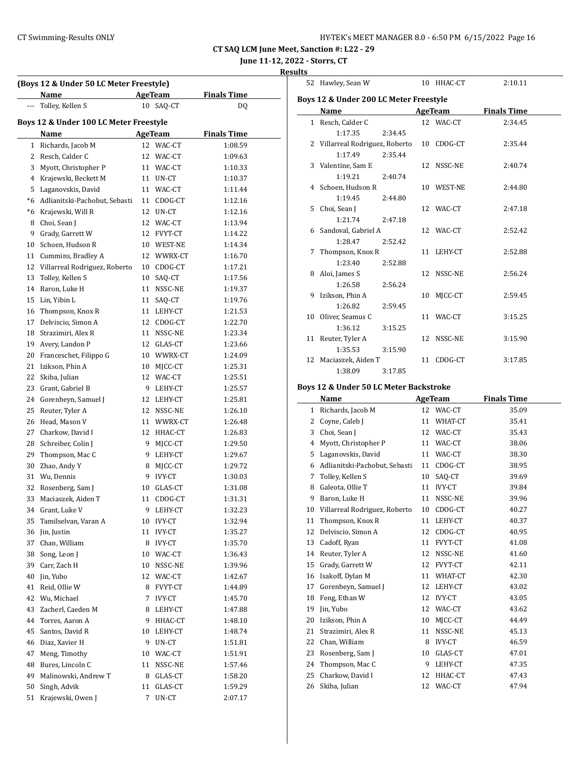**CT SAQ LCM June Meet, Sanction #: L22 - 29**

**June 11-12, 2022 - Storrs, CT**

**Results**

### (Boys 12 & Under 50 LC Meter Freestyle)

| | Name | Age | Team | Finals Time |
|---|---|---|---|---|
| --- | Tolley, Kellen S | 10 | SAQ-CT | DQ |

### Boys 12 & Under 100 LC Meter Freestyle

| | Name | Age | Team | Finals Time |
|---|---|---|---|---|
| 1 | Richards, Jacob M | 12 | WAC-CT | 1:08.59 |
| 2 | Resch, Calder C | 12 | WAC-CT | 1:09.63 |
| 3 | Myott, Christopher P | 11 | WAC-CT | 1:10.33 |
| 4 | Krajewski, Beckett M | 11 | UN-CT | 1:10.37 |
| 5 | Laganovskis, David | 11 | WAC-CT | 1:11.44 |
| *6 | Adlianitski-Pachobut, Sebasti | 11 | CDOG-CT | 1:12.16 |
| *6 | Krajewski, Will R | 12 | UN-CT | 1:12.16 |
| 8 | Choi, Sean J | 12 | WAC-CT | 1:13.94 |
| 9 | Grady, Garrett W | 12 | FVYT-CT | 1:14.22 |
| 10 | Schoen, Hudson R | 10 | WEST-NE | 1:14.34 |
| 11 | Cummins, Bradley A | 12 | WWRX-CT | 1:16.70 |
| 12 | Villarreal Rodriguez, Roberto | 10 | CDOG-CT | 1:17.21 |
| 13 | Tolley, Kellen S | 10 | SAQ-CT | 1:17.56 |
| 14 | Baron, Luke H | 11 | NSSC-NE | 1:19.37 |
| 15 | Lin, Yibin L | 11 | SAQ-CT | 1:19.76 |
| 16 | Thompson, Knox R | 11 | LEHY-CT | 1:21.53 |
| 17 | Delviscio, Simon A | 12 | CDOG-CT | 1:22.70 |
| 18 | Strazimiri, Alex R | 11 | NSSC-NE | 1:23.34 |
| 19 | Avery, Landon P | 12 | GLAS-CT | 1:23.66 |
| 20 | Franceschet, Filippo G | 10 | WWRX-CT | 1:24.09 |
| 21 | Izikson, Phin A | 10 | MJCC-CT | 1:25.31 |
| 22 | Skiba, Julian | 12 | WAC-CT | 1:25.51 |
| 23 | Grant, Gabriel B | 9 | LEHY-CT | 1:25.57 |
| 24 | Gorenbeyn, Samuel J | 12 | LEHY-CT | 1:25.81 |
| 25 | Reuter, Tyler A | 12 | NSSC-NE | 1:26.10 |
| 26 | Head, Mason V | 11 | WWRX-CT | 1:26.48 |
| 27 | Charkow, David I | 12 | HHAC-CT | 1:26.83 |
| 28 | Schreiber, Colin J | 9 | MJCC-CT | 1:29.50 |
| 29 | Thompson, Mac C | 9 | LEHY-CT | 1:29.67 |
| 30 | Zhao, Andy Y | 8 | MJCC-CT | 1:29.72 |
| 31 | Wu, Dennis | 9 | IVY-CT | 1:30.03 |
| 32 | Rosenberg, Sam J | 10 | GLAS-CT | 1:31.08 |
| 33 | Maciaszek, Aiden T | 11 | CDOG-CT | 1:31.31 |
| 34 | Grant, Luke V | 9 | LEHY-CT | 1:32.23 |
| 35 | Tamilselvan, Varan A | 10 | IVY-CT | 1:32.94 |
| 36 | Jin, Justin | 11 | IVY-CT | 1:35.27 |
| 37 | Chan, William | 8 | IVY-CT | 1:35.70 |
| 38 | Song, Leon J | 10 | WAC-CT | 1:36.43 |
| 39 | Carr, Zach H | 10 | NSSC-NE | 1:39.96 |
| 40 | Jin, Yubo | 12 | WAC-CT | 1:42.67 |
| 41 | Reid, Ollie W | 8 | FVYT-CT | 1:44.89 |
| 42 | Wu, Michael | 7 | IVY-CT | 1:45.70 |
| 43 | Zacherl, Caeden M | 8 | LEHY-CT | 1:47.88 |
| 44 | Torres, Aaron A | 9 | HHAC-CT | 1:48.10 |
| 45 | Santos, David R | 10 | LEHY-CT | 1:48.74 |
| 46 | Diaz, Xavier H | 9 | UN-CT | 1:51.81 |
| 47 | Meng, Timothy | 10 | WAC-CT | 1:51.91 |
| 48 | Bures, Lincoln C | 11 | NSSC-NE | 1:57.46 |
| 49 | Malinowski, Andrew T | 8 | GLAS-CT | 1:58.20 |
| 50 | Singh, Advik | 11 | GLAS-CT | 1:59.29 |
| 51 | Krajewski, Owen J | 7 | UN-CT | 2:07.17 |
| 52 | Hawley, Sean W | 10 | HHAC-CT | 2:10.11 |

### Boys 12 & Under 200 LC Meter Freestyle

| | Name | Age | Team | Finals Time |
|---|---|---|---|---|
| 1 | Resch, Calder C | 12 | WAC-CT | 2:34.45 |
| | 1:17.35 2:34.45 | | | |
| 2 | Villarreal Rodriguez, Roberto | 10 | CDOG-CT | 2:35.44 |
| | 1:17.49 2:35.44 | | | |
| 3 | Valentine, Sam E | 12 | NSSC-NE | 2:40.74 |
| | 1:19.21 2:40.74 | | | |
| 4 | Schoen, Hudson R | 10 | WEST-NE | 2:44.80 |
| | 1:19.45 2:44.80 | | | |
| 5 | Choi, Sean J | 12 | WAC-CT | 2:47.18 |
| | 1:21.74 2:47.18 | | | |
| 6 | Sandoval, Gabriel A | 12 | WAC-CT | 2:52.42 |
| | 1:28.47 2:52.42 | | | |
| 7 | Thompson, Knox R | 11 | LEHY-CT | 2:52.88 |
| | 1:23.40 2:52.88 | | | |
| 8 | Aloi, James S | 12 | NSSC-NE | 2:56.24 |
| | 1:26.58 2:56.24 | | | |
| 9 | Izikson, Phin A | 10 | MJCC-CT | 2:59.45 |
| | 1:26.82 2:59.45 | | | |
| 10 | Oliver, Seamus C | 11 | WAC-CT | 3:15.25 |
| | 1:36.12 3:15.25 | | | |
| 11 | Reuter, Tyler A | 12 | NSSC-NE | 3:15.90 |
| | 1:35.53 3:15.90 | | | |
| 12 | Maciaszek, Aiden T | 11 | CDOG-CT | 3:17.85 |
| | 1:38.09 3:17.85 | | | |

### Boys 12 & Under 50 LC Meter Backstroke

| | Name | Age | Team | Finals Time |
|---|---|---|---|---|
| 1 | Richards, Jacob M | 12 | WAC-CT | 35.09 |
| 2 | Coyne, Caleb J | 11 | WHAT-CT | 35.41 |
| 3 | Choi, Sean J | 12 | WAC-CT | 35.43 |
| 4 | Myott, Christopher P | 11 | WAC-CT | 38.06 |
| 5 | Laganovskis, David | 11 | WAC-CT | 38.30 |
| 6 | Adlianitski-Pachobut, Sebasti | 11 | CDOG-CT | 38.95 |
| 7 | Tolley, Kellen S | 10 | SAQ-CT | 39.69 |
| 8 | Galeota, Ollie T | 11 | IVY-CT | 39.84 |
| 9 | Baron, Luke H | 11 | NSSC-NE | 39.96 |
| 10 | Villarreal Rodriguez, Roberto | 10 | CDOG-CT | 40.27 |
| 11 | Thompson, Knox R | 11 | LEHY-CT | 40.37 |
| 12 | Delviscio, Simon A | 12 | CDOG-CT | 40.95 |
| 13 | Cadoff, Ryan | 11 | FVYT-CT | 41.08 |
| 14 | Reuter, Tyler A | 12 | NSSC-NE | 41.60 |
| 15 | Grady, Garrett W | 12 | FVYT-CT | 42.11 |
| 16 | Isakoff, Dylan M | 11 | WHAT-CT | 42.30 |
| 17 | Gorenbeyn, Samuel J | 12 | LEHY-CT | 43.02 |
| 18 | Feng, Ethan W | 12 | IVY-CT | 43.05 |
| 19 | Jin, Yubo | 12 | WAC-CT | 43.62 |
| 20 | Izikson, Phin A | 10 | MJCC-CT | 44.49 |
| 21 | Strazimiri, Alex R | 11 | NSSC-NE | 45.13 |
| 22 | Chan, William | 8 | IVY-CT | 46.59 |
| 23 | Rosenberg, Sam J | 10 | GLAS-CT | 47.01 |
| 24 | Thompson, Mac C | 9 | LEHY-CT | 47.35 |
| 25 | Charkow, David I | 12 | HHAC-CT | 47.43 |
| 26 | Skiba, Julian | 12 | WAC-CT | 47.94 |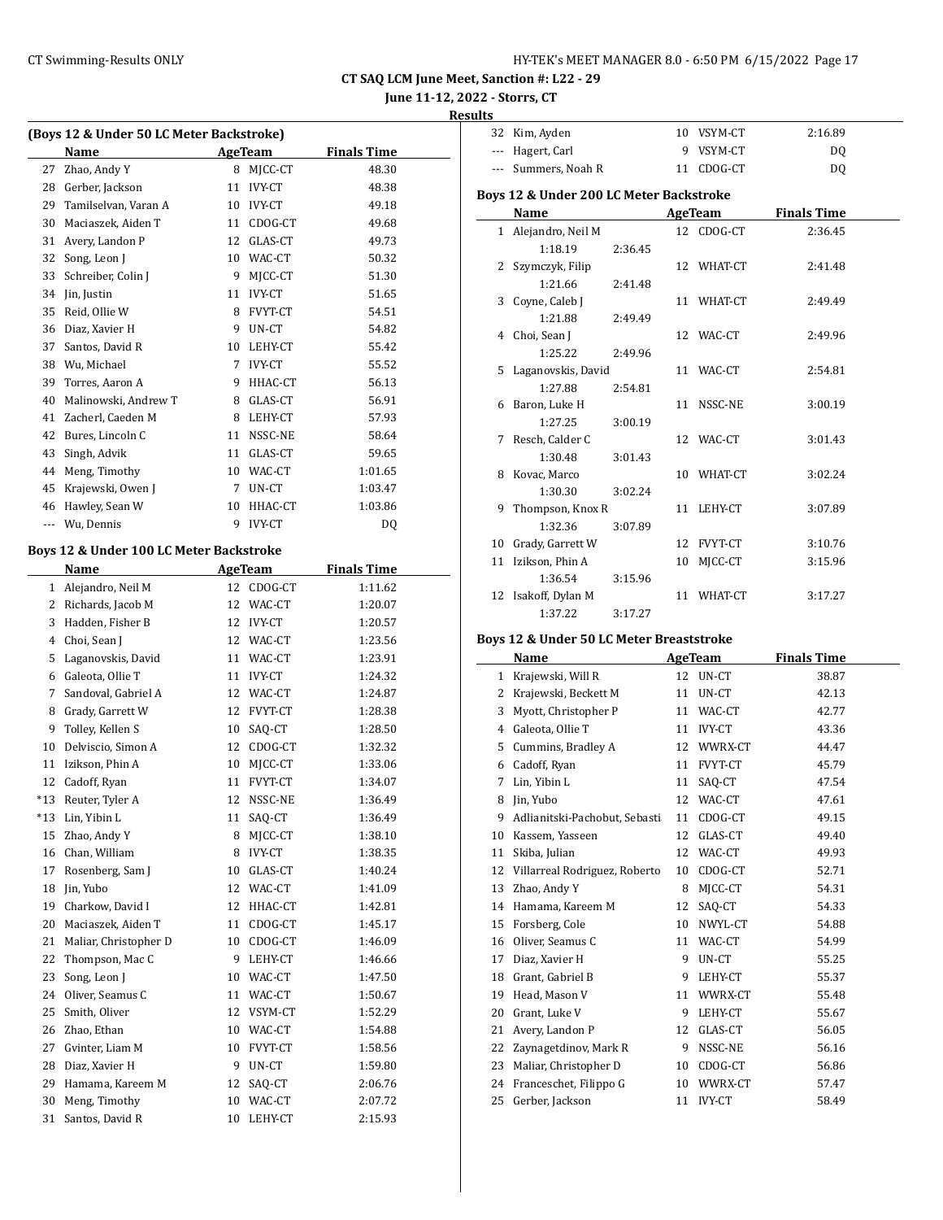# CT SAQ LCM June Meet, Sanction #: L22 - 29

**June 11-12, 2022 - Storrs, CT**

**Results**

### (Boys 12 & Under 50 LC Meter Backstroke)

| | Name | Age | Team | Finals Time |
|---|---|---|---|---|
| 27 | Zhao, Andy Y | 8 | MJCC-CT | 48.30 |
| 28 | Gerber, Jackson | 11 | IVY-CT | 48.38 |
| 29 | Tamilselvan, Varan A | 10 | IVY-CT | 49.18 |
| 30 | Maciaszek, Aiden T | 11 | CDOG-CT | 49.68 |
| 31 | Avery, Landon P | 12 | GLAS-CT | 49.73 |
| 32 | Song, Leon J | 10 | WAC-CT | 50.32 |
| 33 | Schreiber, Colin J | 9 | MJCC-CT | 51.30 |
| 34 | Jin, Justin | 11 | IVY-CT | 51.65 |
| 35 | Reid, Ollie W | 8 | FVYT-CT | 54.51 |
| 36 | Diaz, Xavier H | 9 | UN-CT | 54.82 |
| 37 | Santos, David R | 10 | LEHY-CT | 55.42 |
| 38 | Wu, Michael | 7 | IVY-CT | 55.52 |
| 39 | Torres, Aaron A | 9 | HHAC-CT | 56.13 |
| 40 | Malinowski, Andrew T | 8 | GLAS-CT | 56.91 |
| 41 | Zacherl, Caeden M | 8 | LEHY-CT | 57.93 |
| 42 | Bures, Lincoln C | 11 | NSSC-NE | 58.64 |
| 43 | Singh, Advik | 11 | GLAS-CT | 59.65 |
| 44 | Meng, Timothy | 10 | WAC-CT | 1:01.65 |
| 45 | Krajewski, Owen J | 7 | UN-CT | 1:03.47 |
| 46 | Hawley, Sean W | 10 | HHAC-CT | 1:03.86 |
| --- | Wu, Dennis | 9 | IVY-CT | DQ |

### Boys 12 & Under 100 LC Meter Backstroke

| | Name | Age | Team | Finals Time |
|---|---|---|---|---|
| 1 | Alejandro, Neil M | 12 | CDOG-CT | 1:11.62 |
| 2 | Richards, Jacob M | 12 | WAC-CT | 1:20.07 |
| 3 | Hadden, Fisher B | 12 | IVY-CT | 1:20.57 |
| 4 | Choi, Sean J | 12 | WAC-CT | 1:23.56 |
| 5 | Laganovskis, David | 11 | WAC-CT | 1:23.91 |
| 6 | Galeota, Ollie T | 11 | IVY-CT | 1:24.32 |
| 7 | Sandoval, Gabriel A | 12 | WAC-CT | 1:24.87 |
| 8 | Grady, Garrett W | 12 | FVYT-CT | 1:28.38 |
| 9 | Tolley, Kellen S | 10 | SAQ-CT | 1:28.50 |
| 10 | Delviscio, Simon A | 12 | CDOG-CT | 1:32.32 |
| 11 | Izikson, Phin A | 10 | MJCC-CT | 1:33.06 |
| 12 | Cadoff, Ryan | 11 | FVYT-CT | 1:34.07 |
| *13 | Reuter, Tyler A | 12 | NSSC-NE | 1:36.49 |
| *13 | Lin, Yibin L | 11 | SAQ-CT | 1:36.49 |
| 15 | Zhao, Andy Y | 8 | MJCC-CT | 1:38.10 |
| 16 | Chan, William | 8 | IVY-CT | 1:38.35 |
| 17 | Rosenberg, Sam J | 10 | GLAS-CT | 1:40.24 |
| 18 | Jin, Yubo | 12 | WAC-CT | 1:41.09 |
| 19 | Charkow, David I | 12 | HHAC-CT | 1:42.81 |
| 20 | Maciaszek, Aiden T | 11 | CDOG-CT | 1:45.17 |
| 21 | Maliar, Christopher D | 10 | CDOG-CT | 1:46.09 |
| 22 | Thompson, Mac C | 9 | LEHY-CT | 1:46.66 |
| 23 | Song, Leon J | 10 | WAC-CT | 1:47.50 |
| 24 | Oliver, Seamus C | 11 | WAC-CT | 1:50.67 |
| 25 | Smith, Oliver | 12 | VSYM-CT | 1:52.29 |
| 26 | Zhao, Ethan | 10 | WAC-CT | 1:54.88 |
| 27 | Gvinter, Liam M | 10 | FVYT-CT | 1:58.56 |
| 28 | Diaz, Xavier H | 9 | UN-CT | 1:59.80 |
| 29 | Hamama, Kareem M | 12 | SAQ-CT | 2:06.76 |
| 30 | Meng, Timothy | 10 | WAC-CT | 2:07.72 |
| 31 | Santos, David R | 10 | LEHY-CT | 2:15.93 |
| 32 | Kim, Ayden | 10 | VSYM-CT | 2:16.89 |
| --- | Hagert, Carl | 9 | VSYM-CT | DQ |
| --- | Summers, Noah R | 11 | CDOG-CT | DQ |

### Boys 12 & Under 200 LC Meter Backstroke

| | Name | Age | Team | Finals Time |
|---|---|---|---|---|
| 1 | Alejandro, Neil M | 12 | CDOG-CT | 2:36.45 |
| | 1:18.19 2:36.45 | | | |
| 2 | Szymczyk, Filip | 12 | WHAT-CT | 2:41.48 |
| | 1:21.66 2:41.48 | | | |
| 3 | Coyne, Caleb J | 11 | WHAT-CT | 2:49.49 |
| | 1:21.88 2:49.49 | | | |
| 4 | Choi, Sean J | 12 | WAC-CT | 2:49.96 |
| | 1:25.22 2:49.96 | | | |
| 5 | Laganovskis, David | 11 | WAC-CT | 2:54.81 |
| | 1:27.88 2:54.81 | | | |
| 6 | Baron, Luke H | 11 | NSSC-NE | 3:00.19 |
| | 1:27.25 3:00.19 | | | |
| 7 | Resch, Calder C | 12 | WAC-CT | 3:01.43 |
| | 1:30.48 3:01.43 | | | |
| 8 | Kovac, Marco | 10 | WHAT-CT | 3:02.24 |
| | 1:30.30 3:02.24 | | | |
| 9 | Thompson, Knox R | 11 | LEHY-CT | 3:07.89 |
| | 1:32.36 3:07.89 | | | |
| 10 | Grady, Garrett W | 12 | FVYT-CT | 3:10.76 |
| 11 | Izikson, Phin A | 10 | MJCC-CT | 3:15.96 |
| | 1:36.54 3:15.96 | | | |
| 12 | Isakoff, Dylan M | 11 | WHAT-CT | 3:17.27 |
| | 1:37.22 3:17.27 | | | |

### Boys 12 & Under 50 LC Meter Breaststroke

| | Name | Age | Team | Finals Time |
|---|---|---|---|---|
| 1 | Krajewski, Will R | 12 | UN-CT | 38.87 |
| 2 | Krajewski, Beckett M | 11 | UN-CT | 42.13 |
| 3 | Myott, Christopher P | 11 | WAC-CT | 42.77 |
| 4 | Galeota, Ollie T | 11 | IVY-CT | 43.36 |
| 5 | Cummins, Bradley A | 12 | WWRX-CT | 44.47 |
| 6 | Cadoff, Ryan | 11 | FVYT-CT | 45.79 |
| 7 | Lin, Yibin L | 11 | SAQ-CT | 47.54 |
| 8 | Jin, Yubo | 12 | WAC-CT | 47.61 |
| 9 | Adlianitski-Pachobut, Sebasti | 11 | CDOG-CT | 49.15 |
| 10 | Kassem, Yasseen | 12 | GLAS-CT | 49.40 |
| 11 | Skiba, Julian | 12 | WAC-CT | 49.93 |
| 12 | Villarreal Rodriguez, Roberto | 10 | CDOG-CT | 52.71 |
| 13 | Zhao, Andy Y | 8 | MJCC-CT | 54.31 |
| 14 | Hamama, Kareem M | 12 | SAQ-CT | 54.33 |
| 15 | Forsberg, Cole | 10 | NWYL-CT | 54.88 |
| 16 | Oliver, Seamus C | 11 | WAC-CT | 54.99 |
| 17 | Diaz, Xavier H | 9 | UN-CT | 55.25 |
| 18 | Grant, Gabriel B | 9 | LEHY-CT | 55.37 |
| 19 | Head, Mason V | 11 | WWRX-CT | 55.48 |
| 20 | Grant, Luke V | 9 | LEHY-CT | 55.67 |
| 21 | Avery, Landon P | 12 | GLAS-CT | 56.05 |
| 22 | Zaynagetdinov, Mark R | 9 | NSSC-NE | 56.16 |
| 23 | Maliar, Christopher D | 10 | CDOG-CT | 56.86 |
| 24 | Franceschet, Filippo G | 10 | WWRX-CT | 57.47 |
| 25 | Gerber, Jackson | 11 | IVY-CT | 58.49 |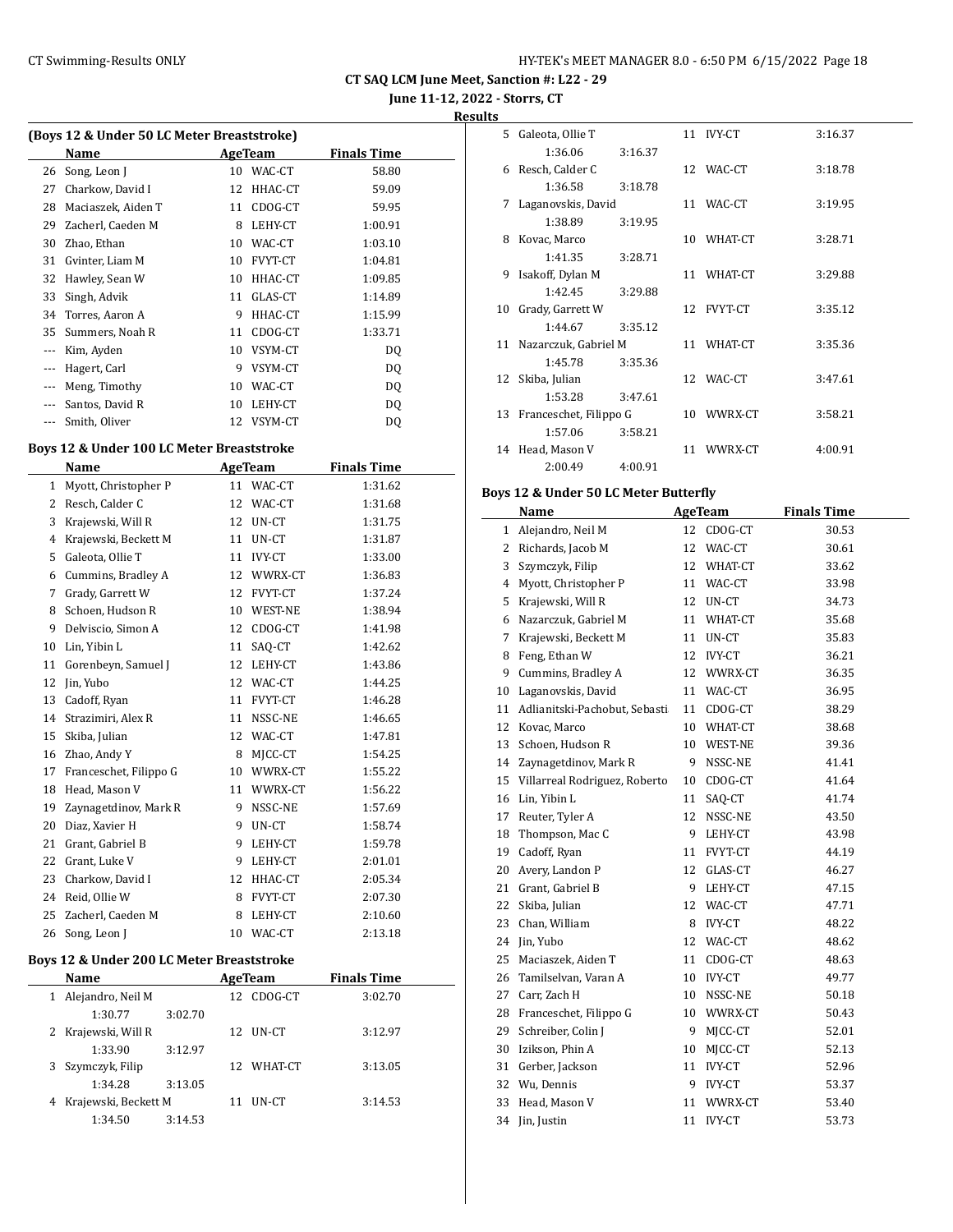## CT SAQ LCM June Meet, Sanction #: L22 - 29

June 11-12, 2022 - Storrs, CT

### Results

#### (Boys 12 & Under 50 LC Meter Breaststroke)

| | Name | Age | Team | Finals Time |
|---|---|---|---|---|
| 26 | Song, Leon J | 10 | WAC-CT | 58.80 |
| 27 | Charkow, David I | 12 | HHAC-CT | 59.09 |
| 28 | Maciaszek, Aiden T | 11 | CDOG-CT | 59.95 |
| 29 | Zacherl, Caeden M | 8 | LEHY-CT | 1:00.91 |
| 30 | Zhao, Ethan | 10 | WAC-CT | 1:03.10 |
| 31 | Gvinter, Liam M | 10 | FVYT-CT | 1:04.81 |
| 32 | Hawley, Sean W | 10 | HHAC-CT | 1:09.85 |
| 33 | Singh, Advik | 11 | GLAS-CT | 1:14.89 |
| 34 | Torres, Aaron A | 9 | HHAC-CT | 1:15.99 |
| 35 | Summers, Noah R | 11 | CDOG-CT | 1:33.71 |
| --- | Kim, Ayden | 10 | VSYM-CT | DQ |
| --- | Hagert, Carl | 9 | VSYM-CT | DQ |
| --- | Meng, Timothy | 10 | WAC-CT | DQ |
| --- | Santos, David R | 10 | LEHY-CT | DQ |
| --- | Smith, Oliver | 12 | VSYM-CT | DQ |

#### Boys 12 & Under 100 LC Meter Breaststroke

| | Name | Age | Team | Finals Time |
|---|---|---|---|---|
| 1 | Myott, Christopher P | 11 | WAC-CT | 1:31.62 |
| 2 | Resch, Calder C | 12 | WAC-CT | 1:31.68 |
| 3 | Krajewski, Will R | 12 | UN-CT | 1:31.75 |
| 4 | Krajewski, Beckett M | 11 | UN-CT | 1:31.87 |
| 5 | Galeota, Ollie T | 11 | IVY-CT | 1:33.00 |
| 6 | Cummins, Bradley A | 12 | WWRX-CT | 1:36.83 |
| 7 | Grady, Garrett W | 12 | FVYT-CT | 1:37.24 |
| 8 | Schoen, Hudson R | 10 | WEST-NE | 1:38.94 |
| 9 | Delviscio, Simon A | 12 | CDOG-CT | 1:41.98 |
| 10 | Lin, Yibin L | 11 | SAQ-CT | 1:42.62 |
| 11 | Gorenbeyn, Samuel J | 12 | LEHY-CT | 1:43.86 |
| 12 | Jin, Yubo | 12 | WAC-CT | 1:44.25 |
| 13 | Cadoff, Ryan | 11 | FVYT-CT | 1:46.28 |
| 14 | Strazimiri, Alex R | 11 | NSSC-NE | 1:46.65 |
| 15 | Skiba, Julian | 12 | WAC-CT | 1:47.81 |
| 16 | Zhao, Andy Y | 8 | MJCC-CT | 1:54.25 |
| 17 | Franceschet, Filippo G | 10 | WWRX-CT | 1:55.22 |
| 18 | Head, Mason V | 11 | WWRX-CT | 1:56.22 |
| 19 | Zaynagetdinov, Mark R | 9 | NSSC-NE | 1:57.69 |
| 20 | Diaz, Xavier H | 9 | UN-CT | 1:58.74 |
| 21 | Grant, Gabriel B | 9 | LEHY-CT | 1:59.78 |
| 22 | Grant, Luke V | 9 | LEHY-CT | 2:01.01 |
| 23 | Charkow, David I | 12 | HHAC-CT | 2:05.34 |
| 24 | Reid, Ollie W | 8 | FVYT-CT | 2:07.30 |
| 25 | Zacherl, Caeden M | 8 | LEHY-CT | 2:10.60 |
| 26 | Song, Leon J | 10 | WAC-CT | 2:13.18 |

#### Boys 12 & Under 200 LC Meter Breaststroke

| | Name | Age | Team | Finals Time |
|---|---|---|---|---|
| 1 | Alejandro, Neil M | 12 | CDOG-CT | 3:02.70 |
| | 1:30.77 3:02.70 | | | |
| 2 | Krajewski, Will R | 12 | UN-CT | 3:12.97 |
| | 1:33.90 3:12.97 | | | |
| 3 | Szymczyk, Filip | 12 | WHAT-CT | 3:13.05 |
| | 1:34.28 3:13.05 | | | |
| 4 | Krajewski, Beckett M | 11 | UN-CT | 3:14.53 |
| | 1:34.50 3:14.53 | | | |
| 5 | Galeota, Ollie T | 11 | IVY-CT | 3:16.37 |
| | 1:36.06 3:16.37 | | | |
| 6 | Resch, Calder C | 12 | WAC-CT | 3:18.78 |
| | 1:36.58 3:18.78 | | | |
| 7 | Laganovskis, David | 11 | WAC-CT | 3:19.95 |
| | 1:38.89 3:19.95 | | | |
| 8 | Kovac, Marco | 10 | WHAT-CT | 3:28.71 |
| | 1:41.35 3:28.71 | | | |
| 9 | Isakoff, Dylan M | 11 | WHAT-CT | 3:29.88 |
| | 1:42.45 3:29.88 | | | |
| 10 | Grady, Garrett W | 12 | FVYT-CT | 3:35.12 |
| | 1:44.67 3:35.12 | | | |
| 11 | Nazarczuk, Gabriel M | 11 | WHAT-CT | 3:35.36 |
| | 1:45.78 3:35.36 | | | |
| 12 | Skiba, Julian | 12 | WAC-CT | 3:47.61 |
| | 1:53.28 3:47.61 | | | |
| 13 | Franceschet, Filippo G | 10 | WWRX-CT | 3:58.21 |
| | 1:57.06 3:58.21 | | | |
| 14 | Head, Mason V | 11 | WWRX-CT | 4:00.91 |
| | 2:00.49 4:00.91 | | | |

#### Boys 12 & Under 50 LC Meter Butterfly

| | Name | Age | Team | Finals Time |
|---|---|---|---|---|
| 1 | Alejandro, Neil M | 12 | CDOG-CT | 30.53 |
| 2 | Richards, Jacob M | 12 | WAC-CT | 30.61 |
| 3 | Szymczyk, Filip | 12 | WHAT-CT | 33.62 |
| 4 | Myott, Christopher P | 11 | WAC-CT | 33.98 |
| 5 | Krajewski, Will R | 12 | UN-CT | 34.73 |
| 6 | Nazarczuk, Gabriel M | 11 | WHAT-CT | 35.68 |
| 7 | Krajewski, Beckett M | 11 | UN-CT | 35.83 |
| 8 | Feng, Ethan W | 12 | IVY-CT | 36.21 |
| 9 | Cummins, Bradley A | 12 | WWRX-CT | 36.35 |
| 10 | Laganovskis, David | 11 | WAC-CT | 36.95 |
| 11 | Adlianitski-Pachobut, Sebasti | 11 | CDOG-CT | 38.29 |
| 12 | Kovac, Marco | 10 | WHAT-CT | 38.68 |
| 13 | Schoen, Hudson R | 10 | WEST-NE | 39.36 |
| 14 | Zaynagetdinov, Mark R | 9 | NSSC-NE | 41.41 |
| 15 | Villarreal Rodriguez, Roberto | 10 | CDOG-CT | 41.64 |
| 16 | Lin, Yibin L | 11 | SAQ-CT | 41.74 |
| 17 | Reuter, Tyler A | 12 | NSSC-NE | 43.50 |
| 18 | Thompson, Mac C | 9 | LEHY-CT | 43.98 |
| 19 | Cadoff, Ryan | 11 | FVYT-CT | 44.19 |
| 20 | Avery, Landon P | 12 | GLAS-CT | 46.27 |
| 21 | Grant, Gabriel B | 9 | LEHY-CT | 47.15 |
| 22 | Skiba, Julian | 12 | WAC-CT | 47.71 |
| 23 | Chan, William | 8 | IVY-CT | 48.22 |
| 24 | Jin, Yubo | 12 | WAC-CT | 48.62 |
| 25 | Maciaszek, Aiden T | 11 | CDOG-CT | 48.63 |
| 26 | Tamilselvan, Varan A | 10 | IVY-CT | 49.77 |
| 27 | Carr, Zach H | 10 | NSSC-NE | 50.18 |
| 28 | Franceschet, Filippo G | 10 | WWRX-CT | 50.43 |
| 29 | Schreiber, Colin J | 9 | MJCC-CT | 52.01 |
| 30 | Izikson, Phin A | 10 | MJCC-CT | 52.13 |
| 31 | Gerber, Jackson | 11 | IVY-CT | 52.96 |
| 32 | Wu, Dennis | 9 | IVY-CT | 53.37 |
| 33 | Head, Mason V | 11 | WWRX-CT | 53.40 |
| 34 | Jin, Justin | 11 | IVY-CT | 53.73 |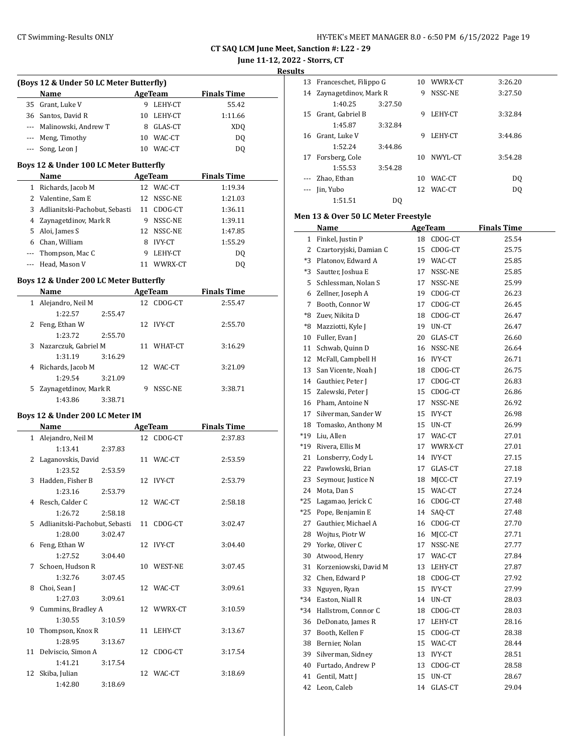# CT SAQ LCM June Meet, Sanction #: L22 - 29

**June 11-12, 2022 - Storrs, CT**

**Results**

### (Boys 12 & Under 50 LC Meter Butterfly)

| | Name | Age | Team | Finals Time |
|---|---|---|---|---|
| 35 | Grant, Luke V | 9 | LEHY-CT | 55.42 |
| 36 | Santos, David R | 10 | LEHY-CT | 1:11.66 |
| --- | Malinowski, Andrew T | 8 | GLAS-CT | XDQ |
| --- | Meng, Timothy | 10 | WAC-CT | DQ |
| --- | Song, Leon J | 10 | WAC-CT | DQ |

### Boys 12 & Under 100 LC Meter Butterfly

| | Name | Age | Team | Finals Time |
|---|---|---|---|---|
| 1 | Richards, Jacob M | 12 | WAC-CT | 1:19.34 |
| 2 | Valentine, Sam E | 12 | NSSC-NE | 1:21.03 |
| 3 | Adlianitski-Pachobut, Sebasti | 11 | CDOG-CT | 1:36.11 |
| 4 | Zaynagetdinov, Mark R | 9 | NSSC-NE | 1:39.11 |
| 5 | Aloi, James S | 12 | NSSC-NE | 1:47.85 |
| 6 | Chan, William | 8 | IVY-CT | 1:55.29 |
| --- | Thompson, Mac C | 9 | LEHY-CT | DQ |
| --- | Head, Mason V | 11 | WWRX-CT | DQ |

### Boys 12 & Under 200 LC Meter Butterfly

| | Name | Age | Team | Finals Time |
|---|---|---|---|---|
| 1 | Alejandro, Neil M | 12 | CDOG-CT | 2:55.47 |
| | 1:22.57 2:55.47 | | | |
| 2 | Feng, Ethan W | 12 | IVY-CT | 2:55.70 |
| | 1:23.72 2:55.70 | | | |
| 3 | Nazarczuk, Gabriel M | 11 | WHAT-CT | 3:16.29 |
| | 1:31.19 3:16.29 | | | |
| 4 | Richards, Jacob M | 12 | WAC-CT | 3:21.09 |
| | 1:29.54 3:21.09 | | | |
| 5 | Zaynagetdinov, Mark R | 9 | NSSC-NE | 3:38.71 |
| | 1:43.86 3:38.71 | | | |

### Boys 12 & Under 200 LC Meter IM

| | Name | Age | Team | Finals Time |
|---|---|---|---|---|
| 1 | Alejandro, Neil M | 12 | CDOG-CT | 2:37.83 |
| | 1:13.41 2:37.83 | | | |
| 2 | Laganovskis, David | 11 | WAC-CT | 2:53.59 |
| | 1:23.52 2:53.59 | | | |
| 3 | Hadden, Fisher B | 12 | IVY-CT | 2:53.79 |
| | 1:23.16 2:53.79 | | | |
| 4 | Resch, Calder C | 12 | WAC-CT | 2:58.18 |
| | 1:26.72 2:58.18 | | | |
| 5 | Adlianitski-Pachobut, Sebasti | 11 | CDOG-CT | 3:02.47 |
| | 1:28.00 3:02.47 | | | |
| 6 | Feng, Ethan W | 12 | IVY-CT | 3:04.40 |
| | 1:27.52 3:04.40 | | | |
| 7 | Schoen, Hudson R | 10 | WEST-NE | 3:07.45 |
| | 1:32.76 3:07.45 | | | |
| 8 | Choi, Sean J | 12 | WAC-CT | 3:09.61 |
| | 1:27.03 3:09.61 | | | |
| 9 | Cummins, Bradley A | 12 | WWRX-CT | 3:10.59 |
| | 1:30.55 3:10.59 | | | |
| 10 | Thompson, Knox R | 11 | LEHY-CT | 3:13.67 |
| | 1:28.95 3:13.67 | | | |
| 11 | Delviscio, Simon A | 12 | CDOG-CT | 3:17.54 |
| | 1:41.21 3:17.54 | | | |
| 12 | Skiba, Julian | 12 | WAC-CT | 3:18.69 |
| | 1:42.80 3:18.69 | | | |
| 13 | Franceschet, Filippo G | 10 | WWRX-CT | 3:26.20 |
| 14 | Zaynagetdinov, Mark R | 9 | NSSC-NE | 3:27.50 |
| | 1:40.25 3:27.50 | | | |
| 15 | Grant, Gabriel B | 9 | LEHY-CT | 3:32.84 |
| | 1:45.87 3:32.84 | | | |
| 16 | Grant, Luke V | 9 | LEHY-CT | 3:44.86 |
| | 1:52.24 3:44.86 | | | |
| 17 | Forsberg, Cole | 10 | NWYL-CT | 3:54.28 |
| | 1:55.53 3:54.28 | | | |
| --- | Zhao, Ethan | 10 | WAC-CT | DQ |
| --- | Jin, Yubo | 12 | WAC-CT | DQ |
| | 1:51.51 DQ | | | |

### Men 13 & Over 50 LC Meter Freestyle

| | Name | Age | Team | Finals Time |
|---|---|---|---|---|
| 1 | Finkel, Justin P | 18 | CDOG-CT | 25.54 |
| 2 | Czartoryjski, Damian C | 15 | CDOG-CT | 25.75 |
| *3 | Platonov, Edward A | 19 | WAC-CT | 25.85 |
| *3 | Sautter, Joshua E | 17 | NSSC-NE | 25.85 |
| 5 | Schlessman, Nolan S | 17 | NSSC-NE | 25.99 |
| 6 | Zellner, Joseph A | 19 | CDOG-CT | 26.23 |
| 7 | Booth, Connor W | 17 | CDOG-CT | 26.45 |
| *8 | Zuev, Nikita D | 18 | CDOG-CT | 26.47 |
| *8 | Mazziotti, Kyle J | 19 | UN-CT | 26.47 |
| 10 | Fuller, Evan J | 20 | GLAS-CT | 26.60 |
| 11 | Schwab, Quinn D | 16 | NSSC-NE | 26.64 |
| 12 | McFall, Campbell H | 16 | IVY-CT | 26.71 |
| 13 | San Vicente, Noah J | 18 | CDOG-CT | 26.75 |
| 14 | Gauthier, Peter J | 17 | CDOG-CT | 26.83 |
| 15 | Zalewski, Peter J | 15 | CDOG-CT | 26.86 |
| 16 | Pham, Antoine N | 17 | NSSC-NE | 26.92 |
| 17 | Silverman, Sander W | 15 | IVY-CT | 26.98 |
| 18 | Tomasko, Anthony M | 15 | UN-CT | 26.99 |
| *19 | Liu, Allen | 17 | WAC-CT | 27.01 |
| *19 | Rivera, Ellis M | 17 | WWRX-CT | 27.01 |
| 21 | Lonsberry, Cody L | 14 | IVY-CT | 27.15 |
| 22 | Pawlowski, Brian | 17 | GLAS-CT | 27.18 |
| 23 | Seymour, Justice N | 18 | MJCC-CT | 27.19 |
| 24 | Mota, Dan S | 15 | WAC-CT | 27.24 |
| *25 | Lagamao, Jerick C | 16 | CDOG-CT | 27.48 |
| *25 | Pope, Benjamin E | 14 | SAQ-CT | 27.48 |
| 27 | Gauthier, Michael A | 16 | CDOG-CT | 27.70 |
| 28 | Wojtus, Piotr W | 16 | MJCC-CT | 27.71 |
| 29 | Yorke, Oliver C | 17 | NSSC-NE | 27.77 |
| 30 | Atwood, Henry | 17 | WAC-CT | 27.84 |
| 31 | Korzeniowski, David M | 13 | LEHY-CT | 27.87 |
| 32 | Chen, Edward P | 18 | CDOG-CT | 27.92 |
| 33 | Nguyen, Ryan | 15 | IVY-CT | 27.99 |
| *34 | Easton, Niall R | 14 | UN-CT | 28.03 |
| *34 | Hallstrom, Connor C | 18 | CDOG-CT | 28.03 |
| 36 | DeDonato, James R | 17 | LEHY-CT | 28.16 |
| 37 | Booth, Kellen F | 15 | CDOG-CT | 28.38 |
| 38 | Bernier, Nolan | 15 | WAC-CT | 28.44 |
| 39 | Silverman, Sidney | 13 | IVY-CT | 28.51 |
| 40 | Furtado, Andrew P | 13 | CDOG-CT | 28.58 |
| 41 | Gentil, Matt J | 15 | UN-CT | 28.67 |
| 42 | Leon, Caleb | 14 | GLAS-CT | 29.04 |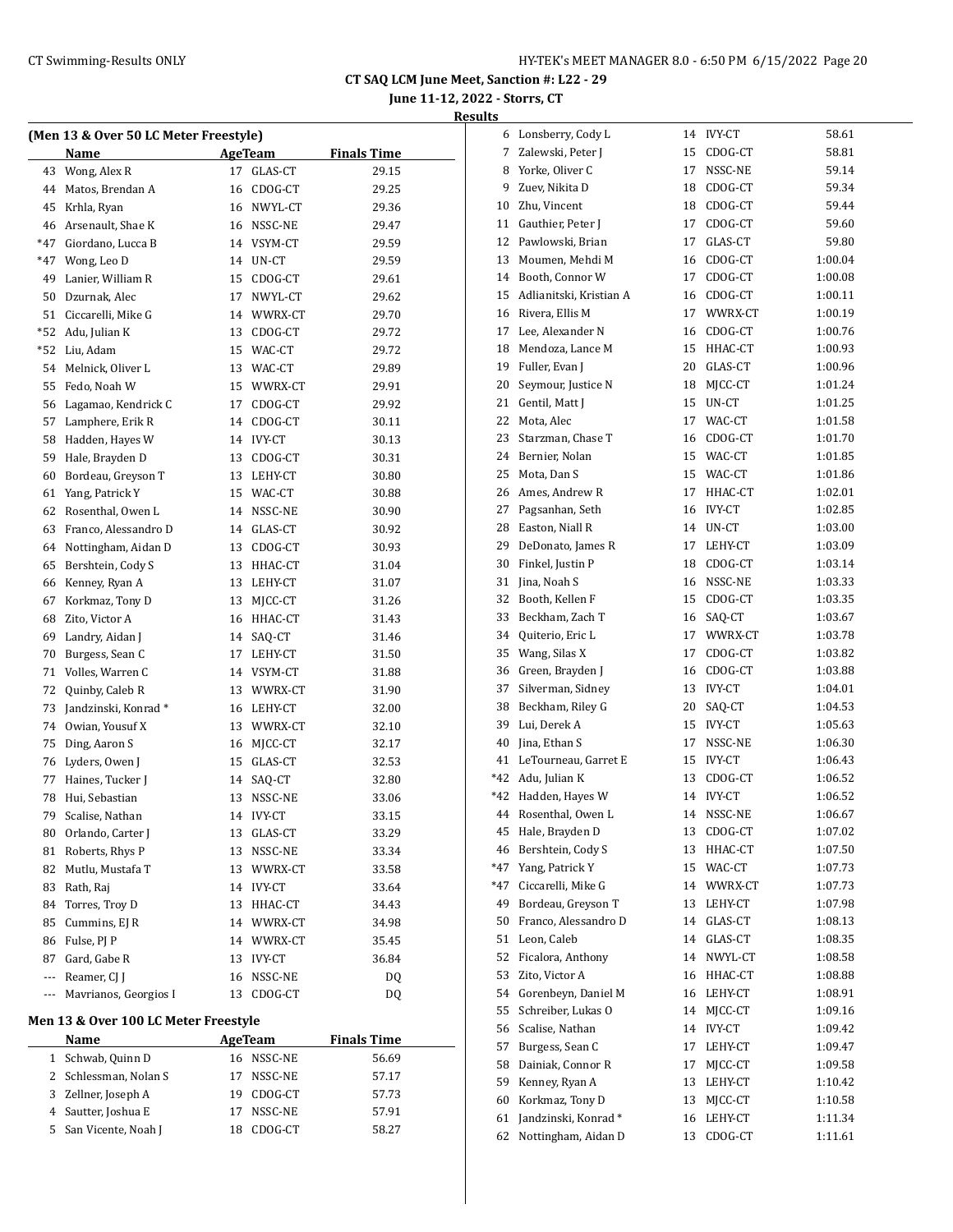**CT SAQ LCM June Meet, Sanction #: L22 - 29**

**June 11-12, 2022 - Storrs, CT**

**Results**

## (Men 13 & Over 50 LC Meter Freestyle)

| | Name | Age | Team | Finals Time |
|---|---|---|---|---|
| 43 | Wong, Alex R | 17 | GLAS-CT | 29.15 |
| 44 | Matos, Brendan A | 16 | CDOG-CT | 29.25 |
| 45 | Krhla, Ryan | 16 | NWYL-CT | 29.36 |
| 46 | Arsenault, Shae K | 16 | NSSC-NE | 29.47 |
| *47 | Giordano, Lucca B | 14 | VSYM-CT | 29.59 |
| *47 | Wong, Leo D | 14 | UN-CT | 29.59 |
| 49 | Lanier, William R | 15 | CDOG-CT | 29.61 |
| 50 | Dzurnak, Alec | 17 | NWYL-CT | 29.62 |
| 51 | Ciccarelli, Mike G | 14 | WWRX-CT | 29.70 |
| *52 | Adu, Julian K | 13 | CDOG-CT | 29.72 |
| *52 | Liu, Adam | 15 | WAC-CT | 29.72 |
| 54 | Melnick, Oliver L | 13 | WAC-CT | 29.89 |
| 55 | Fedo, Noah W | 15 | WWRX-CT | 29.91 |
| 56 | Lagamao, Kendrick C | 17 | CDOG-CT | 29.92 |
| 57 | Lamphere, Erik R | 14 | CDOG-CT | 30.11 |
| 58 | Hadden, Hayes W | 14 | IVY-CT | 30.13 |
| 59 | Hale, Brayden D | 13 | CDOG-CT | 30.31 |
| 60 | Bordeau, Greyson T | 13 | LEHY-CT | 30.80 |
| 61 | Yang, Patrick Y | 15 | WAC-CT | 30.88 |
| 62 | Rosenthal, Owen L | 14 | NSSC-NE | 30.90 |
| 63 | Franco, Alessandro D | 14 | GLAS-CT | 30.92 |
| 64 | Nottingham, Aidan D | 13 | CDOG-CT | 30.93 |
| 65 | Bershtein, Cody S | 13 | HHAC-CT | 31.04 |
| 66 | Kenney, Ryan A | 13 | LEHY-CT | 31.07 |
| 67 | Korkmaz, Tony D | 13 | MJCC-CT | 31.26 |
| 68 | Zito, Victor A | 16 | HHAC-CT | 31.43 |
| 69 | Landry, Aidan J | 14 | SAQ-CT | 31.46 |
| 70 | Burgess, Sean C | 17 | LEHY-CT | 31.50 |
| 71 | Volles, Warren C | 14 | VSYM-CT | 31.88 |
| 72 | Quinby, Caleb R | 13 | WWRX-CT | 31.90 |
| 73 | Jandzinski, Konrad * | 16 | LEHY-CT | 32.00 |
| 74 | Owian, Yousuf X | 13 | WWRX-CT | 32.10 |
| 75 | Ding, Aaron S | 16 | MJCC-CT | 32.17 |
| 76 | Lyders, Owen J | 15 | GLAS-CT | 32.53 |
| 77 | Haines, Tucker J | 14 | SAQ-CT | 32.80 |
| 78 | Hui, Sebastian | 13 | NSSC-NE | 33.06 |
| 79 | Scalise, Nathan | 14 | IVY-CT | 33.15 |
| 80 | Orlando, Carter J | 13 | GLAS-CT | 33.29 |
| 81 | Roberts, Rhys P | 13 | NSSC-NE | 33.34 |
| 82 | Mutlu, Mustafa T | 13 | WWRX-CT | 33.58 |
| 83 | Rath, Raj | 14 | IVY-CT | 33.64 |
| 84 | Torres, Troy D | 13 | HHAC-CT | 34.43 |
| 85 | Cummins, EJ R | 14 | WWRX-CT | 34.98 |
| 86 | Fulse, PJ P | 14 | WWRX-CT | 35.45 |
| 87 | Gard, Gabe R | 13 | IVY-CT | 36.84 |
| --- | Reamer, CJ J | 16 | NSSC-NE | DQ |
| --- | Mavrianos, Georgios I | 13 | CDOG-CT | DQ |

## Men 13 & Over 100 LC Meter Freestyle

| | Name | Age | Team | Finals Time |
|---|---|---|---|---|
| 1 | Schwab, Quinn D | 16 | NSSC-NE | 56.69 |
| 2 | Schlessman, Nolan S | 17 | NSSC-NE | 57.17 |
| 3 | Zellner, Joseph A | 19 | CDOG-CT | 57.73 |
| 4 | Sautter, Joshua E | 17 | NSSC-NE | 57.91 |
| 5 | San Vicente, Noah J | 18 | CDOG-CT | 58.27 |
| 6 | Lonsberry, Cody L | 14 | IVY-CT | 58.61 |
| 7 | Zalewski, Peter J | 15 | CDOG-CT | 58.81 |
| 8 | Yorke, Oliver C | 17 | NSSC-NE | 59.14 |
| 9 | Zuev, Nikita D | 18 | CDOG-CT | 59.34 |
| 10 | Zhu, Vincent | 18 | CDOG-CT | 59.44 |
| 11 | Gauthier, Peter J | 17 | CDOG-CT | 59.60 |
| 12 | Pawlowski, Brian | 17 | GLAS-CT | 59.80 |
| 13 | Moumen, Mehdi M | 16 | CDOG-CT | 1:00.04 |
| 14 | Booth, Connor W | 17 | CDOG-CT | 1:00.08 |
| 15 | Adlianitski, Kristian A | 16 | CDOG-CT | 1:00.11 |
| 16 | Rivera, Ellis M | 17 | WWRX-CT | 1:00.19 |
| 17 | Lee, Alexander N | 16 | CDOG-CT | 1:00.76 |
| 18 | Mendoza, Lance M | 15 | HHAC-CT | 1:00.93 |
| 19 | Fuller, Evan J | 20 | GLAS-CT | 1:00.96 |
| 20 | Seymour, Justice N | 18 | MJCC-CT | 1:01.24 |
| 21 | Gentil, Matt J | 15 | UN-CT | 1:01.25 |
| 22 | Mota, Alec | 17 | WAC-CT | 1:01.58 |
| 23 | Starzman, Chase T | 16 | CDOG-CT | 1:01.70 |
| 24 | Bernier, Nolan | 15 | WAC-CT | 1:01.85 |
| 25 | Mota, Dan S | 15 | WAC-CT | 1:01.86 |
| 26 | Ames, Andrew R | 17 | HHAC-CT | 1:02.01 |
| 27 | Pagsanhan, Seth | 16 | IVY-CT | 1:02.85 |
| 28 | Easton, Niall R | 14 | UN-CT | 1:03.00 |
| 29 | DeDonato, James R | 17 | LEHY-CT | 1:03.09 |
| 30 | Finkel, Justin P | 18 | CDOG-CT | 1:03.14 |
| 31 | Jina, Noah S | 16 | NSSC-NE | 1:03.33 |
| 32 | Booth, Kellen F | 15 | CDOG-CT | 1:03.35 |
| 33 | Beckham, Zach T | 16 | SAQ-CT | 1:03.67 |
| 34 | Quiterio, Eric L | 17 | WWRX-CT | 1:03.78 |
| 35 | Wang, Silas X | 17 | CDOG-CT | 1:03.82 |
| 36 | Green, Brayden J | 16 | CDOG-CT | 1:03.88 |
| 37 | Silverman, Sidney | 13 | IVY-CT | 1:04.01 |
| 38 | Beckham, Riley G | 20 | SAQ-CT | 1:04.53 |
| 39 | Lui, Derek A | 15 | IVY-CT | 1:05.63 |
| 40 | Jina, Ethan S | 17 | NSSC-NE | 1:06.30 |
| 41 | LeTourneau, Garret E | 15 | IVY-CT | 1:06.43 |
| *42 | Adu, Julian K | 13 | CDOG-CT | 1:06.52 |
| *42 | Hadden, Hayes W | 14 | IVY-CT | 1:06.52 |
| 44 | Rosenthal, Owen L | 14 | NSSC-NE | 1:06.67 |
| 45 | Hale, Brayden D | 13 | CDOG-CT | 1:07.02 |
| 46 | Bershtein, Cody S | 13 | HHAC-CT | 1:07.50 |
| *47 | Yang, Patrick Y | 15 | WAC-CT | 1:07.73 |
| *47 | Ciccarelli, Mike G | 14 | WWRX-CT | 1:07.73 |
| 49 | Bordeau, Greyson T | 13 | LEHY-CT | 1:07.98 |
| 50 | Franco, Alessandro D | 14 | GLAS-CT | 1:08.13 |
| 51 | Leon, Caleb | 14 | GLAS-CT | 1:08.35 |
| 52 | Ficalora, Anthony | 14 | NWYL-CT | 1:08.58 |
| 53 | Zito, Victor A | 16 | HHAC-CT | 1:08.88 |
| 54 | Gorenbeyn, Daniel M | 16 | LEHY-CT | 1:08.91 |
| 55 | Schreiber, Lukas O | 14 | MJCC-CT | 1:09.16 |
| 56 | Scalise, Nathan | 14 | IVY-CT | 1:09.42 |
| 57 | Burgess, Sean C | 17 | LEHY-CT | 1:09.47 |
| 58 | Dainiak, Connor R | 17 | MJCC-CT | 1:09.58 |
| 59 | Kenney, Ryan A | 13 | LEHY-CT | 1:10.42 |
| 60 | Korkmaz, Tony D | 13 | MJCC-CT | 1:10.58 |
| 61 | Jandzinski, Konrad * | 16 | LEHY-CT | 1:11.34 |
| 62 | Nottingham, Aidan D | 13 | CDOG-CT | 1:11.61 |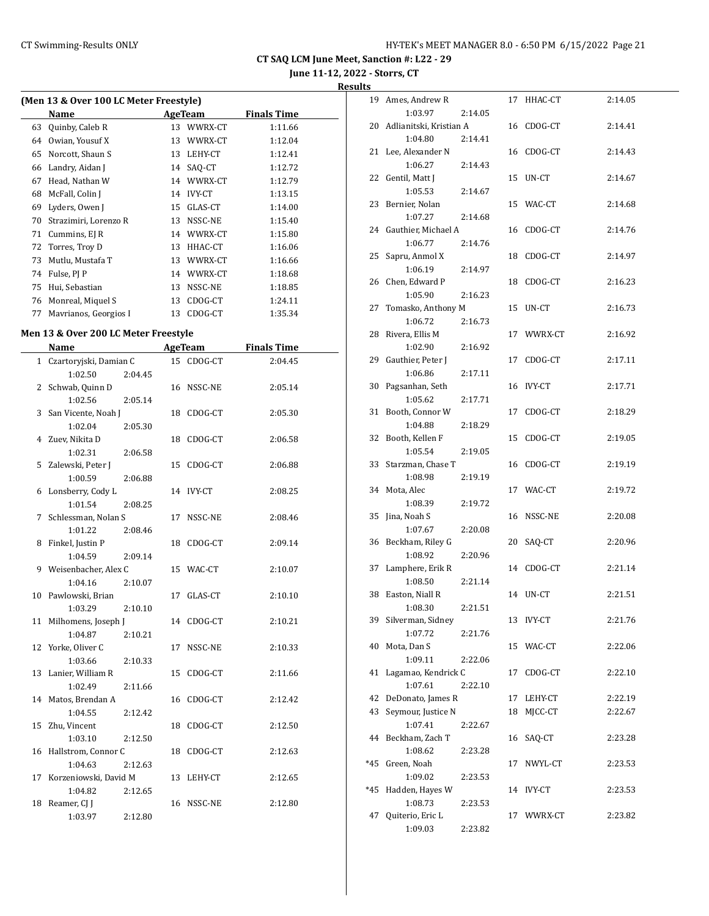**CT SAQ LCM June Meet, Sanction #: L22 - 29**

**June 11-12, 2022 - Storrs, CT**

**Results**

### (Men 13 & Over 100 LC Meter Freestyle)

| | Name | Age | Team | Finals Time |
|---|---|---|---|---|
| 63 | Quinby, Caleb R | 13 | WWRX-CT | 1:11.66 |
| 64 | Owian, Yousuf X | 13 | WWRX-CT | 1:12.04 |
| 65 | Norcott, Shaun S | 13 | LEHY-CT | 1:12.41 |
| 66 | Landry, Aidan J | 14 | SAQ-CT | 1:12.72 |
| 67 | Head, Nathan W | 14 | WWRX-CT | 1:12.79 |
| 68 | McFall, Colin J | 14 | IVY-CT | 1:13.15 |
| 69 | Lyders, Owen J | 15 | GLAS-CT | 1:14.00 |
| 70 | Strazimiri, Lorenzo R | 13 | NSSC-NE | 1:15.40 |
| 71 | Cummins, EJ R | 14 | WWRX-CT | 1:15.80 |
| 72 | Torres, Troy D | 13 | HHAC-CT | 1:16.06 |
| 73 | Mutlu, Mustafa T | 13 | WWRX-CT | 1:16.66 |
| 74 | Fulse, PJ P | 14 | WWRX-CT | 1:18.68 |
| 75 | Hui, Sebastian | 13 | NSSC-NE | 1:18.85 |
| 76 | Monreal, Miquel S | 13 | CDOG-CT | 1:24.11 |
| 77 | Mavrianos, Georgios I | 13 | CDOG-CT | 1:35.34 |

### Men 13 & Over 200 LC Meter Freestyle

| | Name | Age | Team | Finals Time | Splits |
|---|---|---|---|---|---|
| 1 | Czartoryjski, Damian C | 15 | CDOG-CT | 2:04.45 | 1:02.50 2:04.45 |
| 2 | Schwab, Quinn D | 16 | NSSC-NE | 2:05.14 | 1:02.56 2:05.14 |
| 3 | San Vicente, Noah J | 18 | CDOG-CT | 2:05.30 | 1:02.04 2:05.30 |
| 4 | Zuev, Nikita D | 18 | CDOG-CT | 2:06.58 | 1:02.31 2:06.58 |
| 5 | Zalewski, Peter J | 15 | CDOG-CT | 2:06.88 | 1:00.59 2:06.88 |
| 6 | Lonsberry, Cody L | 14 | IVY-CT | 2:08.25 | 1:01.54 2:08.25 |
| 7 | Schlessman, Nolan S | 17 | NSSC-NE | 2:08.46 | 1:01.22 2:08.46 |
| 8 | Finkel, Justin P | 18 | CDOG-CT | 2:09.14 | 1:04.59 2:09.14 |
| 9 | Weisenbacher, Alex C | 15 | WAC-CT | 2:10.07 | 1:04.16 2:10.07 |
| 10 | Pawlowski, Brian | 17 | GLAS-CT | 2:10.10 | 1:03.29 2:10.10 |
| 11 | Milhomens, Joseph J | 14 | CDOG-CT | 2:10.21 | 1:04.87 2:10.21 |
| 12 | Yorke, Oliver C | 17 | NSSC-NE | 2:10.33 | 1:03.66 2:10.33 |
| 13 | Lanier, William R | 15 | CDOG-CT | 2:11.66 | 1:02.49 2:11.66 |
| 14 | Matos, Brendan A | 16 | CDOG-CT | 2:12.42 | 1:04.55 2:12.42 |
| 15 | Zhu, Vincent | 18 | CDOG-CT | 2:12.50 | 1:03.10 2:12.50 |
| 16 | Hallstrom, Connor C | 18 | CDOG-CT | 2:12.63 | 1:04.63 2:12.63 |
| 17 | Korzeniowski, David M | 13 | LEHY-CT | 2:12.65 | 1:04.82 2:12.65 |
| 18 | Reamer, CJ J | 16 | NSSC-NE | 2:12.80 | 1:03.97 2:12.80 |
| 19 | Ames, Andrew R | 17 | HHAC-CT | 2:14.05 | 1:03.97 2:14.05 |
| 20 | Adlianitski, Kristian A | 16 | CDOG-CT | 2:14.41 | 1:04.80 2:14.41 |
| 21 | Lee, Alexander N | 16 | CDOG-CT | 2:14.43 | 1:06.27 2:14.43 |
| 22 | Gentil, Matt J | 15 | UN-CT | 2:14.67 | 1:05.53 2:14.67 |
| 23 | Bernier, Nolan | 15 | WAC-CT | 2:14.68 | 1:07.27 2:14.68 |
| 24 | Gauthier, Michael A | 16 | CDOG-CT | 2:14.76 | 1:06.77 2:14.76 |
| 25 | Sapru, Anmol X | 18 | CDOG-CT | 2:14.97 | 1:06.19 2:14.97 |
| 26 | Chen, Edward P | 18 | CDOG-CT | 2:16.23 | 1:05.90 2:16.23 |
| 27 | Tomasko, Anthony M | 15 | UN-CT | 2:16.73 | 1:06.72 2:16.73 |
| 28 | Rivera, Ellis M | 17 | WWRX-CT | 2:16.92 | 1:02.90 2:16.92 |
| 29 | Gauthier, Peter J | 17 | CDOG-CT | 2:17.11 | 1:06.86 2:17.11 |
| 30 | Pagsanhan, Seth | 16 | IVY-CT | 2:17.71 | 1:05.62 2:17.71 |
| 31 | Booth, Connor W | 17 | CDOG-CT | 2:18.29 | 1:04.88 2:18.29 |
| 32 | Booth, Kellen F | 15 | CDOG-CT | 2:19.05 | 1:05.54 2:19.05 |
| 33 | Starzman, Chase T | 16 | CDOG-CT | 2:19.19 | 1:08.98 2:19.19 |
| 34 | Mota, Alec | 17 | WAC-CT | 2:19.72 | 1:08.39 2:19.72 |
| 35 | Jina, Noah S | 16 | NSSC-NE | 2:20.08 | 1:07.67 2:20.08 |
| 36 | Beckham, Riley G | 20 | SAQ-CT | 2:20.96 | 1:08.92 2:20.96 |
| 37 | Lamphere, Erik R | 14 | CDOG-CT | 2:21.14 | 1:08.50 2:21.14 |
| 38 | Easton, Niall R | 14 | UN-CT | 2:21.51 | 1:08.30 2:21.51 |
| 39 | Silverman, Sidney | 13 | IVY-CT | 2:21.76 | 1:07.72 2:21.76 |
| 40 | Mota, Dan S | 15 | WAC-CT | 2:22.06 | 1:09.11 2:22.06 |
| 41 | Lagamao, Kendrick C | 17 | CDOG-CT | 2:22.10 | 1:07.61 2:22.10 |
| 42 | DeDonato, James R | 17 | LEHY-CT | 2:22.19 | |
| 43 | Seymour, Justice N | 18 | MJCC-CT | 2:22.67 | 1:07.41 2:22.67 |
| 44 | Beckham, Zach T | 16 | SAQ-CT | 2:23.28 | 1:08.62 2:23.28 |
| *45 | Green, Noah | 17 | NWYL-CT | 2:23.53 | 1:09.02 2:23.53 |
| *45 | Hadden, Hayes W | 14 | IVY-CT | 2:23.53 | 1:08.73 2:23.53 |
| 47 | Quiterio, Eric L | 17 | WWRX-CT | 2:23.82 | 1:09.03 2:23.82 |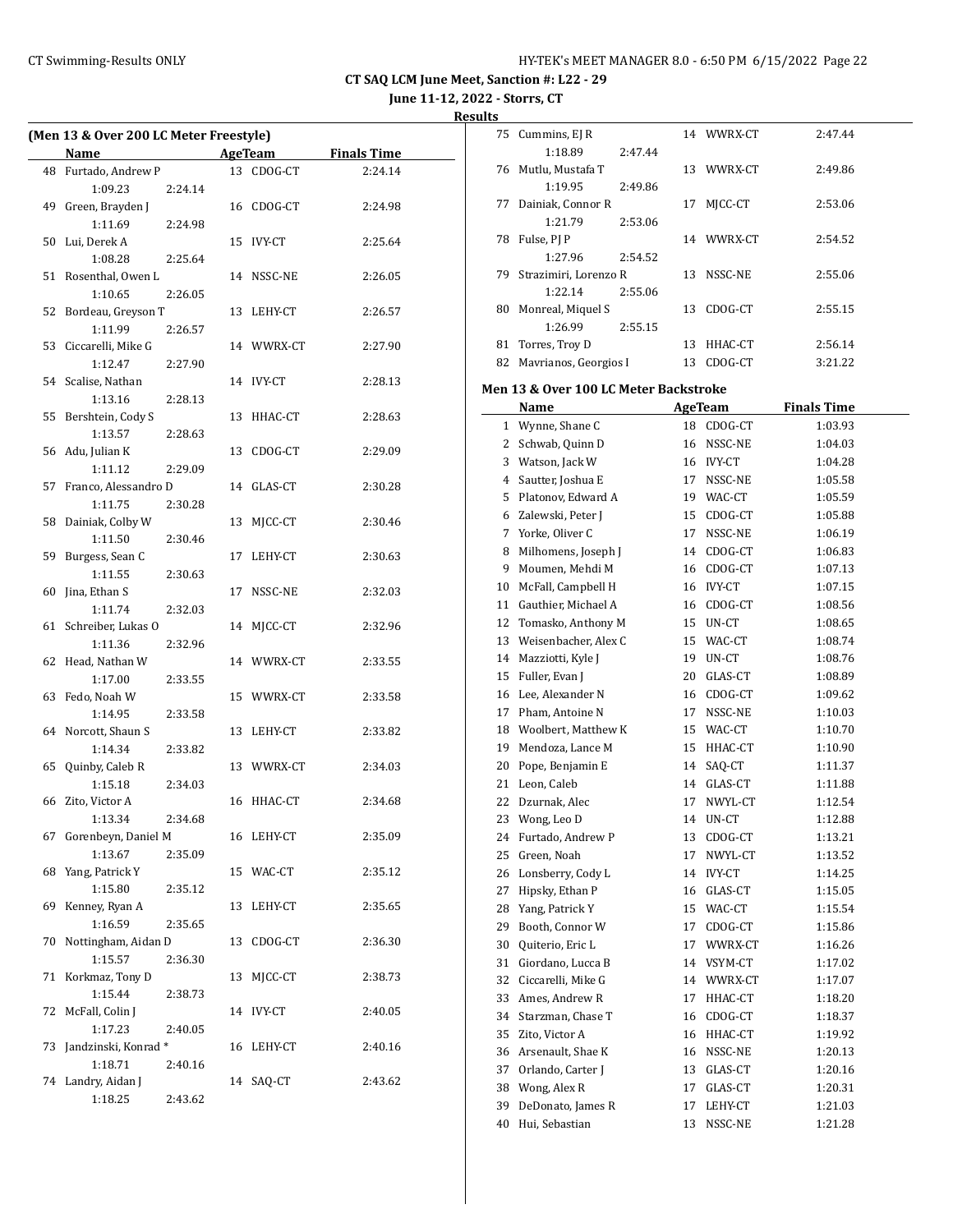**CT SAQ LCM June Meet, Sanction #: L22 - 29**

**June 11-12, 2022 - Storrs, CT**

**Results**

### (Men 13 & Over 200 LC Meter Freestyle)

| | Name | Age | Team | Finals Time |
|---|---|---|---|---|
| 48 | Furtado, Andrew P | 13 | CDOG-CT | 2:24.14 |
| | 1:09.23 2:24.14 | | | |
| 49 | Green, Brayden J | 16 | CDOG-CT | 2:24.98 |
| | 1:11.69 2:24.98 | | | |
| 50 | Lui, Derek A | 15 | IVY-CT | 2:25.64 |
| | 1:08.28 2:25.64 | | | |
| 51 | Rosenthal, Owen L | 14 | NSSC-NE | 2:26.05 |
| | 1:10.65 2:26.05 | | | |
| 52 | Bordeau, Greyson T | 13 | LEHY-CT | 2:26.57 |
| | 1:11.99 2:26.57 | | | |
| 53 | Ciccarelli, Mike G | 14 | WWRX-CT | 2:27.90 |
| | 1:12.47 2:27.90 | | | |
| 54 | Scalise, Nathan | 14 | IVY-CT | 2:28.13 |
| | 1:13.16 2:28.13 | | | |
| 55 | Bershtein, Cody S | 13 | HHAC-CT | 2:28.63 |
| | 1:13.57 2:28.63 | | | |
| 56 | Adu, Julian K | 13 | CDOG-CT | 2:29.09 |
| | 1:11.12 2:29.09 | | | |
| 57 | Franco, Alessandro D | 14 | GLAS-CT | 2:30.28 |
| | 1:11.75 2:30.28 | | | |
| 58 | Dainiak, Colby W | 13 | MJCC-CT | 2:30.46 |
| | 1:11.50 2:30.46 | | | |
| 59 | Burgess, Sean C | 17 | LEHY-CT | 2:30.63 |
| | 1:11.55 2:30.63 | | | |
| 60 | Jina, Ethan S | 17 | NSSC-NE | 2:32.03 |
| | 1:11.74 2:32.03 | | | |
| 61 | Schreiber, Lukas O | 14 | MJCC-CT | 2:32.96 |
| | 1:11.36 2:32.96 | | | |
| 62 | Head, Nathan W | 14 | WWRX-CT | 2:33.55 |
| | 1:17.00 2:33.55 | | | |
| 63 | Fedo, Noah W | 15 | WWRX-CT | 2:33.58 |
| | 1:14.95 2:33.58 | | | |
| 64 | Norcott, Shaun S | 13 | LEHY-CT | 2:33.82 |
| | 1:14.34 2:33.82 | | | |
| 65 | Quinby, Caleb R | 13 | WWRX-CT | 2:34.03 |
| | 1:15.18 2:34.03 | | | |
| 66 | Zito, Victor A | 16 | HHAC-CT | 2:34.68 |
| | 1:13.34 2:34.68 | | | |
| 67 | Gorenbeyn, Daniel M | 16 | LEHY-CT | 2:35.09 |
| | 1:13.67 2:35.09 | | | |
| 68 | Yang, Patrick Y | 15 | WAC-CT | 2:35.12 |
| | 1:15.80 2:35.12 | | | |
| 69 | Kenney, Ryan A | 13 | LEHY-CT | 2:35.65 |
| | 1:16.59 2:35.65 | | | |
| 70 | Nottingham, Aidan D | 13 | CDOG-CT | 2:36.30 |
| | 1:15.57 2:36.30 | | | |
| 71 | Korkmaz, Tony D | 13 | MJCC-CT | 2:38.73 |
| | 1:15.44 2:38.73 | | | |
| 72 | McFall, Colin J | 14 | IVY-CT | 2:40.05 |
| | 1:17.23 2:40.05 | | | |
| 73 | Jandzinski, Konrad * | 16 | LEHY-CT | 2:40.16 |
| | 1:18.71 2:40.16 | | | |
| 74 | Landry, Aidan J | 14 | SAQ-CT | 2:43.62 |
| | 1:18.25 2:43.62 | | | |
| 75 | Cummins, EJ R | 14 | WWRX-CT | 2:47.44 |
| | 1:18.89 2:47.44 | | | |
| 76 | Mutlu, Mustafa T | 13 | WWRX-CT | 2:49.86 |
| | 1:19.95 2:49.86 | | | |
| 77 | Dainiak, Connor R | 17 | MJCC-CT | 2:53.06 |
| | 1:21.79 2:53.06 | | | |
| 78 | Fulse, PJ P | 14 | WWRX-CT | 2:54.52 |
| | 1:27.96 2:54.52 | | | |
| 79 | Strazimiri, Lorenzo R | 13 | NSSC-NE | 2:55.06 |
| | 1:22.14 2:55.06 | | | |
| 80 | Monreal, Miquel S | 13 | CDOG-CT | 2:55.15 |
| | 1:26.99 2:55.15 | | | |
| 81 | Torres, Troy D | 13 | HHAC-CT | 2:56.14 |
| 82 | Mavrianos, Georgios I | 13 | CDOG-CT | 3:21.22 |

### Men 13 & Over 100 LC Meter Backstroke

| | Name | Age | Team | Finals Time |
|---|---|---|---|---|
| 1 | Wynne, Shane C | 18 | CDOG-CT | 1:03.93 |
| 2 | Schwab, Quinn D | 16 | NSSC-NE | 1:04.03 |
| 3 | Watson, Jack W | 16 | IVY-CT | 1:04.28 |
| 4 | Sautter, Joshua E | 17 | NSSC-NE | 1:05.58 |
| 5 | Platonov, Edward A | 19 | WAC-CT | 1:05.59 |
| 6 | Zalewski, Peter J | 15 | CDOG-CT | 1:05.88 |
| 7 | Yorke, Oliver C | 17 | NSSC-NE | 1:06.19 |
| 8 | Milhomens, Joseph J | 14 | CDOG-CT | 1:06.83 |
| 9 | Moumen, Mehdi M | 16 | CDOG-CT | 1:07.13 |
| 10 | McFall, Campbell H | 16 | IVY-CT | 1:07.15 |
| 11 | Gauthier, Michael A | 16 | CDOG-CT | 1:08.56 |
| 12 | Tomasko, Anthony M | 15 | UN-CT | 1:08.65 |
| 13 | Weisenbacher, Alex C | 15 | WAC-CT | 1:08.74 |
| 14 | Mazziotti, Kyle J | 19 | UN-CT | 1:08.76 |
| 15 | Fuller, Evan J | 20 | GLAS-CT | 1:08.89 |
| 16 | Lee, Alexander N | 16 | CDOG-CT | 1:09.62 |
| 17 | Pham, Antoine N | 17 | NSSC-NE | 1:10.03 |
| 18 | Woolbert, Matthew K | 15 | WAC-CT | 1:10.70 |
| 19 | Mendoza, Lance M | 15 | HHAC-CT | 1:10.90 |
| 20 | Pope, Benjamin E | 14 | SAQ-CT | 1:11.37 |
| 21 | Leon, Caleb | 14 | GLAS-CT | 1:11.88 |
| 22 | Dzurnak, Alec | 17 | NWYL-CT | 1:12.54 |
| 23 | Wong, Leo D | 14 | UN-CT | 1:12.88 |
| 24 | Furtado, Andrew P | 13 | CDOG-CT | 1:13.21 |
| 25 | Green, Noah | 17 | NWYL-CT | 1:13.52 |
| 26 | Lonsberry, Cody L | 14 | IVY-CT | 1:14.25 |
| 27 | Hipsky, Ethan P | 16 | GLAS-CT | 1:15.05 |
| 28 | Yang, Patrick Y | 15 | WAC-CT | 1:15.54 |
| 29 | Booth, Connor W | 17 | CDOG-CT | 1:15.86 |
| 30 | Quiterio, Eric L | 17 | WWRX-CT | 1:16.26 |
| 31 | Giordano, Lucca B | 14 | VSYM-CT | 1:17.02 |
| 32 | Ciccarelli, Mike G | 14 | WWRX-CT | 1:17.07 |
| 33 | Ames, Andrew R | 17 | HHAC-CT | 1:18.20 |
| 34 | Starzman, Chase T | 16 | CDOG-CT | 1:18.37 |
| 35 | Zito, Victor A | 16 | HHAC-CT | 1:19.92 |
| 36 | Arsenault, Shae K | 16 | NSSC-NE | 1:20.13 |
| 37 | Orlando, Carter J | 13 | GLAS-CT | 1:20.16 |
| 38 | Wong, Alex R | 17 | GLAS-CT | 1:20.31 |
| 39 | DeDonato, James R | 17 | LEHY-CT | 1:21.03 |
| 40 | Hui, Sebastian | 13 | NSSC-NE | 1:21.28 |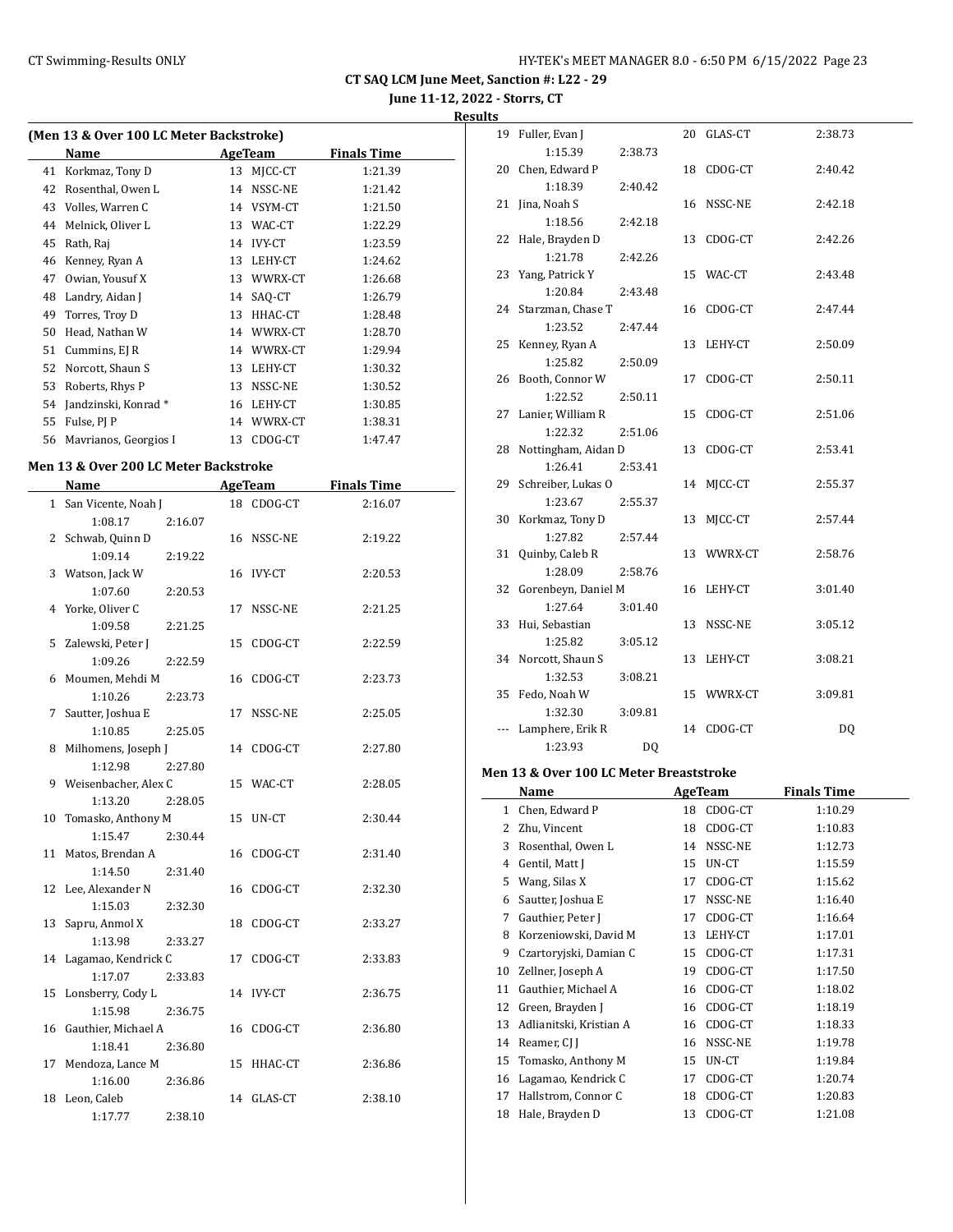# CT SAQ LCM June Meet, Sanction #: L22 - 29

**June 11-12, 2022 - Storrs, CT**

**Results**

### (Men 13 & Over 100 LC Meter Backstroke)

| | Name | Age | Team | Finals Time |
|---|---|---|---|---|
| 41 | Korkmaz, Tony D | 13 | MJCC-CT | 1:21.39 |
| 42 | Rosenthal, Owen L | 14 | NSSC-NE | 1:21.42 |
| 43 | Volles, Warren C | 14 | VSYM-CT | 1:21.50 |
| 44 | Melnick, Oliver L | 13 | WAC-CT | 1:22.29 |
| 45 | Rath, Raj | 14 | IVY-CT | 1:23.59 |
| 46 | Kenney, Ryan A | 13 | LEHY-CT | 1:24.62 |
| 47 | Owian, Yousuf X | 13 | WWRX-CT | 1:26.68 |
| 48 | Landry, Aidan J | 14 | SAQ-CT | 1:26.79 |
| 49 | Torres, Troy D | 13 | HHAC-CT | 1:28.48 |
| 50 | Head, Nathan W | 14 | WWRX-CT | 1:28.70 |
| 51 | Cummins, EJ R | 14 | WWRX-CT | 1:29.94 |
| 52 | Norcott, Shaun S | 13 | LEHY-CT | 1:30.32 |
| 53 | Roberts, Rhys P | 13 | NSSC-NE | 1:30.52 |
| 54 | Jandzinski, Konrad * | 16 | LEHY-CT | 1:30.85 |
| 55 | Fulse, PJ P | 14 | WWRX-CT | 1:38.31 |
| 56 | Mavrianos, Georgios I | 13 | CDOG-CT | 1:47.47 |

### Men 13 & Over 200 LC Meter Backstroke

| | Name | Age | Team | Finals Time | Splits |
|---|---|---|---|---|---|
| 1 | San Vicente, Noah J | 18 | CDOG-CT | 2:16.07 | 1:08.17, 2:16.07 |
| 2 | Schwab, Quinn D | 16 | NSSC-NE | 2:19.22 | 1:09.14, 2:19.22 |
| 3 | Watson, Jack W | 16 | IVY-CT | 2:20.53 | 1:07.60, 2:20.53 |
| 4 | Yorke, Oliver C | 17 | NSSC-NE | 2:21.25 | 1:09.58, 2:21.25 |
| 5 | Zalewski, Peter J | 15 | CDOG-CT | 2:22.59 | 1:09.26, 2:22.59 |
| 6 | Moumen, Mehdi M | 16 | CDOG-CT | 2:23.73 | 1:10.26, 2:23.73 |
| 7 | Sautter, Joshua E | 17 | NSSC-NE | 2:25.05 | 1:10.85, 2:25.05 |
| 8 | Milhomens, Joseph J | 14 | CDOG-CT | 2:27.80 | 1:12.98, 2:27.80 |
| 9 | Weisenbacher, Alex C | 15 | WAC-CT | 2:28.05 | 1:13.20, 2:28.05 |
| 10 | Tomasko, Anthony M | 15 | UN-CT | 2:30.44 | 1:15.47, 2:30.44 |
| 11 | Matos, Brendan A | 16 | CDOG-CT | 2:31.40 | 1:14.50, 2:31.40 |
| 12 | Lee, Alexander N | 16 | CDOG-CT | 2:32.30 | 1:15.03, 2:32.30 |
| 13 | Sapru, Anmol X | 18 | CDOG-CT | 2:33.27 | 1:13.98, 2:33.27 |
| 14 | Lagamao, Kendrick C | 17 | CDOG-CT | 2:33.83 | 1:17.07, 2:33.83 |
| 15 | Lonsberry, Cody L | 14 | IVY-CT | 2:36.75 | 1:15.98, 2:36.75 |
| 16 | Gauthier, Michael A | 16 | CDOG-CT | 2:36.80 | 1:18.41, 2:36.80 |
| 17 | Mendoza, Lance M | 15 | HHAC-CT | 2:36.86 | 1:16.00, 2:36.86 |
| 18 | Leon, Caleb | 14 | GLAS-CT | 2:38.10 | 1:17.77, 2:38.10 |
| 19 | Fuller, Evan J | 20 | GLAS-CT | 2:38.73 | 1:15.39, 2:38.73 |
| 20 | Chen, Edward P | 18 | CDOG-CT | 2:40.42 | 1:18.39, 2:40.42 |
| 21 | Jina, Noah S | 16 | NSSC-NE | 2:42.18 | 1:18.56, 2:42.18 |
| 22 | Hale, Brayden D | 13 | CDOG-CT | 2:42.26 | 1:21.78, 2:42.26 |
| 23 | Yang, Patrick Y | 15 | WAC-CT | 2:43.48 | 1:20.84, 2:43.48 |
| 24 | Starzman, Chase T | 16 | CDOG-CT | 2:47.44 | 1:23.52, 2:47.44 |
| 25 | Kenney, Ryan A | 13 | LEHY-CT | 2:50.09 | 1:25.82, 2:50.09 |
| 26 | Booth, Connor W | 17 | CDOG-CT | 2:50.11 | 1:22.52, 2:50.11 |
| 27 | Lanier, William R | 15 | CDOG-CT | 2:51.06 | 1:22.32, 2:51.06 |
| 28 | Nottingham, Aidan D | 13 | CDOG-CT | 2:53.41 | 1:26.41, 2:53.41 |
| 29 | Schreiber, Lukas O | 14 | MJCC-CT | 2:55.37 | 1:23.67, 2:55.37 |
| 30 | Korkmaz, Tony D | 13 | MJCC-CT | 2:57.44 | 1:27.82, 2:57.44 |
| 31 | Quinby, Caleb R | 13 | WWRX-CT | 2:58.76 | 1:28.09, 2:58.76 |
| 32 | Gorenbeyn, Daniel M | 16 | LEHY-CT | 3:01.40 | 1:27.64, 3:01.40 |
| 33 | Hui, Sebastian | 13 | NSSC-NE | 3:05.12 | 1:25.82, 3:05.12 |
| 34 | Norcott, Shaun S | 13 | LEHY-CT | 3:08.21 | 1:32.53, 3:08.21 |
| 35 | Fedo, Noah W | 15 | WWRX-CT | 3:09.81 | 1:32.30, 3:09.81 |
| --- | Lamphere, Erik R | 14 | CDOG-CT | DQ | 1:23.93, DQ |

### Men 13 & Over 100 LC Meter Breaststroke

| | Name | Age | Team | Finals Time |
|---|---|---|---|---|
| 1 | Chen, Edward P | 18 | CDOG-CT | 1:10.29 |
| 2 | Zhu, Vincent | 18 | CDOG-CT | 1:10.83 |
| 3 | Rosenthal, Owen L | 14 | NSSC-NE | 1:12.73 |
| 4 | Gentil, Matt J | 15 | UN-CT | 1:15.59 |
| 5 | Wang, Silas X | 17 | CDOG-CT | 1:15.62 |
| 6 | Sautter, Joshua E | 17 | NSSC-NE | 1:16.40 |
| 7 | Gauthier, Peter J | 17 | CDOG-CT | 1:16.64 |
| 8 | Korzeniowski, David M | 13 | LEHY-CT | 1:17.01 |
| 9 | Czartoryjski, Damian C | 15 | CDOG-CT | 1:17.31 |
| 10 | Zellner, Joseph A | 19 | CDOG-CT | 1:17.50 |
| 11 | Gauthier, Michael A | 16 | CDOG-CT | 1:18.02 |
| 12 | Green, Brayden J | 16 | CDOG-CT | 1:18.19 |
| 13 | Adlianitski, Kristian A | 16 | CDOG-CT | 1:18.33 |
| 14 | Reamer, CJ J | 16 | NSSC-NE | 1:19.78 |
| 15 | Tomasko, Anthony M | 15 | UN-CT | 1:19.84 |
| 16 | Lagamao, Kendrick C | 17 | CDOG-CT | 1:20.74 |
| 17 | Hallstrom, Connor C | 18 | CDOG-CT | 1:20.83 |
| 18 | Hale, Brayden D | 13 | CDOG-CT | 1:21.08 |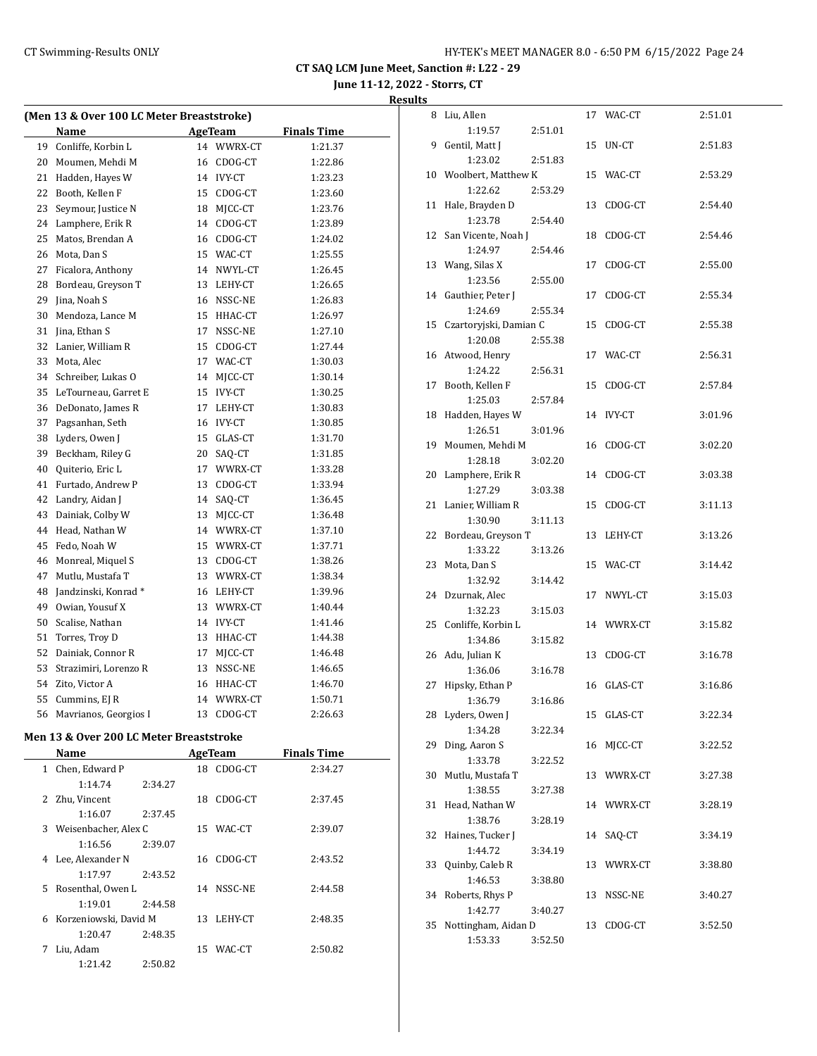**CT SAQ LCM June Meet, Sanction #: L22 - 29**

**June 11-12, 2022 - Storrs, CT**

**Results**

## (Men 13 & Over 100 LC Meter Breaststroke)

| | Name | Age | Team | Finals Time |
|---|---|---|---|---|
| 19 | Conliffe, Korbin L | 14 | WWRX-CT | 1:21.37 |
| 20 | Moumen, Mehdi M | 16 | CDOG-CT | 1:22.86 |
| 21 | Hadden, Hayes W | 14 | IVY-CT | 1:23.23 |
| 22 | Booth, Kellen F | 15 | CDOG-CT | 1:23.60 |
| 23 | Seymour, Justice N | 18 | MJCC-CT | 1:23.76 |
| 24 | Lamphere, Erik R | 14 | CDOG-CT | 1:23.89 |
| 25 | Matos, Brendan A | 16 | CDOG-CT | 1:24.02 |
| 26 | Mota, Dan S | 15 | WAC-CT | 1:25.55 |
| 27 | Ficalora, Anthony | 14 | NWYL-CT | 1:26.45 |
| 28 | Bordeau, Greyson T | 13 | LEHY-CT | 1:26.65 |
| 29 | Jina, Noah S | 16 | NSSC-NE | 1:26.83 |
| 30 | Mendoza, Lance M | 15 | HHAC-CT | 1:26.97 |
| 31 | Jina, Ethan S | 17 | NSSC-NE | 1:27.10 |
| 32 | Lanier, William R | 15 | CDOG-CT | 1:27.44 |
| 33 | Mota, Alec | 17 | WAC-CT | 1:30.03 |
| 34 | Schreiber, Lukas O | 14 | MJCC-CT | 1:30.14 |
| 35 | LeTourneau, Garret E | 15 | IVY-CT | 1:30.25 |
| 36 | DeDonato, James R | 17 | LEHY-CT | 1:30.83 |
| 37 | Pagsanhan, Seth | 16 | IVY-CT | 1:30.85 |
| 38 | Lyders, Owen J | 15 | GLAS-CT | 1:31.70 |
| 39 | Beckham, Riley G | 20 | SAQ-CT | 1:31.85 |
| 40 | Quiterio, Eric L | 17 | WWRX-CT | 1:33.28 |
| 41 | Furtado, Andrew P | 13 | CDOG-CT | 1:33.94 |
| 42 | Landry, Aidan J | 14 | SAQ-CT | 1:36.45 |
| 43 | Dainiak, Colby W | 13 | MJCC-CT | 1:36.48 |
| 44 | Head, Nathan W | 14 | WWRX-CT | 1:37.10 |
| 45 | Fedo, Noah W | 15 | WWRX-CT | 1:37.71 |
| 46 | Monreal, Miquel S | 13 | CDOG-CT | 1:38.26 |
| 47 | Mutlu, Mustafa T | 13 | WWRX-CT | 1:38.34 |
| 48 | Jandzinski, Konrad * | 16 | LEHY-CT | 1:39.96 |
| 49 | Owian, Yousuf X | 13 | WWRX-CT | 1:40.44 |
| 50 | Scalise, Nathan | 14 | IVY-CT | 1:41.46 |
| 51 | Torres, Troy D | 13 | HHAC-CT | 1:44.38 |
| 52 | Dainiak, Connor R | 17 | MJCC-CT | 1:46.48 |
| 53 | Strazimiri, Lorenzo R | 13 | NSSC-NE | 1:46.65 |
| 54 | Zito, Victor A | 16 | HHAC-CT | 1:46.70 |
| 55 | Cummins, EJ R | 14 | WWRX-CT | 1:50.71 |
| 56 | Mavrianos, Georgios I | 13 | CDOG-CT | 2:26.63 |

## Men 13 & Over 200 LC Meter Breaststroke

| | Name | Age | Team | Finals Time | Splits |
|---|---|---|---|---|---|
| 1 | Chen, Edward P | 18 | CDOG-CT | 2:34.27 | 1:14.74, 2:34.27 |
| 2 | Zhu, Vincent | 18 | CDOG-CT | 2:37.45 | 1:16.07, 2:37.45 |
| 3 | Weisenbacher, Alex C | 15 | WAC-CT | 2:39.07 | 1:16.56, 2:39.07 |
| 4 | Lee, Alexander N | 16 | CDOG-CT | 2:43.52 | 1:17.97, 2:43.52 |
| 5 | Rosenthal, Owen L | 14 | NSSC-NE | 2:44.58 | 1:19.01, 2:44.58 |
| 6 | Korzeniowski, David M | 13 | LEHY-CT | 2:48.35 | 1:20.47, 2:48.35 |
| 7 | Liu, Adam | 15 | WAC-CT | 2:50.82 | 1:21.42, 2:50.82 |
| 8 | Liu, Allen | 17 | WAC-CT | 2:51.01 | 1:19.57, 2:51.01 |
| 9 | Gentil, Matt J | 15 | UN-CT | 2:51.83 | 1:23.02, 2:51.83 |
| 10 | Woolbert, Matthew K | 15 | WAC-CT | 2:53.29 | 1:22.62, 2:53.29 |
| 11 | Hale, Brayden D | 13 | CDOG-CT | 2:54.40 | 1:23.78, 2:54.40 |
| 12 | San Vicente, Noah J | 18 | CDOG-CT | 2:54.46 | 1:24.97, 2:54.46 |
| 13 | Wang, Silas X | 17 | CDOG-CT | 2:55.00 | 1:23.56, 2:55.00 |
| 14 | Gauthier, Peter J | 17 | CDOG-CT | 2:55.34 | 1:24.69, 2:55.34 |
| 15 | Czartoryjski, Damian C | 15 | CDOG-CT | 2:55.38 | 1:20.08, 2:55.38 |
| 16 | Atwood, Henry | 17 | WAC-CT | 2:56.31 | 1:24.22, 2:56.31 |
| 17 | Booth, Kellen F | 15 | CDOG-CT | 2:57.84 | 1:25.03, 2:57.84 |
| 18 | Hadden, Hayes W | 14 | IVY-CT | 3:01.96 | 1:26.51, 3:01.96 |
| 19 | Moumen, Mehdi M | 16 | CDOG-CT | 3:02.20 | 1:28.18, 3:02.20 |
| 20 | Lamphere, Erik R | 14 | CDOG-CT | 3:03.38 | 1:27.29, 3:03.38 |
| 21 | Lanier, William R | 15 | CDOG-CT | 3:11.13 | 1:30.90, 3:11.13 |
| 22 | Bordeau, Greyson T | 13 | LEHY-CT | 3:13.26 | 1:33.22, 3:13.26 |
| 23 | Mota, Dan S | 15 | WAC-CT | 3:14.42 | 1:32.92, 3:14.42 |
| 24 | Dzurnak, Alec | 17 | NWYL-CT | 3:15.03 | 1:32.23, 3:15.03 |
| 25 | Conliffe, Korbin L | 14 | WWRX-CT | 3:15.82 | 1:34.86, 3:15.82 |
| 26 | Adu, Julian K | 13 | CDOG-CT | 3:16.78 | 1:36.06, 3:16.78 |
| 27 | Hipsky, Ethan P | 16 | GLAS-CT | 3:16.86 | 1:36.79, 3:16.86 |
| 28 | Lyders, Owen J | 15 | GLAS-CT | 3:22.34 | 1:34.28, 3:22.34 |
| 29 | Ding, Aaron S | 16 | MJCC-CT | 3:22.52 | 1:33.78, 3:22.52 |
| 30 | Mutlu, Mustafa T | 13 | WWRX-CT | 3:27.38 | 1:38.55, 3:27.38 |
| 31 | Head, Nathan W | 14 | WWRX-CT | 3:28.19 | 1:38.76, 3:28.19 |
| 32 | Haines, Tucker J | 14 | SAQ-CT | 3:34.19 | 1:44.72, 3:34.19 |
| 33 | Quinby, Caleb R | 13 | WWRX-CT | 3:38.80 | 1:46.53, 3:38.80 |
| 34 | Roberts, Rhys P | 13 | NSSC-NE | 3:40.27 | 1:42.77, 3:40.27 |
| 35 | Nottingham, Aidan D | 13 | CDOG-CT | 3:52.50 | 1:53.33, 3:52.50 |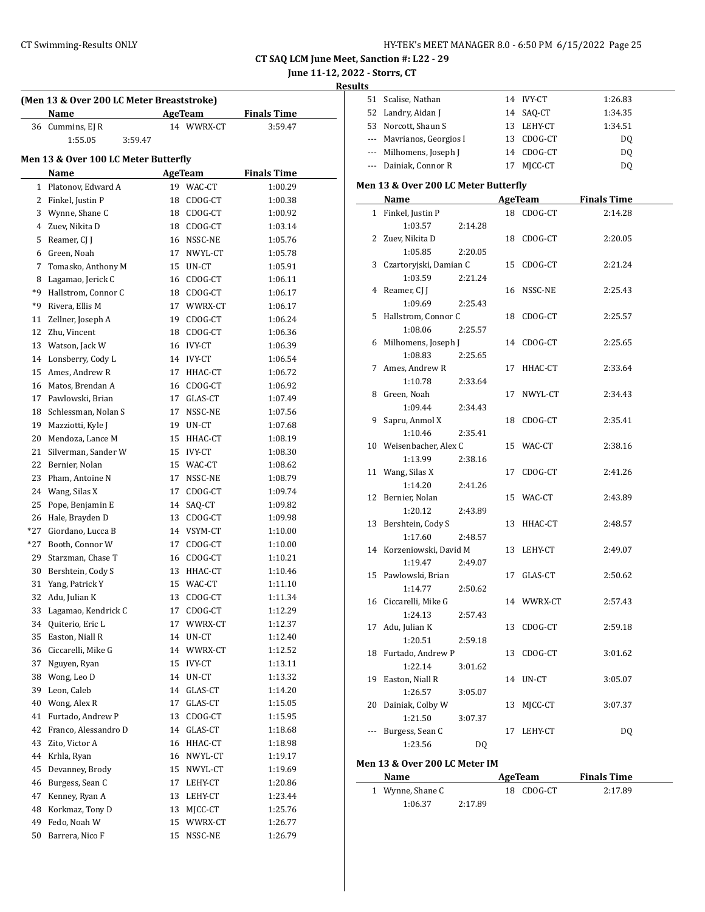**CT SAQ LCM June Meet, Sanction #: L22 - 29**

**June 11-12, 2022 - Storrs, CT**

**Results**

### (Men 13 & Over 200 LC Meter Breaststroke)

| | Name | Age | Team | Finals Time |
|---|---|---|---|---|
| 36 | Cummins, EJ R | 14 | WWRX-CT | 3:59.47 |
| | 1:55.05 | 3:59.47 | | |

### Men 13 & Over 100 LC Meter Butterfly

| | Name | Age | Team | Finals Time |
|---|---|---|---|---|
| 1 | Platonov, Edward A | 19 | WAC-CT | 1:00.29 |
| 2 | Finkel, Justin P | 18 | CDOG-CT | 1:00.38 |
| 3 | Wynne, Shane C | 18 | CDOG-CT | 1:00.92 |
| 4 | Zuev, Nikita D | 18 | CDOG-CT | 1:03.14 |
| 5 | Reamer, CJ J | 16 | NSSC-NE | 1:05.76 |
| 6 | Green, Noah | 17 | NWYL-CT | 1:05.78 |
| 7 | Tomasko, Anthony M | 15 | UN-CT | 1:05.91 |
| 8 | Lagamao, Jerick C | 16 | CDOG-CT | 1:06.11 |
| *9 | Hallstrom, Connor C | 18 | CDOG-CT | 1:06.17 |
| *9 | Rivera, Ellis M | 17 | WWRX-CT | 1:06.17 |
| 11 | Zellner, Joseph A | 19 | CDOG-CT | 1:06.24 |
| 12 | Zhu, Vincent | 18 | CDOG-CT | 1:06.36 |
| 13 | Watson, Jack W | 16 | IVY-CT | 1:06.39 |
| 14 | Lonsberry, Cody L | 14 | IVY-CT | 1:06.54 |
| 15 | Ames, Andrew R | 17 | HHAC-CT | 1:06.72 |
| 16 | Matos, Brendan A | 16 | CDOG-CT | 1:06.92 |
| 17 | Pawlowski, Brian | 17 | GLAS-CT | 1:07.49 |
| 18 | Schlessman, Nolan S | 17 | NSSC-NE | 1:07.56 |
| 19 | Mazziotti, Kyle J | 19 | UN-CT | 1:07.68 |
| 20 | Mendoza, Lance M | 15 | HHAC-CT | 1:08.19 |
| 21 | Silverman, Sander W | 15 | IVY-CT | 1:08.30 |
| 22 | Bernier, Nolan | 15 | WAC-CT | 1:08.62 |
| 23 | Pham, Antoine N | 17 | NSSC-NE | 1:08.79 |
| 24 | Wang, Silas X | 17 | CDOG-CT | 1:09.74 |
| 25 | Pope, Benjamin E | 14 | SAQ-CT | 1:09.82 |
| 26 | Hale, Brayden D | 13 | CDOG-CT | 1:09.98 |
| *27 | Giordano, Lucca B | 14 | VSYM-CT | 1:10.00 |
| *27 | Booth, Connor W | 17 | CDOG-CT | 1:10.00 |
| 29 | Starzman, Chase T | 16 | CDOG-CT | 1:10.21 |
| 30 | Bershtein, Cody S | 13 | HHAC-CT | 1:10.46 |
| 31 | Yang, Patrick Y | 15 | WAC-CT | 1:11.10 |
| 32 | Adu, Julian K | 13 | CDOG-CT | 1:11.34 |
| 33 | Lagamao, Kendrick C | 17 | CDOG-CT | 1:12.29 |
| 34 | Quiterio, Eric L | 17 | WWRX-CT | 1:12.37 |
| 35 | Easton, Niall R | 14 | UN-CT | 1:12.40 |
| 36 | Ciccarelli, Mike G | 14 | WWRX-CT | 1:12.52 |
| 37 | Nguyen, Ryan | 15 | IVY-CT | 1:13.11 |
| 38 | Wong, Leo D | 14 | UN-CT | 1:13.32 |
| 39 | Leon, Caleb | 14 | GLAS-CT | 1:14.20 |
| 40 | Wong, Alex R | 17 | GLAS-CT | 1:15.05 |
| 41 | Furtado, Andrew P | 13 | CDOG-CT | 1:15.95 |
| 42 | Franco, Alessandro D | 14 | GLAS-CT | 1:18.68 |
| 43 | Zito, Victor A | 16 | HHAC-CT | 1:18.98 |
| 44 | Krhla, Ryan | 16 | NWYL-CT | 1:19.17 |
| 45 | Devanney, Brody | 15 | NWYL-CT | 1:19.69 |
| 46 | Burgess, Sean C | 17 | LEHY-CT | 1:20.86 |
| 47 | Kenney, Ryan A | 13 | LEHY-CT | 1:23.44 |
| 48 | Korkmaz, Tony D | 13 | MJCC-CT | 1:25.76 |
| 49 | Fedo, Noah W | 15 | WWRX-CT | 1:26.77 |
| 50 | Barrera, Nico F | 15 | NSSC-NE | 1:26.79 |
| 51 | Scalise, Nathan | 14 | IVY-CT | 1:26.83 |
| 52 | Landry, Aidan J | 14 | SAQ-CT | 1:34.35 |
| 53 | Norcott, Shaun S | 13 | LEHY-CT | 1:34.51 |
| --- | Mavrianos, Georgios I | 13 | CDOG-CT | DQ |
| --- | Milhomens, Joseph J | 14 | CDOG-CT | DQ |
| --- | Dainiak, Connor R | 17 | MJCC-CT | DQ |

### Men 13 & Over 200 LC Meter Butterfly

| | Name | Age | Team | Finals Time |
|---|---|---|---|---|
| 1 | Finkel, Justin P | 18 | CDOG-CT | 2:14.28 |
| | 1:03.57 | 2:14.28 | | |
| 2 | Zuev, Nikita D | 18 | CDOG-CT | 2:20.05 |
| | 1:05.85 | 2:20.05 | | |
| 3 | Czartoryjski, Damian C | 15 | CDOG-CT | 2:21.24 |
| | 1:03.59 | 2:21.24 | | |
| 4 | Reamer, CJ J | 16 | NSSC-NE | 2:25.43 |
| | 1:09.69 | 2:25.43 | | |
| 5 | Hallstrom, Connor C | 18 | CDOG-CT | 2:25.57 |
| | 1:08.06 | 2:25.57 | | |
| 6 | Milhomens, Joseph J | 14 | CDOG-CT | 2:25.65 |
| | 1:08.83 | 2:25.65 | | |
| 7 | Ames, Andrew R | 17 | HHAC-CT | 2:33.64 |
| | 1:10.78 | 2:33.64 | | |
| 8 | Green, Noah | 17 | NWYL-CT | 2:34.43 |
| | 1:09.44 | 2:34.43 | | |
| 9 | Sapru, Anmol X | 18 | CDOG-CT | 2:35.41 |
| | 1:10.46 | 2:35.41 | | |
| 10 | Weisenbacher, Alex C | 15 | WAC-CT | 2:38.16 |
| | 1:13.99 | 2:38.16 | | |
| 11 | Wang, Silas X | 17 | CDOG-CT | 2:41.26 |
| | 1:14.20 | 2:41.26 | | |
| 12 | Bernier, Nolan | 15 | WAC-CT | 2:43.89 |
| | 1:20.12 | 2:43.89 | | |
| 13 | Bershtein, Cody S | 13 | HHAC-CT | 2:48.57 |
| | 1:17.60 | 2:48.57 | | |
| 14 | Korzeniowski, David M | 13 | LEHY-CT | 2:49.07 |
| | 1:19.47 | 2:49.07 | | |
| 15 | Pawlowski, Brian | 17 | GLAS-CT | 2:50.62 |
| | 1:14.77 | 2:50.62 | | |
| 16 | Ciccarelli, Mike G | 14 | WWRX-CT | 2:57.43 |
| | 1:24.13 | 2:57.43 | | |
| 17 | Adu, Julian K | 13 | CDOG-CT | 2:59.18 |
| | 1:20.51 | 2:59.18 | | |
| 18 | Furtado, Andrew P | 13 | CDOG-CT | 3:01.62 |
| | 1:22.14 | 3:01.62 | | |
| 19 | Easton, Niall R | 14 | UN-CT | 3:05.07 |
| | 1:26.57 | 3:05.07 | | |
| 20 | Dainiak, Colby W | 13 | MJCC-CT | 3:07.37 |
| | 1:21.50 | 3:07.37 | | |
| --- | Burgess, Sean C | 17 | LEHY-CT | DQ |
| | 1:23.56 | DQ | | |

### Men 13 & Over 200 LC Meter IM

| | Name | Age | Team | Finals Time |
|---|---|---|---|---|
| 1 | Wynne, Shane C | 18 | CDOG-CT | 2:17.89 |
| | 1:06.37 | 2:17.89 | | |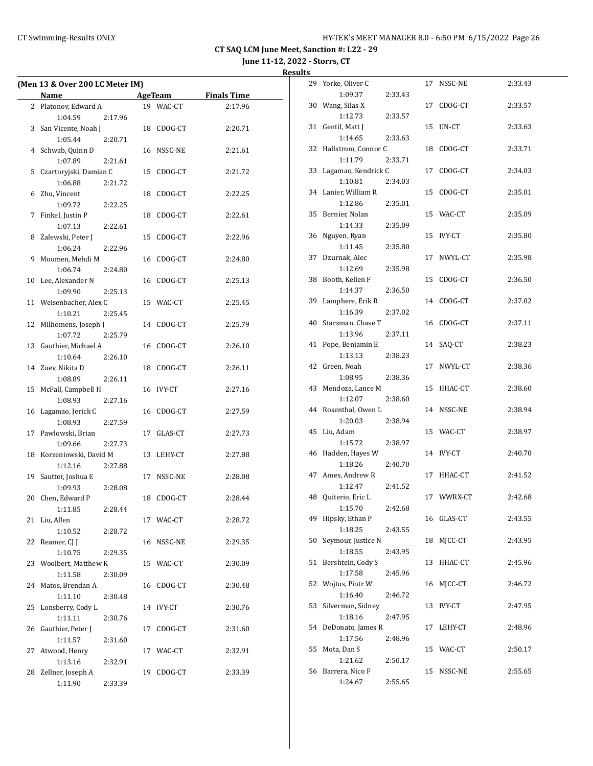**CT SAQ LCM June Meet, Sanction #: L22 - 29**

**June 11-12, 2022 - Storrs, CT**

**Results**

**(Men 13 & Over 200 LC Meter IM)**

| | Name | Age | Team | Finals Time |
|---|---|---|---|---|
| 2 | Platonov, Edward A | 19 | WAC-CT | 2:17.96 |
| | 1:04.59 2:17.96 | | | |
| 3 | San Vicente, Noah J | 18 | CDOG-CT | 2:20.71 |
| | 1:05.44 2:20.71 | | | |
| 4 | Schwab, Quinn D | 16 | NSSC-NE | 2:21.61 |
| | 1:07.89 2:21.61 | | | |
| 5 | Czartoryjski, Damian C | 15 | CDOG-CT | 2:21.72 |
| | 1:06.88 2:21.72 | | | |
| 6 | Zhu, Vincent | 18 | CDOG-CT | 2:22.25 |
| | 1:09.72 2:22.25 | | | |
| 7 | Finkel, Justin P | 18 | CDOG-CT | 2:22.61 |
| | 1:07.13 2:22.61 | | | |
| 8 | Zalewski, Peter J | 15 | CDOG-CT | 2:22.96 |
| | 1:06.24 2:22.96 | | | |
| 9 | Moumen, Mehdi M | 16 | CDOG-CT | 2:24.80 |
| | 1:06.74 2:24.80 | | | |
| 10 | Lee, Alexander N | 16 | CDOG-CT | 2:25.13 |
| | 1:09.90 2:25.13 | | | |
| 11 | Weisenbacher, Alex C | 15 | WAC-CT | 2:25.45 |
| | 1:10.21 2:25.45 | | | |
| 12 | Milhomens, Joseph J | 14 | CDOG-CT | 2:25.79 |
| | 1:07.72 2:25.79 | | | |
| 13 | Gauthier, Michael A | 16 | CDOG-CT | 2:26.10 |
| | 1:10.64 2:26.10 | | | |
| 14 | Zuev, Nikita D | 18 | CDOG-CT | 2:26.11 |
| | 1:08.89 2:26.11 | | | |
| 15 | McFall, Campbell H | 16 | IVY-CT | 2:27.16 |
| | 1:08.93 2:27.16 | | | |
| 16 | Lagamao, Jerick C | 16 | CDOG-CT | 2:27.59 |
| | 1:08.93 2:27.59 | | | |
| 17 | Pawlowski, Brian | 17 | GLAS-CT | 2:27.73 |
| | 1:09.66 2:27.73 | | | |
| 18 | Korzeniowski, David M | 13 | LEHY-CT | 2:27.88 |
| | 1:12.16 2:27.88 | | | |
| 19 | Sautter, Joshua E | 17 | NSSC-NE | 2:28.08 |
| | 1:09.93 2:28.08 | | | |
| 20 | Chen, Edward P | 18 | CDOG-CT | 2:28.44 |
| | 1:11.85 2:28.44 | | | |
| 21 | Liu, Allen | 17 | WAC-CT | 2:28.72 |
| | 1:10.52 2:28.72 | | | |
| 22 | Reamer, CJ J | 16 | NSSC-NE | 2:29.35 |
| | 1:10.75 2:29.35 | | | |
| 23 | Woolbert, Matthew K | 15 | WAC-CT | 2:30.09 |
| | 1:11.58 2:30.09 | | | |
| 24 | Matos, Brendan A | 16 | CDOG-CT | 2:30.48 |
| | 1:11.10 2:30.48 | | | |
| 25 | Lonsberry, Cody L | 14 | IVY-CT | 2:30.76 |
| | 1:11.11 2:30.76 | | | |
| 26 | Gauthier, Peter J | 17 | CDOG-CT | 2:31.60 |
| | 1:11.57 2:31.60 | | | |
| 27 | Atwood, Henry | 17 | WAC-CT | 2:32.91 |
| | 1:13.16 2:32.91 | | | |
| 28 | Zellner, Joseph A | 19 | CDOG-CT | 2:33.39 |
| | 1:11.90 2:33.39 | | | |
| 29 | Yorke, Oliver C | 17 | NSSC-NE | 2:33.43 |
| | 1:09.37 2:33.43 | | | |
| 30 | Wang, Silas X | 17 | CDOG-CT | 2:33.57 |
| | 1:12.73 2:33.57 | | | |
| 31 | Gentil, Matt J | 15 | UN-CT | 2:33.63 |
| | 1:14.65 2:33.63 | | | |
| 32 | Hallstrom, Connor C | 18 | CDOG-CT | 2:33.71 |
| | 1:11.79 2:33.71 | | | |
| 33 | Lagamao, Kendrick C | 17 | CDOG-CT | 2:34.03 |
| | 1:10.81 2:34.03 | | | |
| 34 | Lanier, William R | 15 | CDOG-CT | 2:35.01 |
| | 1:12.86 2:35.01 | | | |
| 35 | Bernier, Nolan | 15 | WAC-CT | 2:35.09 |
| | 1:14.33 2:35.09 | | | |
| 36 | Nguyen, Ryan | 15 | IVY-CT | 2:35.80 |
| | 1:11.45 2:35.80 | | | |
| 37 | Dzurnak, Alec | 17 | NWYL-CT | 2:35.98 |
| | 1:12.69 2:35.98 | | | |
| 38 | Booth, Kellen F | 15 | CDOG-CT | 2:36.50 |
| | 1:14.37 2:36.50 | | | |
| 39 | Lamphere, Erik R | 14 | CDOG-CT | 2:37.02 |
| | 1:16.39 2:37.02 | | | |
| 40 | Starzman, Chase T | 16 | CDOG-CT | 2:37.11 |
| | 1:13.96 2:37.11 | | | |
| 41 | Pope, Benjamin E | 14 | SAQ-CT | 2:38.23 |
| | 1:13.13 2:38.23 | | | |
| 42 | Green, Noah | 17 | NWYL-CT | 2:38.36 |
| | 1:08.95 2:38.36 | | | |
| 43 | Mendoza, Lance M | 15 | HHAC-CT | 2:38.60 |
| | 1:12.07 2:38.60 | | | |
| 44 | Rosenthal, Owen L | 14 | NSSC-NE | 2:38.94 |
| | 1:20.03 2:38.94 | | | |
| 45 | Liu, Adam | 15 | WAC-CT | 2:38.97 |
| | 1:15.72 2:38.97 | | | |
| 46 | Hadden, Hayes W | 14 | IVY-CT | 2:40.70 |
| | 1:18.26 2:40.70 | | | |
| 47 | Ames, Andrew R | 17 | HHAC-CT | 2:41.52 |
| | 1:12.47 2:41.52 | | | |
| 48 | Quiterio, Eric L | 17 | WWRX-CT | 2:42.68 |
| | 1:15.70 2:42.68 | | | |
| 49 | Hipsky, Ethan P | 16 | GLAS-CT | 2:43.55 |
| | 1:18.25 2:43.55 | | | |
| 50 | Seymour, Justice N | 18 | MJCC-CT | 2:43.95 |
| | 1:18.55 2:43.95 | | | |
| 51 | Bershtein, Cody S | 13 | HHAC-CT | 2:45.96 |
| | 1:17.58 2:45.96 | | | |
| 52 | Wojtus, Piotr W | 16 | MJCC-CT | 2:46.72 |
| | 1:16.40 2:46.72 | | | |
| 53 | Silverman, Sidney | 13 | IVY-CT | 2:47.95 |
| | 1:18.16 2:47.95 | | | |
| 54 | DeDonato, James R | 17 | LEHY-CT | 2:48.96 |
| | 1:17.56 2:48.96 | | | |
| 55 | Mota, Dan S | 15 | WAC-CT | 2:50.17 |
| | 1:21.62 2:50.17 | | | |
| 56 | Barrera, Nico F | 15 | NSSC-NE | 2:55.65 |
| | 1:24.67 2:55.65 | | | |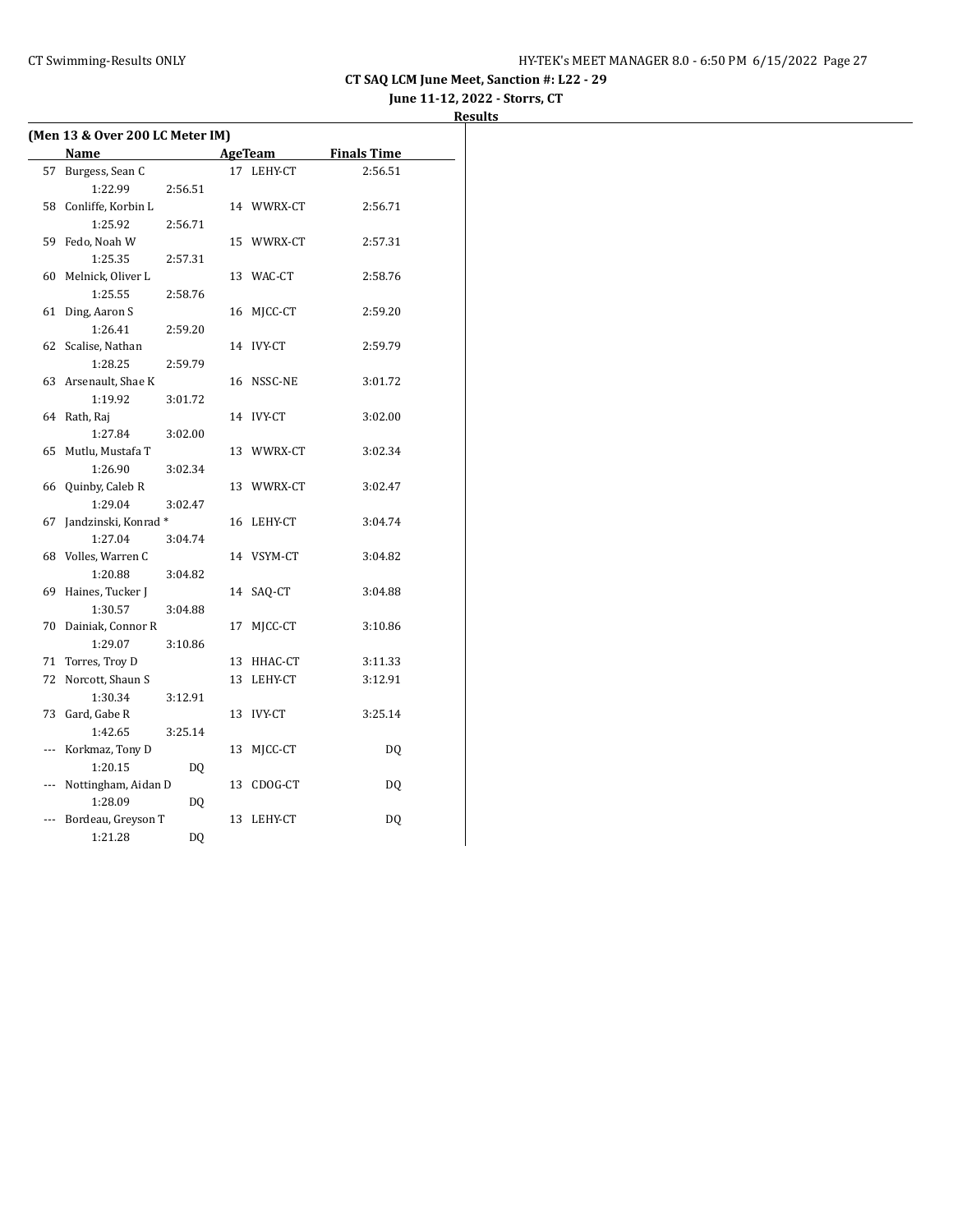## CT SAQ LCM June Meet, Sanction #: L22 - 29

**June 11-12, 2022 - Storrs, CT**

**Results**

**(Men 13 & Over 200 LC Meter IM)**

| | Name | Age | Team | Finals Time |
|---|---|---|---|---|
| 57 | Burgess, Sean C | 17 | LEHY-CT | 2:56.51 |
| | 1:22.99 2:56.51 | | | |
| 58 | Conliffe, Korbin L | 14 | WWRX-CT | 2:56.71 |
| | 1:25.92 2:56.71 | | | |
| 59 | Fedo, Noah W | 15 | WWRX-CT | 2:57.31 |
| | 1:25.35 2:57.31 | | | |
| 60 | Melnick, Oliver L | 13 | WAC-CT | 2:58.76 |
| | 1:25.55 2:58.76 | | | |
| 61 | Ding, Aaron S | 16 | MJCC-CT | 2:59.20 |
| | 1:26.41 2:59.20 | | | |
| 62 | Scalise, Nathan | 14 | IVY-CT | 2:59.79 |
| | 1:28.25 2:59.79 | | | |
| 63 | Arsenault, Shae K | 16 | NSSC-NE | 3:01.72 |
| | 1:19.92 3:01.72 | | | |
| 64 | Rath, Raj | 14 | IVY-CT | 3:02.00 |
| | 1:27.84 3:02.00 | | | |
| 65 | Mutlu, Mustafa T | 13 | WWRX-CT | 3:02.34 |
| | 1:26.90 3:02.34 | | | |
| 66 | Quinby, Caleb R | 13 | WWRX-CT | 3:02.47 |
| | 1:29.04 3:02.47 | | | |
| 67 | Jandzinski, Konrad * | 16 | LEHY-CT | 3:04.74 |
| | 1:27.04 3:04.74 | | | |
| 68 | Volles, Warren C | 14 | VSYM-CT | 3:04.82 |
| | 1:20.88 3:04.82 | | | |
| 69 | Haines, Tucker J | 14 | SAQ-CT | 3:04.88 |
| | 1:30.57 3:04.88 | | | |
| 70 | Dainiak, Connor R | 17 | MJCC-CT | 3:10.86 |
| | 1:29.07 3:10.86 | | | |
| 71 | Torres, Troy D | 13 | HHAC-CT | 3:11.33 |
| 72 | Norcott, Shaun S | 13 | LEHY-CT | 3:12.91 |
| | 1:30.34 3:12.91 | | | |
| 73 | Gard, Gabe R | 13 | IVY-CT | 3:25.14 |
| | 1:42.65 3:25.14 | | | |
| --- | Korkmaz, Tony D | 13 | MJCC-CT | DQ |
| | 1:20.15 DQ | | | |
| --- | Nottingham, Aidan D | 13 | CDOG-CT | DQ |
| | 1:28.09 DQ | | | |
| --- | Bordeau, Greyson T | 13 | LEHY-CT | DQ |
| | 1:21.28 DQ | | | |